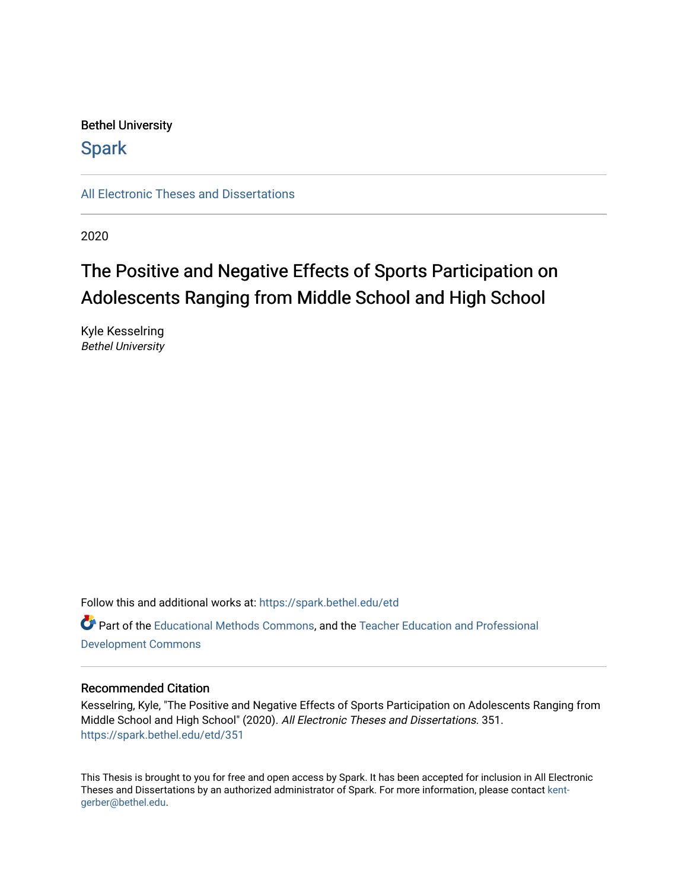Bethel University

Spark

All Electronic Theses and Dissertations

2020

# The Positive and Negative Effects of Sports Participation on Adolescents Ranging from Middle School and High School

Kyle Kesselring
*Bethel University*

Follow this and additional works at: https://spark.bethel.edu/etd

Part of the Educational Methods Commons, and the Teacher Education and Professional Development Commons

## Recommended Citation

Kesselring, Kyle, "The Positive and Negative Effects of Sports Participation on Adolescents Ranging from Middle School and High School" (2020). *All Electronic Theses and Dissertations*. 351.
https://spark.bethel.edu/etd/351

This Thesis is brought to you for free and open access by Spark. It has been accepted for inclusion in All Electronic Theses and Dissertations by an authorized administrator of Spark. For more information, please contact kent-gerber@bethel.edu.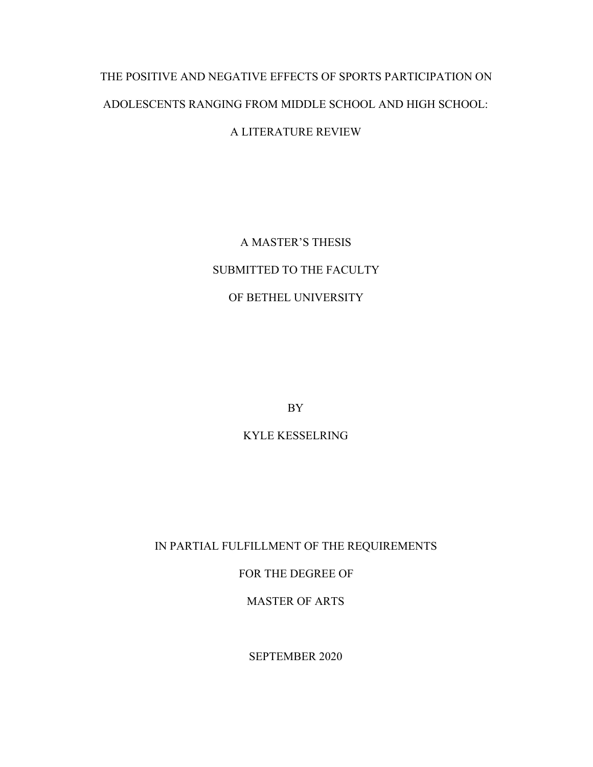# THE POSITIVE AND NEGATIVE EFFECTS OF SPORTS PARTICIPATION ON ADOLESCENTS RANGING FROM MIDDLE SCHOOL AND HIGH SCHOOL: A LITERATURE REVIEW

A MASTER'S THESIS

SUBMITTED TO THE FACULTY

OF BETHEL UNIVERSITY

BY

KYLE KESSELRING

IN PARTIAL FULFILLMENT OF THE REQUIREMENTS

FOR THE DEGREE OF

MASTER OF ARTS

SEPTEMBER 2020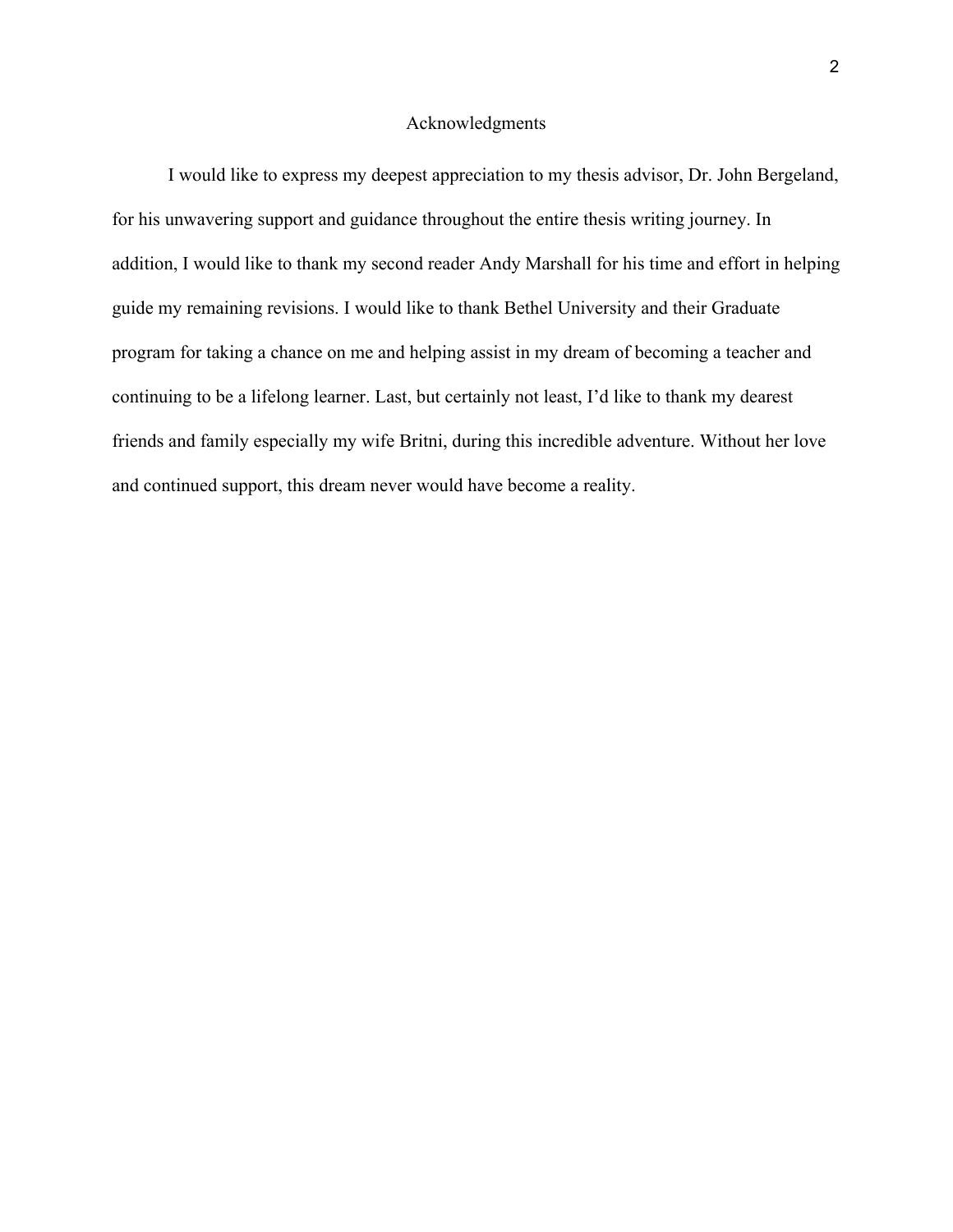# Acknowledgments

I would like to express my deepest appreciation to my thesis advisor, Dr. John Bergeland, for his unwavering support and guidance throughout the entire thesis writing journey. In addition, I would like to thank my second reader Andy Marshall for his time and effort in helping guide my remaining revisions. I would like to thank Bethel University and their Graduate program for taking a chance on me and helping assist in my dream of becoming a teacher and continuing to be a lifelong learner. Last, but certainly not least, I'd like to thank my dearest friends and family especially my wife Britni, during this incredible adventure. Without her love and continued support, this dream never would have become a reality.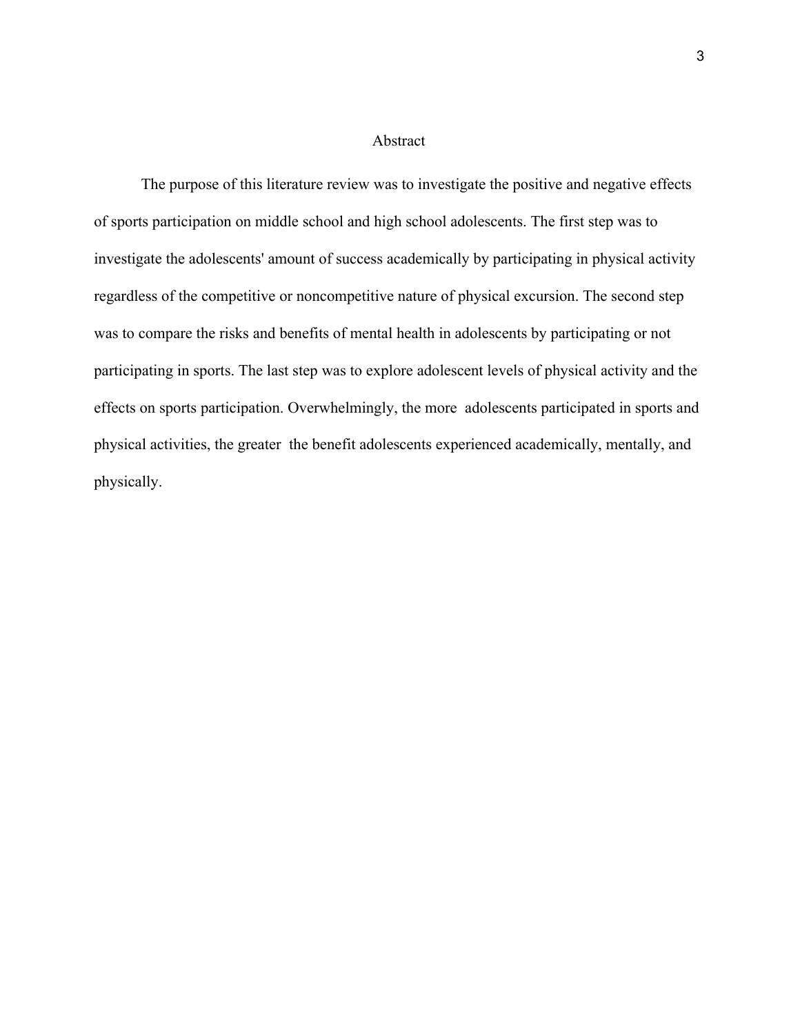# Abstract

The purpose of this literature review was to investigate the positive and negative effects of sports participation on middle school and high school adolescents. The first step was to investigate the adolescents' amount of success academically by participating in physical activity regardless of the competitive or noncompetitive nature of physical excursion. The second step was to compare the risks and benefits of mental health in adolescents by participating or not participating in sports. The last step was to explore adolescent levels of physical activity and the effects on sports participation. Overwhelmingly, the more adolescents participated in sports and physical activities, the greater the benefit adolescents experienced academically, mentally, and physically.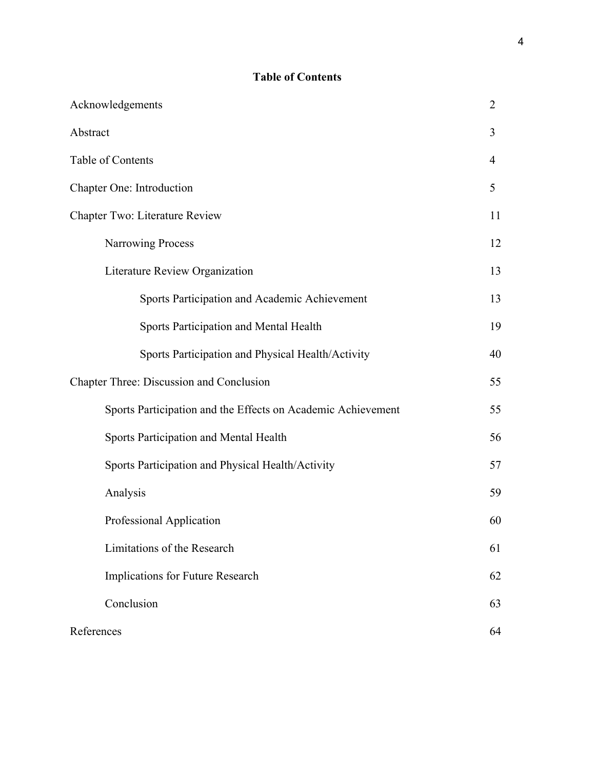# Table of Contents

| | |
|---|---|
| Acknowledgements | 2 |
| Abstract | 3 |
| Table of Contents | 4 |
| Chapter One: Introduction | 5 |
| Chapter Two: Literature Review | 11 |
| Narrowing Process | 12 |
| Literature Review Organization | 13 |
| Sports Participation and Academic Achievement | 13 |
| Sports Participation and Mental Health | 19 |
| Sports Participation and Physical Health/Activity | 40 |
| Chapter Three: Discussion and Conclusion | 55 |
| Sports Participation and the Effects on Academic Achievement | 55 |
| Sports Participation and Mental Health | 56 |
| Sports Participation and Physical Health/Activity | 57 |
| Analysis | 59 |
| Professional Application | 60 |
| Limitations of the Research | 61 |
| Implications for Future Research | 62 |
| Conclusion | 63 |
| References | 64 |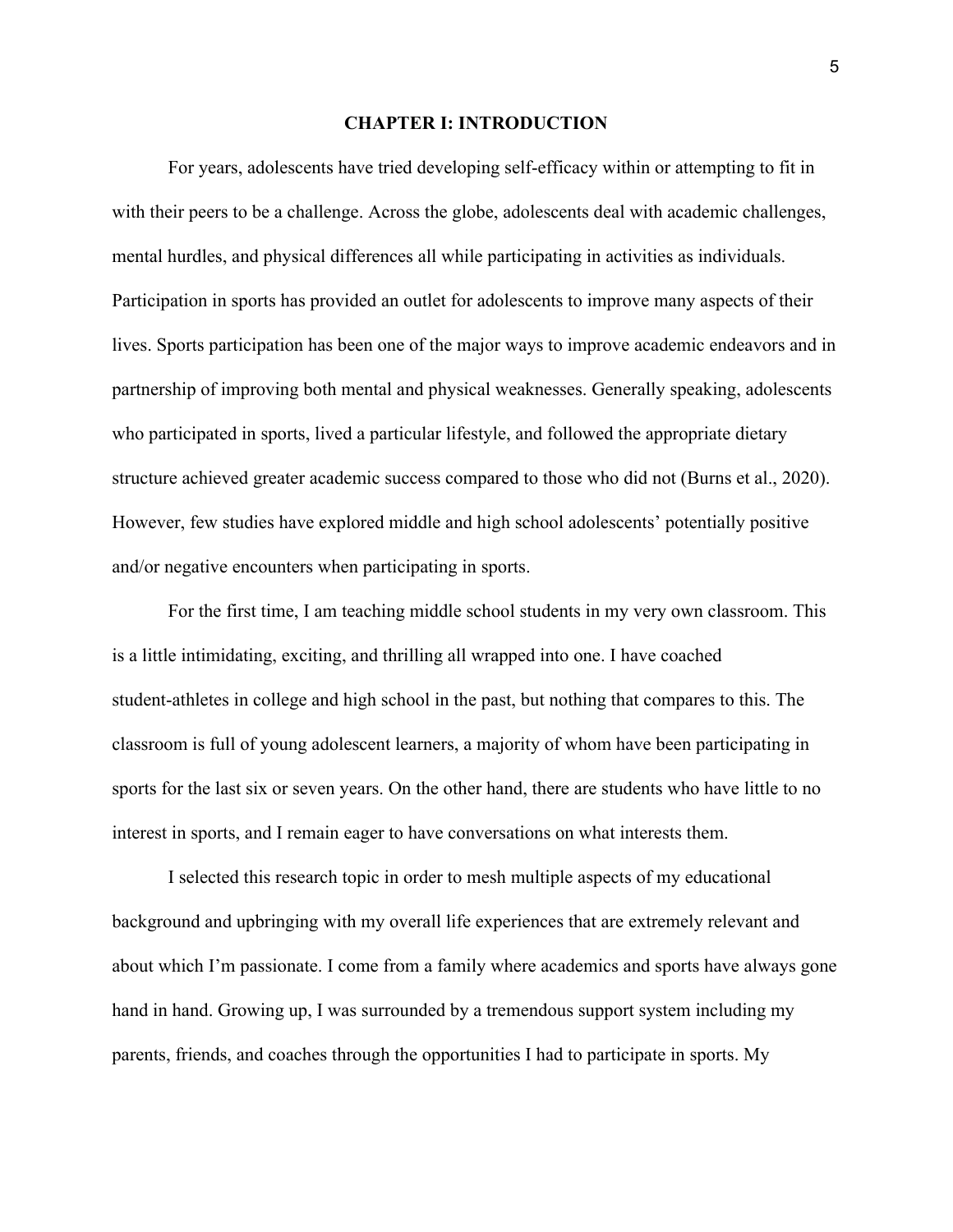# CHAPTER I: INTRODUCTION

For years, adolescents have tried developing self-efficacy within or attempting to fit in with their peers to be a challenge. Across the globe, adolescents deal with academic challenges, mental hurdles, and physical differences all while participating in activities as individuals. Participation in sports has provided an outlet for adolescents to improve many aspects of their lives. Sports participation has been one of the major ways to improve academic endeavors and in partnership of improving both mental and physical weaknesses. Generally speaking, adolescents who participated in sports, lived a particular lifestyle, and followed the appropriate dietary structure achieved greater academic success compared to those who did not (Burns et al., 2020). However, few studies have explored middle and high school adolescents' potentially positive and/or negative encounters when participating in sports.

For the first time, I am teaching middle school students in my very own classroom. This is a little intimidating, exciting, and thrilling all wrapped into one. I have coached student-athletes in college and high school in the past, but nothing that compares to this. The classroom is full of young adolescent learners, a majority of whom have been participating in sports for the last six or seven years. On the other hand, there are students who have little to no interest in sports, and I remain eager to have conversations on what interests them.

I selected this research topic in order to mesh multiple aspects of my educational background and upbringing with my overall life experiences that are extremely relevant and about which I'm passionate. I come from a family where academics and sports have always gone hand in hand. Growing up, I was surrounded by a tremendous support system including my parents, friends, and coaches through the opportunities I had to participate in sports. My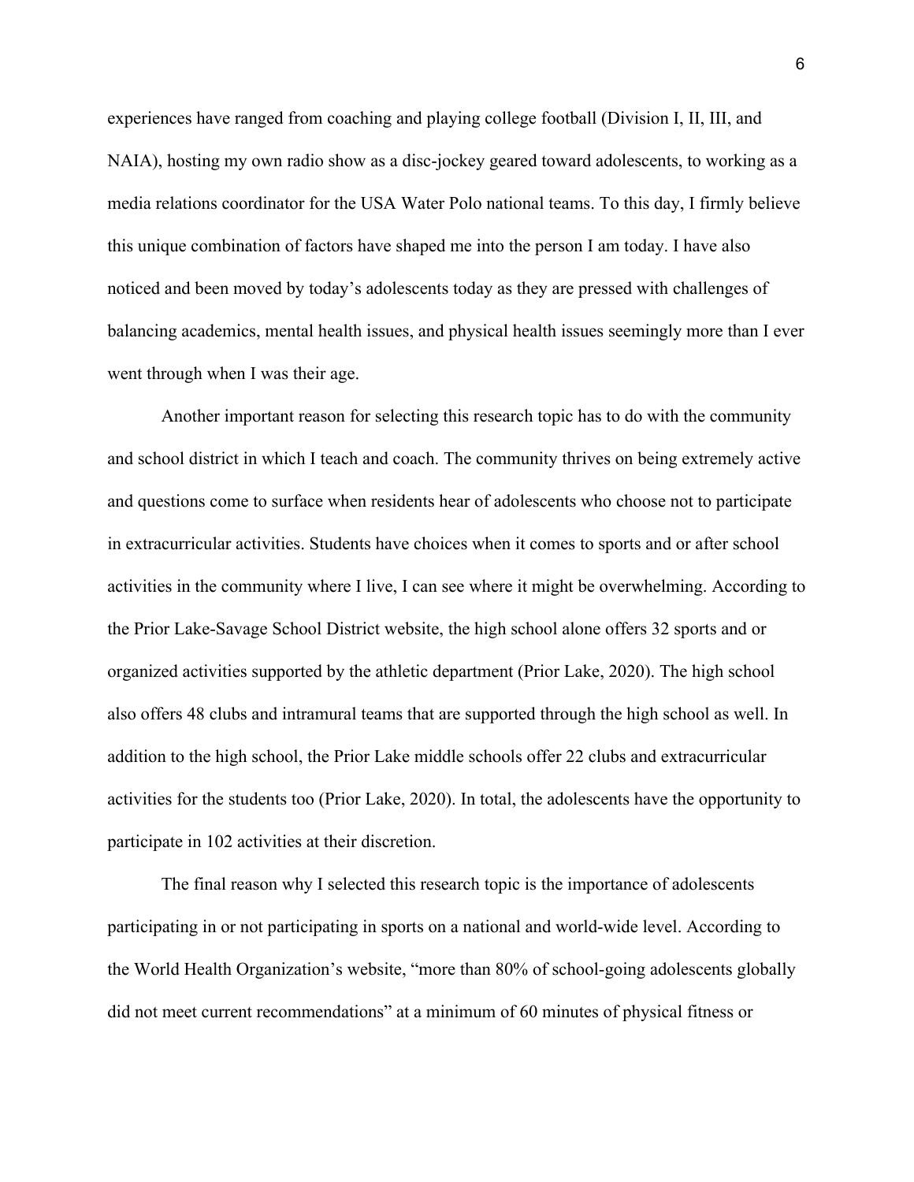experiences have ranged from coaching and playing college football (Division I, II, III, and NAIA), hosting my own radio show as a disc-jockey geared toward adolescents, to working as a media relations coordinator for the USA Water Polo national teams. To this day, I firmly believe this unique combination of factors have shaped me into the person I am today. I have also noticed and been moved by today's adolescents today as they are pressed with challenges of balancing academics, mental health issues, and physical health issues seemingly more than I ever went through when I was their age.

Another important reason for selecting this research topic has to do with the community and school district in which I teach and coach. The community thrives on being extremely active and questions come to surface when residents hear of adolescents who choose not to participate in extracurricular activities. Students have choices when it comes to sports and or after school activities in the community where I live, I can see where it might be overwhelming. According to the Prior Lake-Savage School District website, the high school alone offers 32 sports and or organized activities supported by the athletic department (Prior Lake, 2020). The high school also offers 48 clubs and intramural teams that are supported through the high school as well. In addition to the high school, the Prior Lake middle schools offer 22 clubs and extracurricular activities for the students too (Prior Lake, 2020). In total, the adolescents have the opportunity to participate in 102 activities at their discretion.

The final reason why I selected this research topic is the importance of adolescents participating in or not participating in sports on a national and world-wide level. According to the World Health Organization's website, "more than 80% of school-going adolescents globally did not meet current recommendations" at a minimum of 60 minutes of physical fitness or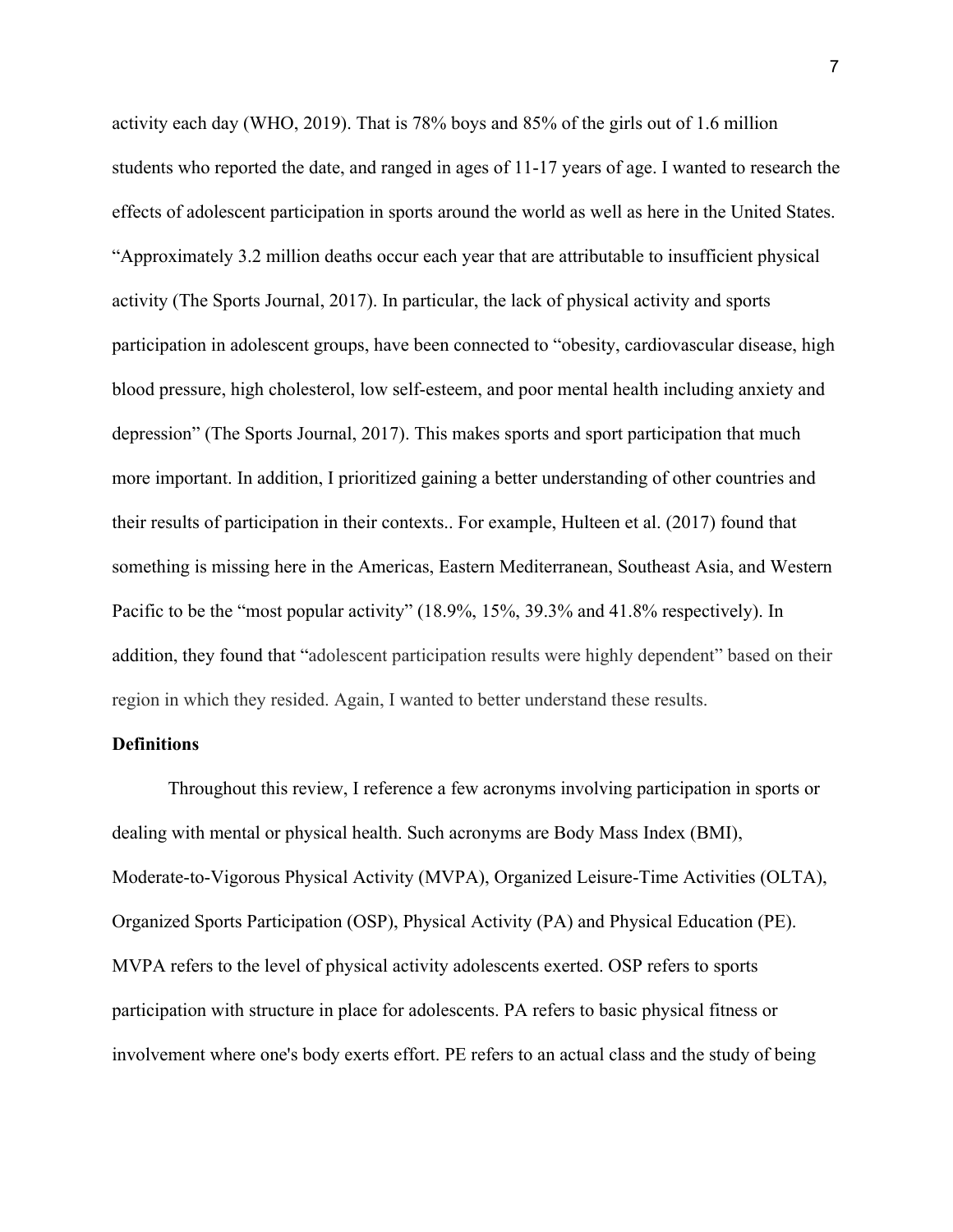activity each day (WHO, 2019). That is 78% boys and 85% of the girls out of 1.6 million students who reported the date, and ranged in ages of 11-17 years of age. I wanted to research the effects of adolescent participation in sports around the world as well as here in the United States. "Approximately 3.2 million deaths occur each year that are attributable to insufficient physical activity (The Sports Journal, 2017). In particular, the lack of physical activity and sports participation in adolescent groups, have been connected to "obesity, cardiovascular disease, high blood pressure, high cholesterol, low self-esteem, and poor mental health including anxiety and depression" (The Sports Journal, 2017). This makes sports and sport participation that much more important. In addition, I prioritized gaining a better understanding of other countries and their results of participation in their contexts.. For example, Hulteen et al. (2017) found that something is missing here in the Americas, Eastern Mediterranean, Southeast Asia, and Western Pacific to be the "most popular activity" (18.9%, 15%, 39.3% and 41.8% respectively). In addition, they found that "adolescent participation results were highly dependent" based on their region in which they resided. Again, I wanted to better understand these results.

**Definitions**

Throughout this review, I reference a few acronyms involving participation in sports or dealing with mental or physical health. Such acronyms are Body Mass Index (BMI), Moderate-to-Vigorous Physical Activity (MVPA), Organized Leisure-Time Activities (OLTA), Organized Sports Participation (OSP), Physical Activity (PA) and Physical Education (PE). MVPA refers to the level of physical activity adolescents exerted. OSP refers to sports participation with structure in place for adolescents. PA refers to basic physical fitness or involvement where one's body exerts effort. PE refers to an actual class and the study of being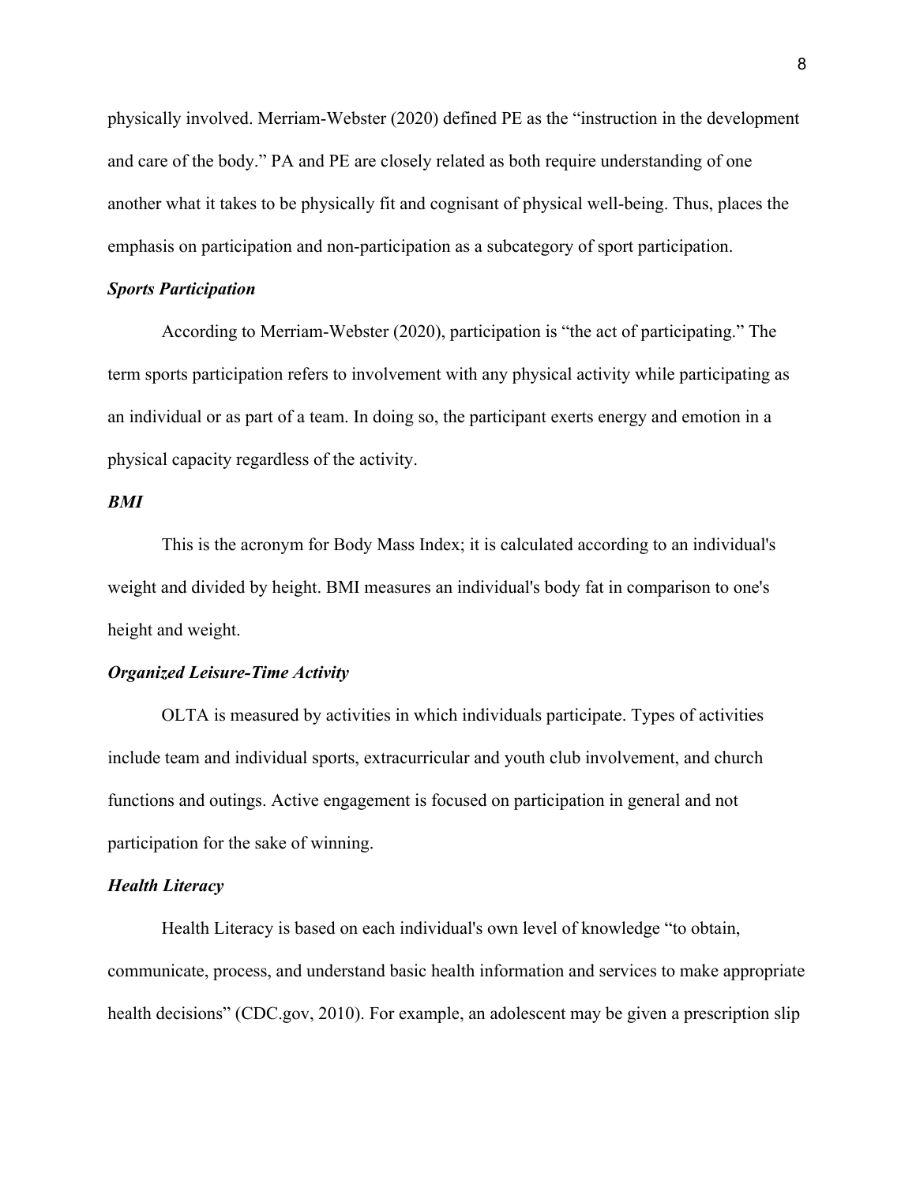physically involved. Merriam-Webster (2020) defined PE as the “instruction in the development and care of the body.” PA and PE are closely related as both require understanding of one another what it takes to be physically fit and cognisant of physical well-being. Thus, places the emphasis on participation and non-participation as a subcategory of sport participation.

### ***Sports Participation***

According to Merriam-Webster (2020), participation is “the act of participating.” The term sports participation refers to involvement with any physical activity while participating as an individual or as part of a team. In doing so, the participant exerts energy and emotion in a physical capacity regardless of the activity.

### ***BMI***

This is the acronym for Body Mass Index; it is calculated according to an individual's weight and divided by height. BMI measures an individual's body fat in comparison to one's height and weight.

### ***Organized Leisure-Time Activity***

OLTA is measured by activities in which individuals participate. Types of activities include team and individual sports, extracurricular and youth club involvement, and church functions and outings. Active engagement is focused on participation in general and not participation for the sake of winning.

### ***Health Literacy***

Health Literacy is based on each individual's own level of knowledge “to obtain, communicate, process, and understand basic health information and services to make appropriate health decisions” (CDC.gov, 2010). For example, an adolescent may be given a prescription slip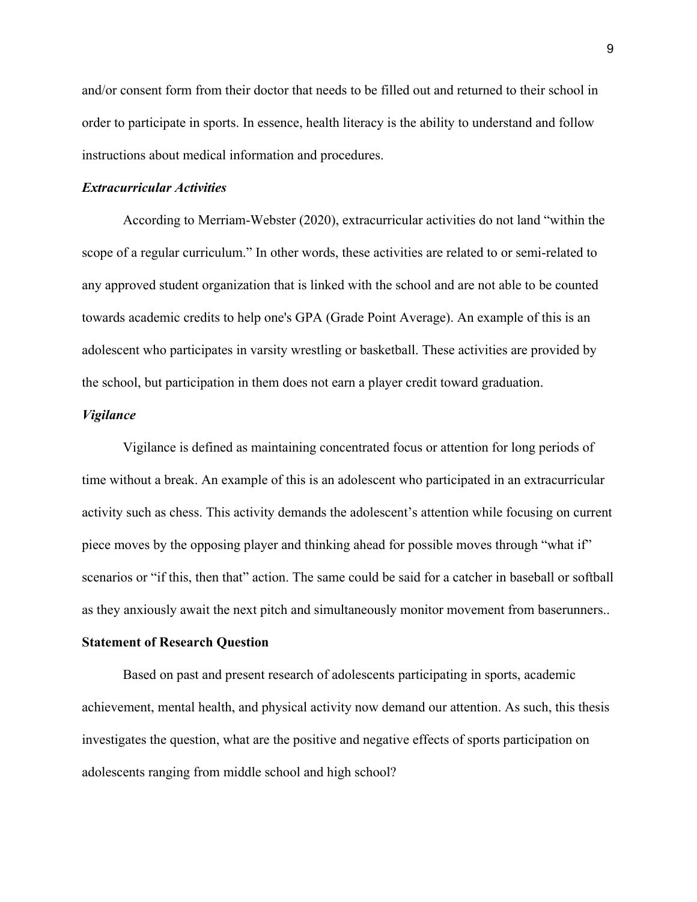and/or consent form from their doctor that needs to be filled out and returned to their school in order to participate in sports. In essence, health literacy is the ability to understand and follow instructions about medical information and procedures.

### *Extracurricular Activities*

According to Merriam-Webster (2020), extracurricular activities do not land "within the scope of a regular curriculum." In other words, these activities are related to or semi-related to any approved student organization that is linked with the school and are not able to be counted towards academic credits to help one's GPA (Grade Point Average). An example of this is an adolescent who participates in varsity wrestling or basketball. These activities are provided by the school, but participation in them does not earn a player credit toward graduation.

### *Vigilance*

Vigilance is defined as maintaining concentrated focus or attention for long periods of time without a break. An example of this is an adolescent who participated in an extracurricular activity such as chess. This activity demands the adolescent's attention while focusing on current piece moves by the opposing player and thinking ahead for possible moves through "what if" scenarios or "if this, then that" action. The same could be said for a catcher in baseball or softball as they anxiously await the next pitch and simultaneously monitor movement from baserunners..

## Statement of Research Question

Based on past and present research of adolescents participating in sports, academic achievement, mental health, and physical activity now demand our attention. As such, this thesis investigates the question, what are the positive and negative effects of sports participation on adolescents ranging from middle school and high school?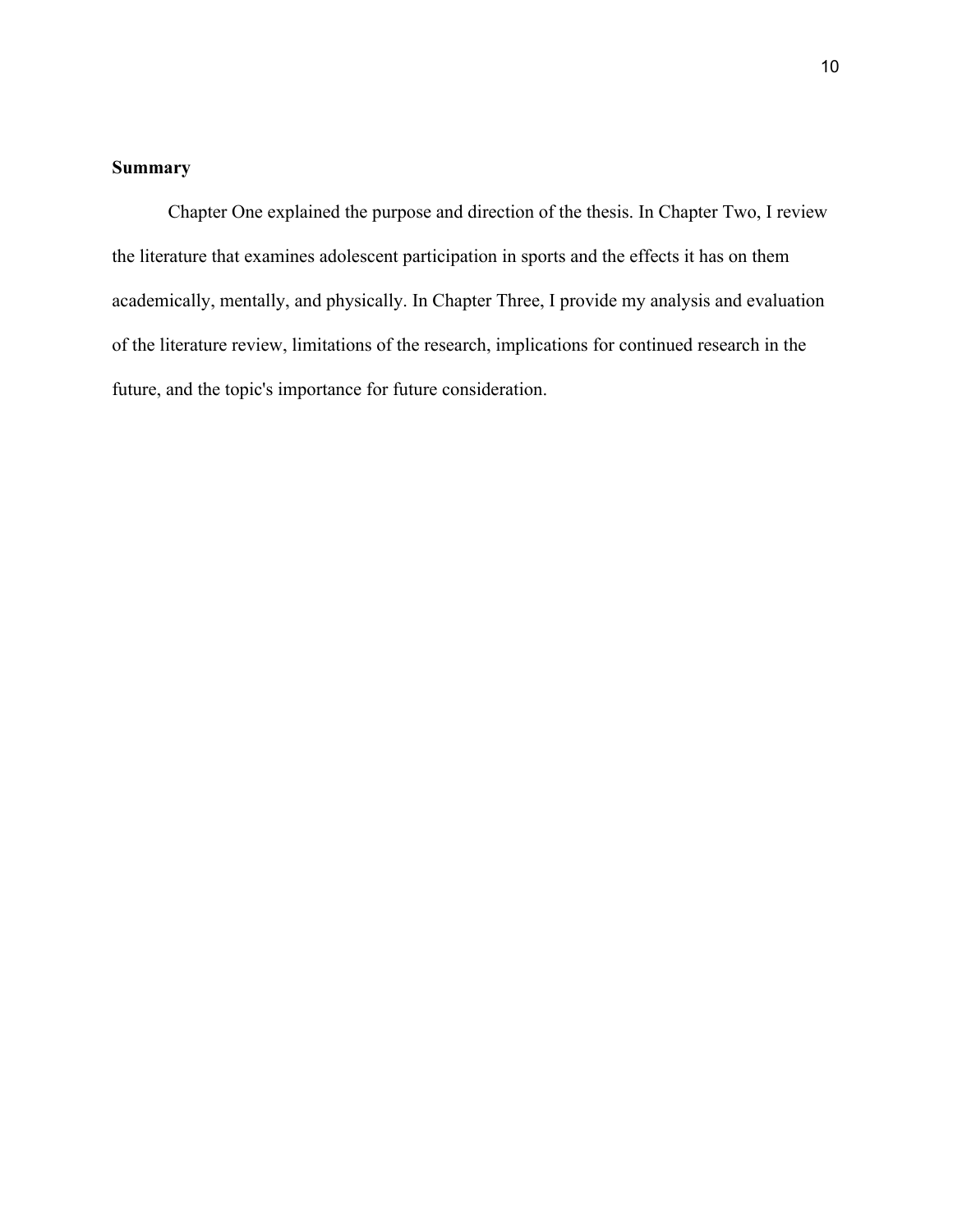## Summary

Chapter One explained the purpose and direction of the thesis. In Chapter Two, I review the literature that examines adolescent participation in sports and the effects it has on them academically, mentally, and physically. In Chapter Three, I provide my analysis and evaluation of the literature review, limitations of the research, implications for continued research in the future, and the topic's importance for future consideration.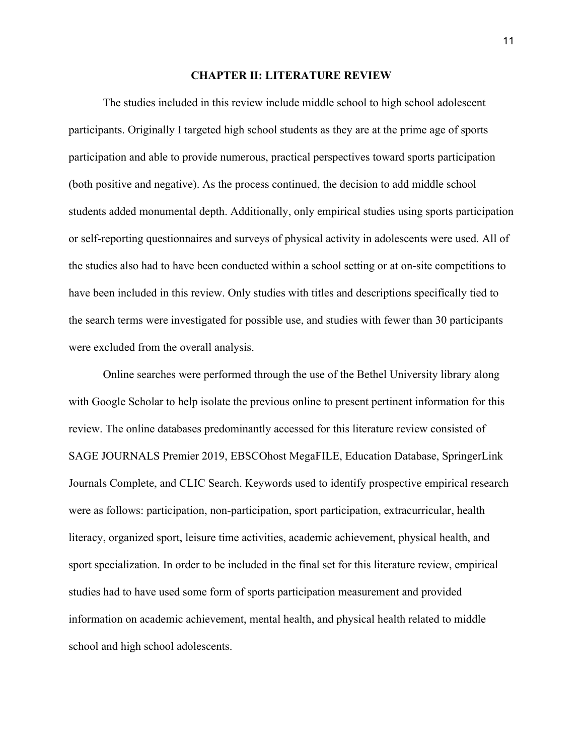# CHAPTER II: LITERATURE REVIEW

The studies included in this review include middle school to high school adolescent participants. Originally I targeted high school students as they are at the prime age of sports participation and able to provide numerous, practical perspectives toward sports participation (both positive and negative). As the process continued, the decision to add middle school students added monumental depth. Additionally, only empirical studies using sports participation or self-reporting questionnaires and surveys of physical activity in adolescents were used. All of the studies also had to have been conducted within a school setting or at on-site competitions to have been included in this review. Only studies with titles and descriptions specifically tied to the search terms were investigated for possible use, and studies with fewer than 30 participants were excluded from the overall analysis.

Online searches were performed through the use of the Bethel University library along with Google Scholar to help isolate the previous online to present pertinent information for this review. The online databases predominantly accessed for this literature review consisted of SAGE JOURNALS Premier 2019, EBSCOhost MegaFILE, Education Database, SpringerLink Journals Complete, and CLIC Search. Keywords used to identify prospective empirical research were as follows: participation, non-participation, sport participation, extracurricular, health literacy, organized sport, leisure time activities, academic achievement, physical health, and sport specialization. In order to be included in the final set for this literature review, empirical studies had to have used some form of sports participation measurement and provided information on academic achievement, mental health, and physical health related to middle school and high school adolescents.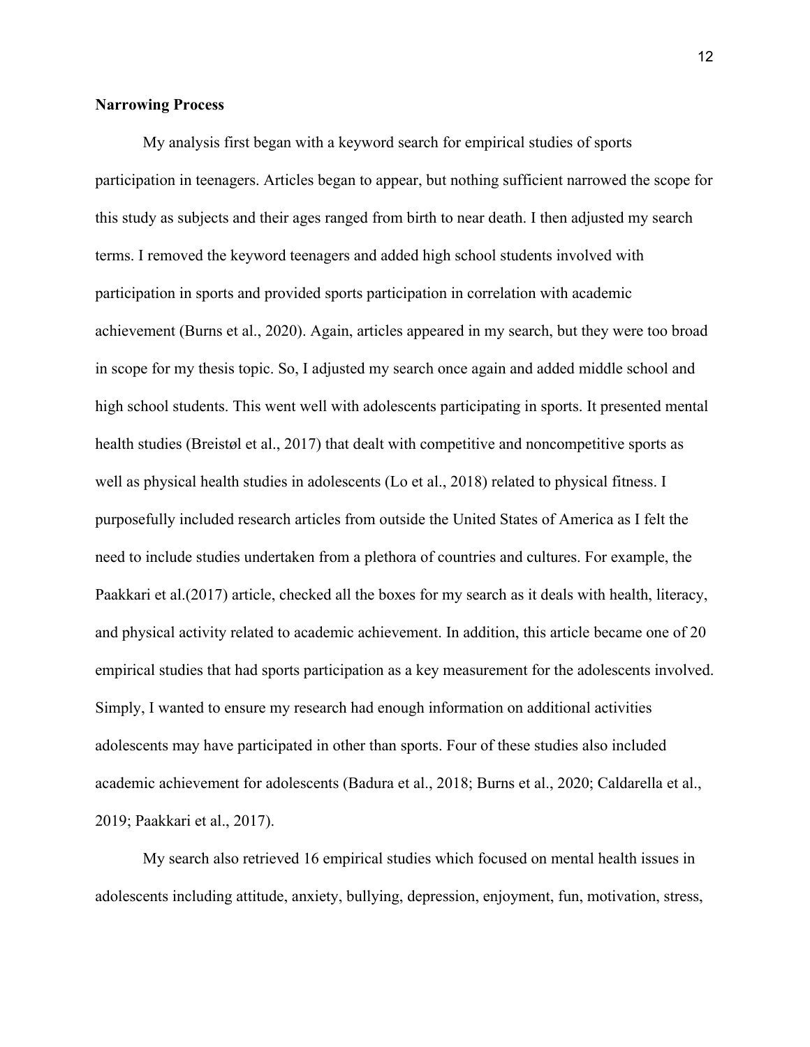**Narrowing Process**

My analysis first began with a keyword search for empirical studies of sports participation in teenagers. Articles began to appear, but nothing sufficient narrowed the scope for this study as subjects and their ages ranged from birth to near death. I then adjusted my search terms. I removed the keyword teenagers and added high school students involved with participation in sports and provided sports participation in correlation with academic achievement (Burns et al., 2020). Again, articles appeared in my search, but they were too broad in scope for my thesis topic. So, I adjusted my search once again and added middle school and high school students. This went well with adolescents participating in sports. It presented mental health studies (Breistøl et al., 2017) that dealt with competitive and noncompetitive sports as well as physical health studies in adolescents (Lo et al., 2018) related to physical fitness. I purposefully included research articles from outside the United States of America as I felt the need to include studies undertaken from a plethora of countries and cultures. For example, the Paakkari et al.(2017) article, checked all the boxes for my search as it deals with health, literacy, and physical activity related to academic achievement. In addition, this article became one of 20 empirical studies that had sports participation as a key measurement for the adolescents involved. Simply, I wanted to ensure my research had enough information on additional activities adolescents may have participated in other than sports. Four of these studies also included academic achievement for adolescents (Badura et al., 2018; Burns et al., 2020; Caldarella et al., 2019; Paakkari et al., 2017).

My search also retrieved 16 empirical studies which focused on mental health issues in adolescents including attitude, anxiety, bullying, depression, enjoyment, fun, motivation, stress,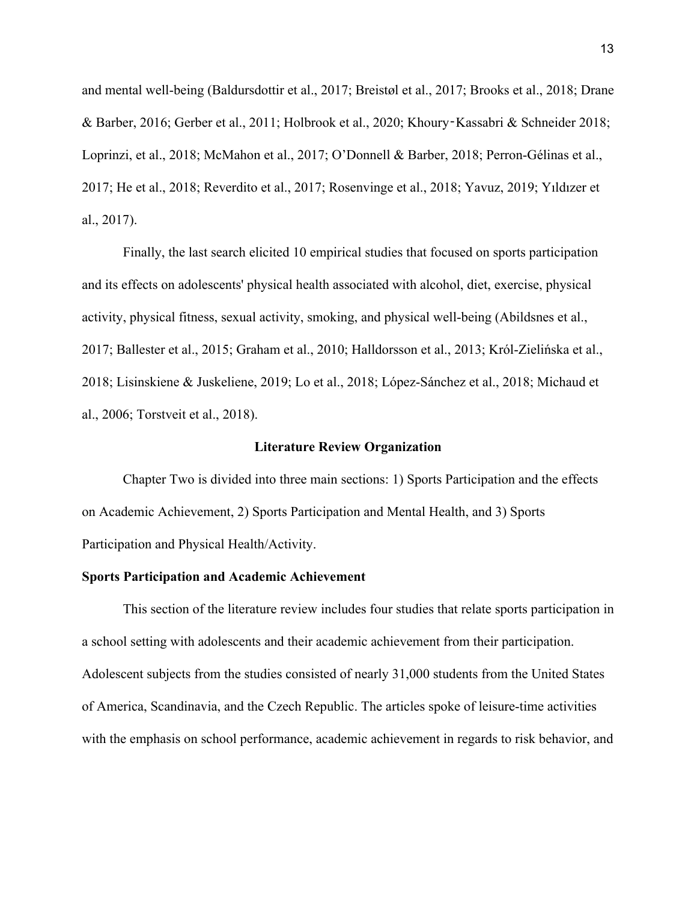and mental well-being (Baldursdottir et al., 2017; Breistøl et al., 2017; Brooks et al., 2018; Drane & Barber, 2016; Gerber et al., 2011; Holbrook et al., 2020; Khoury‐Kassabri & Schneider 2018; Loprinzi, et al., 2018; McMahon et al., 2017; O'Donnell & Barber, 2018; Perron-Gélinas et al., 2017; He et al., 2018; Reverdito et al., 2017; Rosenvinge et al., 2018; Yavuz, 2019; Yıldızer et al., 2017).

Finally, the last search elicited 10 empirical studies that focused on sports participation and its effects on adolescents' physical health associated with alcohol, diet, exercise, physical activity, physical fitness, sexual activity, smoking, and physical well-being (Abildsnes et al., 2017; Ballester et al., 2015; Graham et al., 2010; Halldorsson et al., 2013; Król-Zielińska et al., 2018; Lisinskiene & Juskeliene, 2019; Lo et al., 2018; López-Sánchez et al., 2018; Michaud et al., 2006; Torstveit et al., 2018).

## Literature Review Organization

Chapter Two is divided into three main sections: 1) Sports Participation and the effects on Academic Achievement, 2) Sports Participation and Mental Health, and 3) Sports Participation and Physical Health/Activity.

### Sports Participation and Academic Achievement

This section of the literature review includes four studies that relate sports participation in a school setting with adolescents and their academic achievement from their participation. Adolescent subjects from the studies consisted of nearly 31,000 students from the United States of America, Scandinavia, and the Czech Republic. The articles spoke of leisure-time activities with the emphasis on school performance, academic achievement in regards to risk behavior, and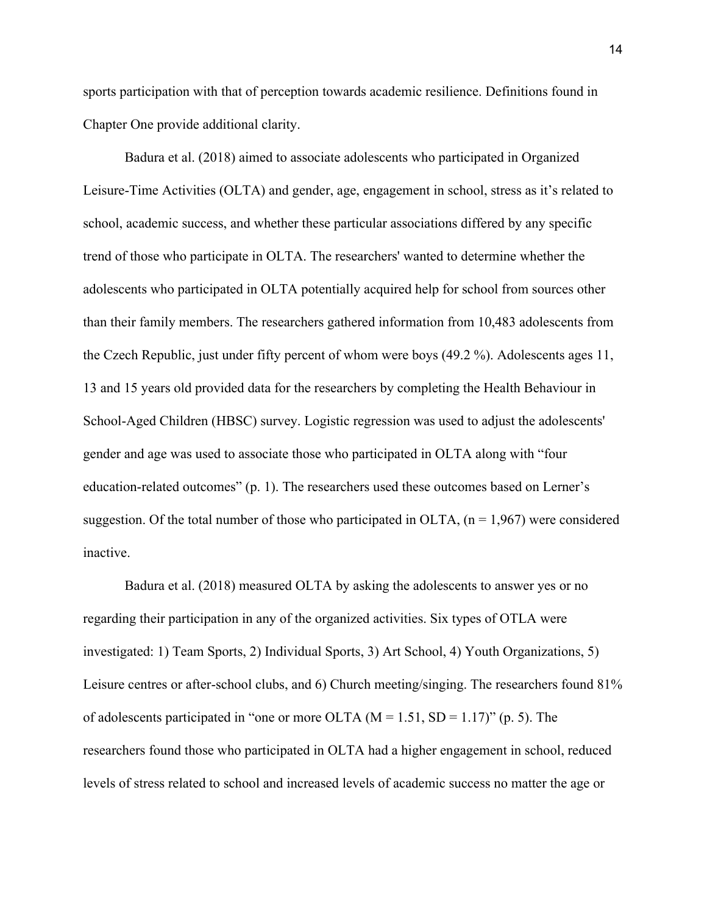sports participation with that of perception towards academic resilience. Definitions found in Chapter One provide additional clarity.

Badura et al. (2018) aimed to associate adolescents who participated in Organized Leisure-Time Activities (OLTA) and gender, age, engagement in school, stress as it's related to school, academic success, and whether these particular associations differed by any specific trend of those who participate in OLTA. The researchers' wanted to determine whether the adolescents who participated in OLTA potentially acquired help for school from sources other than their family members. The researchers gathered information from 10,483 adolescents from the Czech Republic, just under fifty percent of whom were boys (49.2 %). Adolescents ages 11, 13 and 15 years old provided data for the researchers by completing the Health Behaviour in School-Aged Children (HBSC) survey. Logistic regression was used to adjust the adolescents' gender and age was used to associate those who participated in OLTA along with "four education-related outcomes" (p. 1). The researchers used these outcomes based on Lerner's suggestion. Of the total number of those who participated in OLTA, ($n = 1,967$) were considered inactive.

Badura et al. (2018) measured OLTA by asking the adolescents to answer yes or no regarding their participation in any of the organized activities. Six types of OTLA were investigated: 1) Team Sports, 2) Individual Sports, 3) Art School, 4) Youth Organizations, 5) Leisure centres or after-school clubs, and 6) Church meeting/singing. The researchers found 81% of adolescents participated in "one or more OLTA ($M = 1.51$, $SD = 1.17$)" (p. 5). The researchers found those who participated in OLTA had a higher engagement in school, reduced levels of stress related to school and increased levels of academic success no matter the age or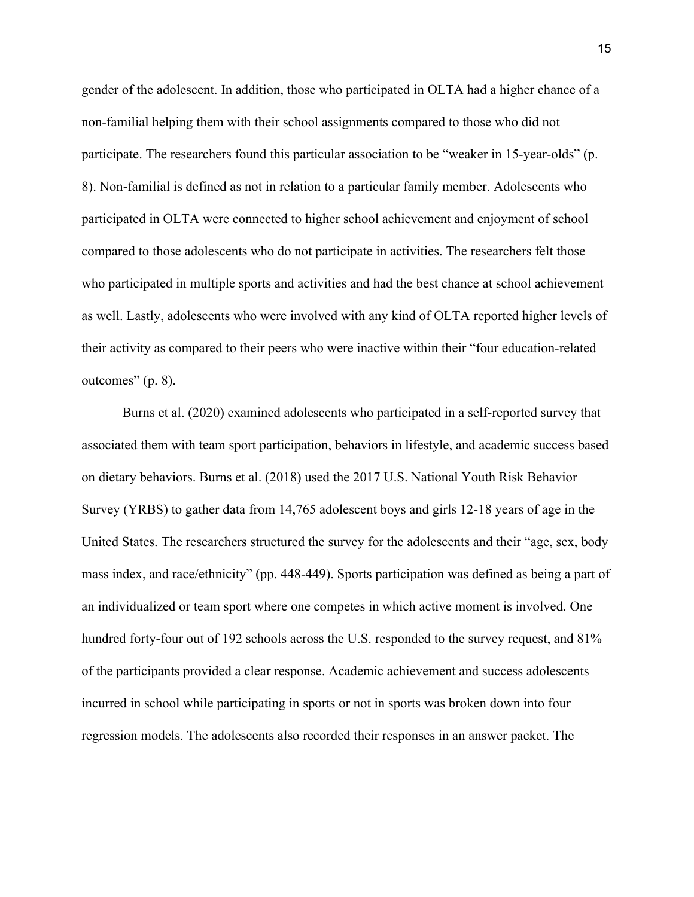gender of the adolescent. In addition, those who participated in OLTA had a higher chance of a non-familial helping them with their school assignments compared to those who did not participate. The researchers found this particular association to be "weaker in 15-year-olds" (p. 8). Non-familial is defined as not in relation to a particular family member. Adolescents who participated in OLTA were connected to higher school achievement and enjoyment of school compared to those adolescents who do not participate in activities. The researchers felt those who participated in multiple sports and activities and had the best chance at school achievement as well. Lastly, adolescents who were involved with any kind of OLTA reported higher levels of their activity as compared to their peers who were inactive within their "four education-related outcomes" (p. 8).

Burns et al. (2020) examined adolescents who participated in a self-reported survey that associated them with team sport participation, behaviors in lifestyle, and academic success based on dietary behaviors. Burns et al. (2018) used the 2017 U.S. National Youth Risk Behavior Survey (YRBS) to gather data from 14,765 adolescent boys and girls 12-18 years of age in the United States. The researchers structured the survey for the adolescents and their "age, sex, body mass index, and race/ethnicity" (pp. 448-449). Sports participation was defined as being a part of an individualized or team sport where one competes in which active moment is involved. One hundred forty-four out of 192 schools across the U.S. responded to the survey request, and 81% of the participants provided a clear response. Academic achievement and success adolescents incurred in school while participating in sports or not in sports was broken down into four regression models. The adolescents also recorded their responses in an answer packet. The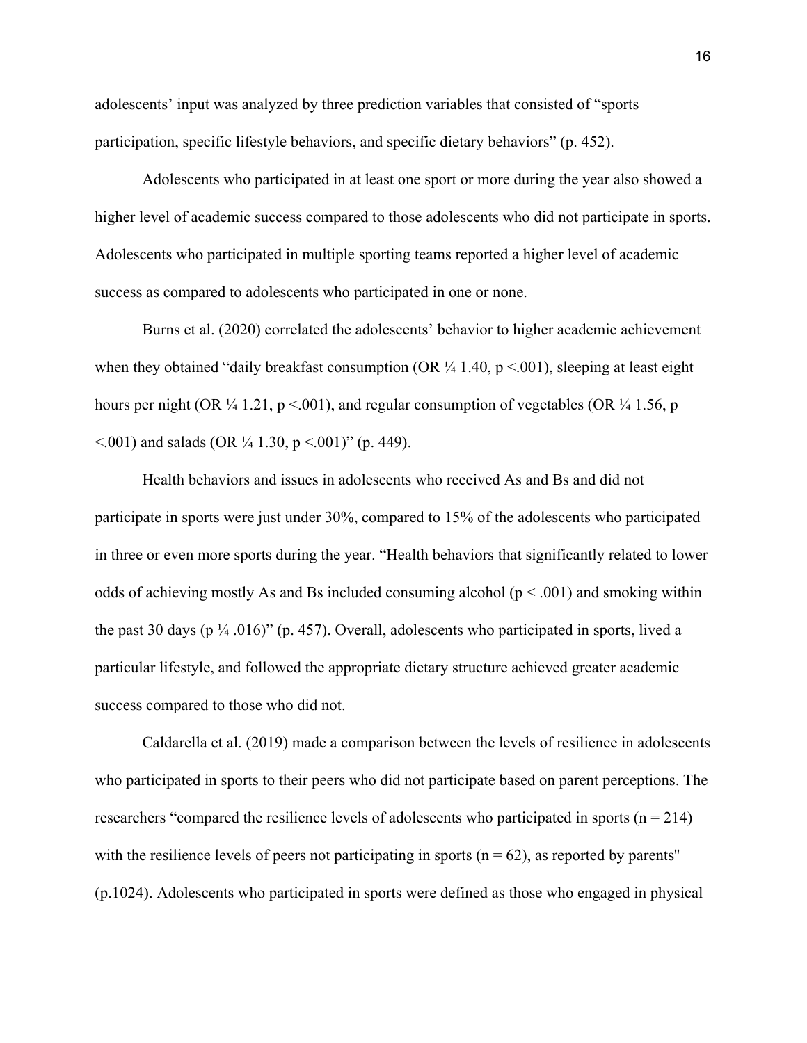adolescents' input was analyzed by three prediction variables that consisted of "sports participation, specific lifestyle behaviors, and specific dietary behaviors" (p. 452).

Adolescents who participated in at least one sport or more during the year also showed a higher level of academic success compared to those adolescents who did not participate in sports. Adolescents who participated in multiple sporting teams reported a higher level of academic success as compared to adolescents who participated in one or none.

Burns et al. (2020) correlated the adolescents' behavior to higher academic achievement when they obtained "daily breakfast consumption (OR ¼ 1.40, $p <.001$), sleeping at least eight hours per night (OR ¼ 1.21, $p <.001$), and regular consumption of vegetables (OR ¼ 1.56, $p <.001$) and salads (OR ¼ 1.30, $p <.001$)" (p. 449).

Health behaviors and issues in adolescents who received As and Bs and did not participate in sports were just under 30%, compared to 15% of the adolescents who participated in three or even more sports during the year. "Health behaviors that significantly related to lower odds of achieving mostly As and Bs included consuming alcohol ($p < .001$) and smoking within the past 30 days (p ¼ .016)" (p. 457). Overall, adolescents who participated in sports, lived a particular lifestyle, and followed the appropriate dietary structure achieved greater academic success compared to those who did not.

Caldarella et al. (2019) made a comparison between the levels of resilience in adolescents who participated in sports to their peers who did not participate based on parent perceptions. The researchers "compared the resilience levels of adolescents who participated in sports ($n = 214$) with the resilience levels of peers not participating in sports ($n = 62$), as reported by parents" (p.1024). Adolescents who participated in sports were defined as those who engaged in physical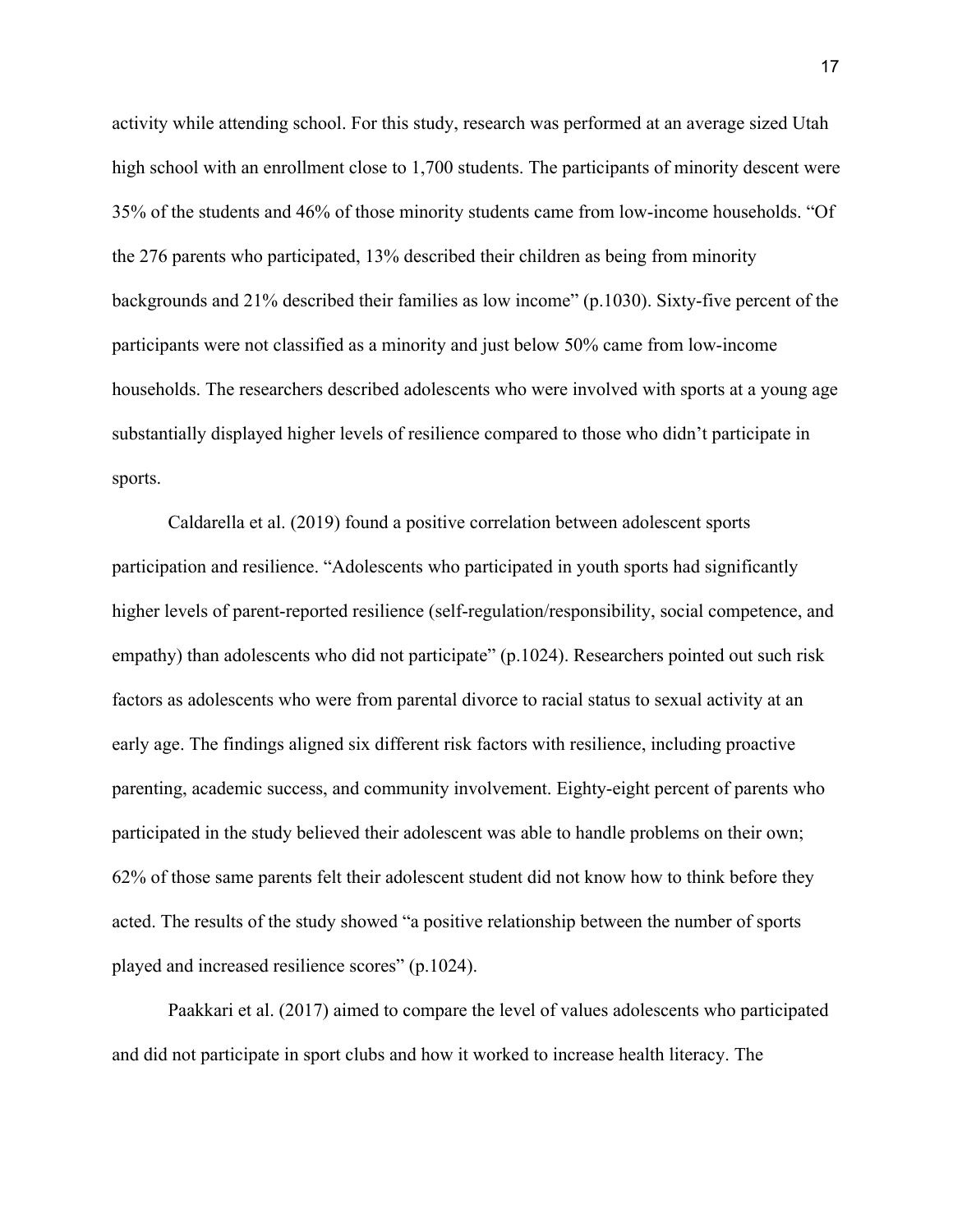activity while attending school. For this study, research was performed at an average sized Utah high school with an enrollment close to 1,700 students. The participants of minority descent were 35% of the students and 46% of those minority students came from low-income households. “Of the 276 parents who participated, 13% described their children as being from minority backgrounds and 21% described their families as low income” (p.1030). Sixty-five percent of the participants were not classified as a minority and just below 50% came from low-income households. The researchers described adolescents who were involved with sports at a young age substantially displayed higher levels of resilience compared to those who didn’t participate in sports.

Caldarella et al. (2019) found a positive correlation between adolescent sports participation and resilience. “Adolescents who participated in youth sports had significantly higher levels of parent-reported resilience (self-regulation/responsibility, social competence, and empathy) than adolescents who did not participate” (p.1024). Researchers pointed out such risk factors as adolescents who were from parental divorce to racial status to sexual activity at an early age. The findings aligned six different risk factors with resilience, including proactive parenting, academic success, and community involvement. Eighty-eight percent of parents who participated in the study believed their adolescent was able to handle problems on their own; 62% of those same parents felt their adolescent student did not know how to think before they acted. The results of the study showed “a positive relationship between the number of sports played and increased resilience scores” (p.1024).

Paakkari et al. (2017) aimed to compare the level of values adolescents who participated and did not participate in sport clubs and how it worked to increase health literacy. The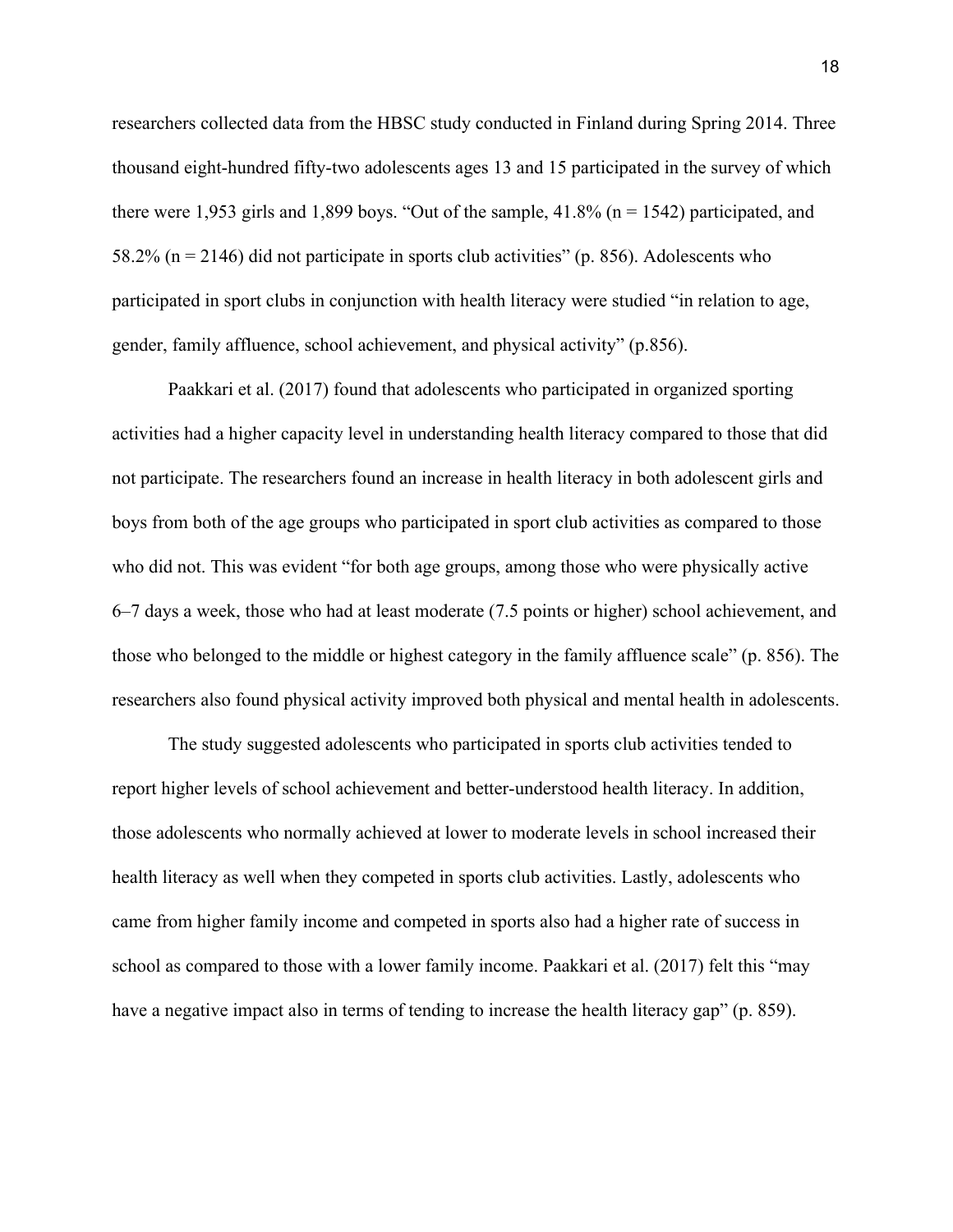researchers collected data from the HBSC study conducted in Finland during Spring 2014. Three thousand eight-hundred fifty-two adolescents ages 13 and 15 participated in the survey of which there were 1,953 girls and 1,899 boys. "Out of the sample, 41.8% (n = 1542) participated, and 58.2% (n = 2146) did not participate in sports club activities" (p. 856). Adolescents who participated in sport clubs in conjunction with health literacy were studied "in relation to age, gender, family affluence, school achievement, and physical activity" (p.856).

Paakkari et al. (2017) found that adolescents who participated in organized sporting activities had a higher capacity level in understanding health literacy compared to those that did not participate. The researchers found an increase in health literacy in both adolescent girls and boys from both of the age groups who participated in sport club activities as compared to those who did not. This was evident "for both age groups, among those who were physically active 6–7 days a week, those who had at least moderate (7.5 points or higher) school achievement, and those who belonged to the middle or highest category in the family affluence scale" (p. 856). The researchers also found physical activity improved both physical and mental health in adolescents.

The study suggested adolescents who participated in sports club activities tended to report higher levels of school achievement and better-understood health literacy. In addition, those adolescents who normally achieved at lower to moderate levels in school increased their health literacy as well when they competed in sports club activities. Lastly, adolescents who came from higher family income and competed in sports also had a higher rate of success in school as compared to those with a lower family income. Paakkari et al. (2017) felt this "may have a negative impact also in terms of tending to increase the health literacy gap" (p. 859).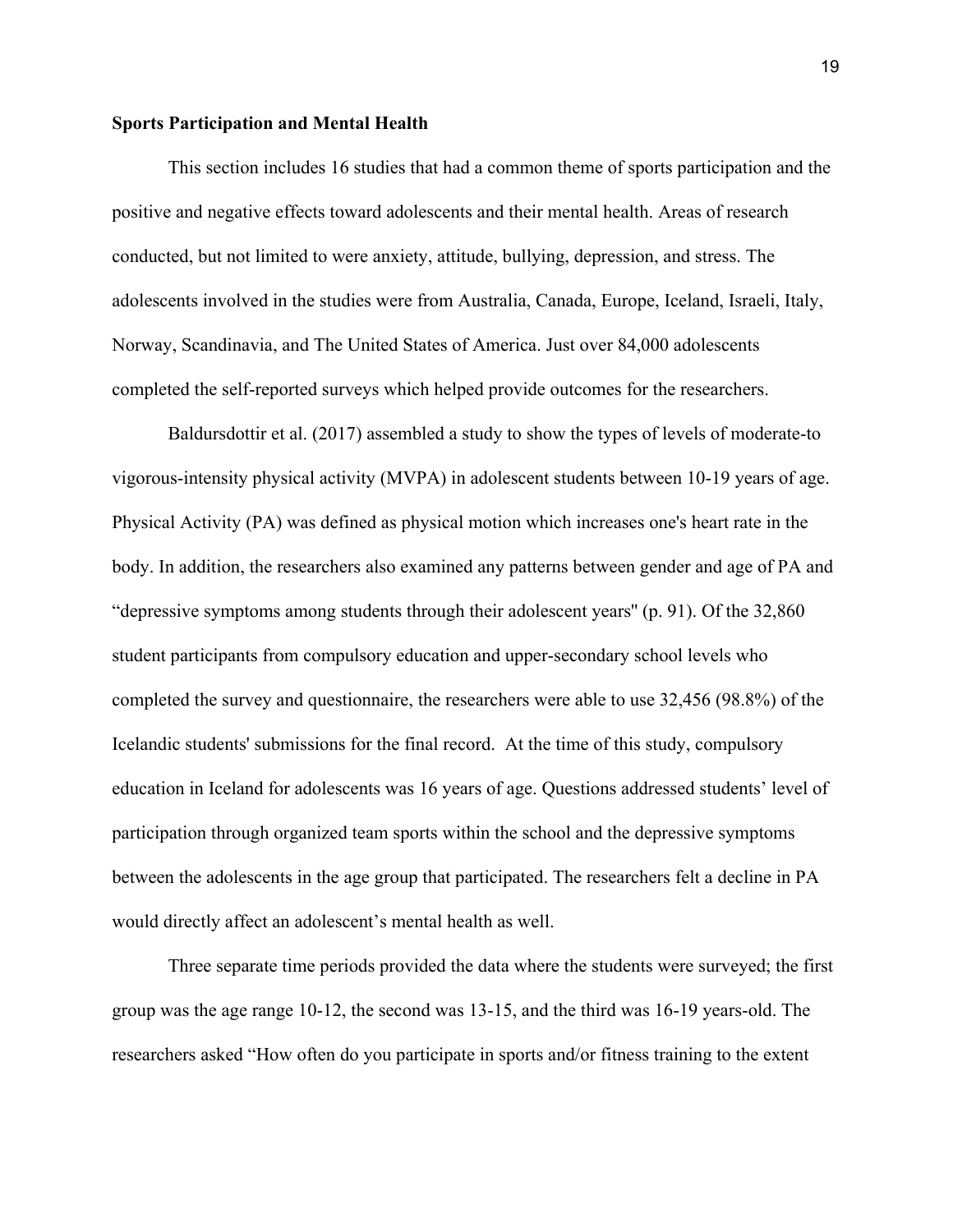**Sports Participation and Mental Health**

This section includes 16 studies that had a common theme of sports participation and the positive and negative effects toward adolescents and their mental health. Areas of research conducted, but not limited to were anxiety, attitude, bullying, depression, and stress. The adolescents involved in the studies were from Australia, Canada, Europe, Iceland, Israeli, Italy, Norway, Scandinavia, and The United States of America. Just over 84,000 adolescents completed the self-reported surveys which helped provide outcomes for the researchers.

Baldursdottir et al. (2017) assembled a study to show the types of levels of moderate-to vigorous-intensity physical activity (MVPA) in adolescent students between 10-19 years of age. Physical Activity (PA) was defined as physical motion which increases one's heart rate in the body. In addition, the researchers also examined any patterns between gender and age of PA and "depressive symptoms among students through their adolescent years" (p. 91). Of the 32,860 student participants from compulsory education and upper-secondary school levels who completed the survey and questionnaire, the researchers were able to use 32,456 (98.8%) of the Icelandic students' submissions for the final record. At the time of this study, compulsory education in Iceland for adolescents was 16 years of age. Questions addressed students' level of participation through organized team sports within the school and the depressive symptoms between the adolescents in the age group that participated. The researchers felt a decline in PA would directly affect an adolescent's mental health as well.

Three separate time periods provided the data where the students were surveyed; the first group was the age range 10-12, the second was 13-15, and the third was 16-19 years-old. The researchers asked "How often do you participate in sports and/or fitness training to the extent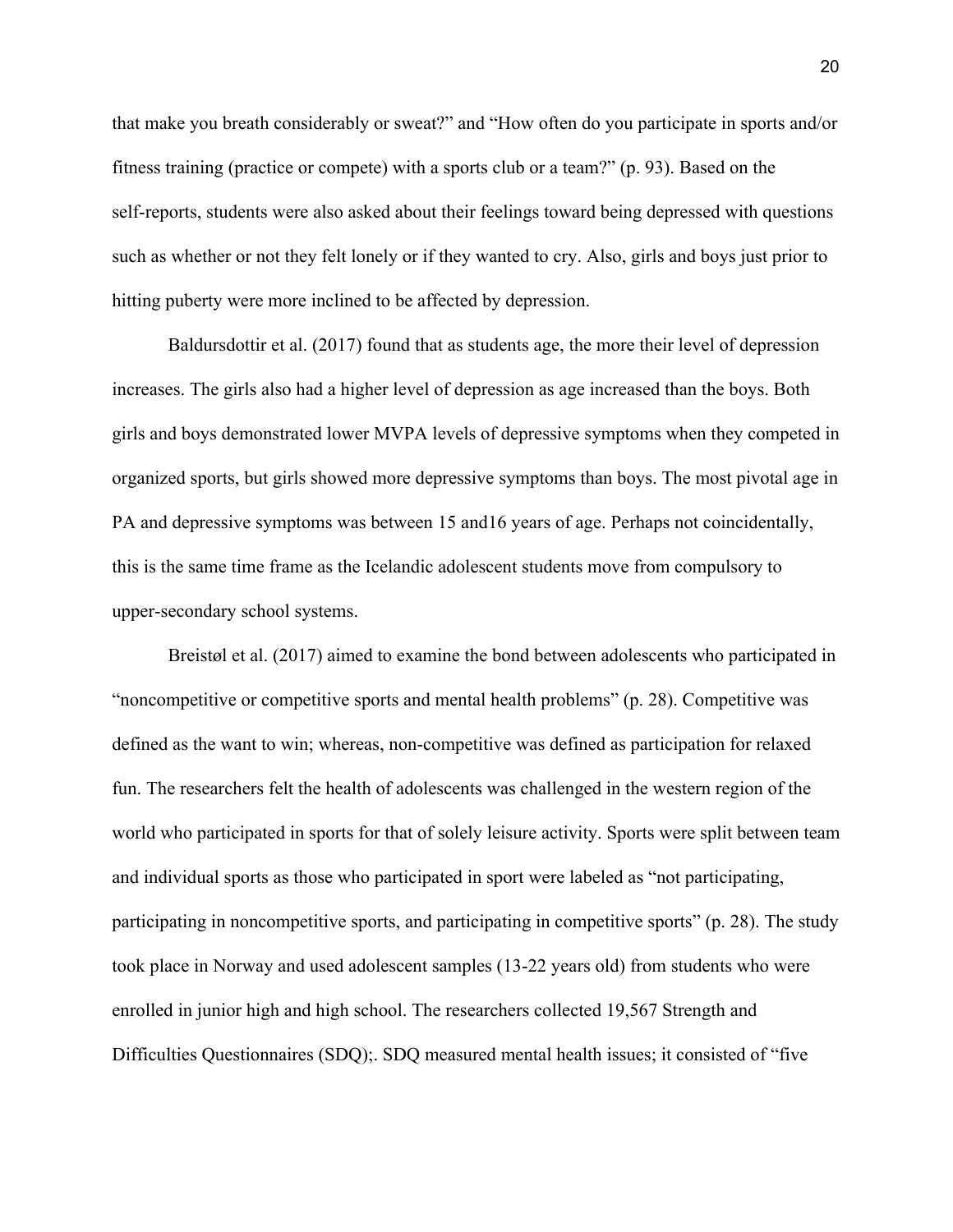that make you breath considerably or sweat?" and "How often do you participate in sports and/or fitness training (practice or compete) with a sports club or a team?" (p. 93). Based on the self-reports, students were also asked about their feelings toward being depressed with questions such as whether or not they felt lonely or if they wanted to cry. Also, girls and boys just prior to hitting puberty were more inclined to be affected by depression.

Baldursdottir et al. (2017) found that as students age, the more their level of depression increases. The girls also had a higher level of depression as age increased than the boys. Both girls and boys demonstrated lower MVPA levels of depressive symptoms when they competed in organized sports, but girls showed more depressive symptoms than boys. The most pivotal age in PA and depressive symptoms was between 15 and16 years of age. Perhaps not coincidentally, this is the same time frame as the Icelandic adolescent students move from compulsory to upper-secondary school systems.

Breistøl et al. (2017) aimed to examine the bond between adolescents who participated in "noncompetitive or competitive sports and mental health problems" (p. 28). Competitive was defined as the want to win; whereas, non-competitive was defined as participation for relaxed fun. The researchers felt the health of adolescents was challenged in the western region of the world who participated in sports for that of solely leisure activity. Sports were split between team and individual sports as those who participated in sport were labeled as "not participating, participating in noncompetitive sports, and participating in competitive sports" (p. 28). The study took place in Norway and used adolescent samples (13-22 years old) from students who were enrolled in junior high and high school. The researchers collected 19,567 Strength and Difficulties Questionnaires (SDQ);. SDQ measured mental health issues; it consisted of "five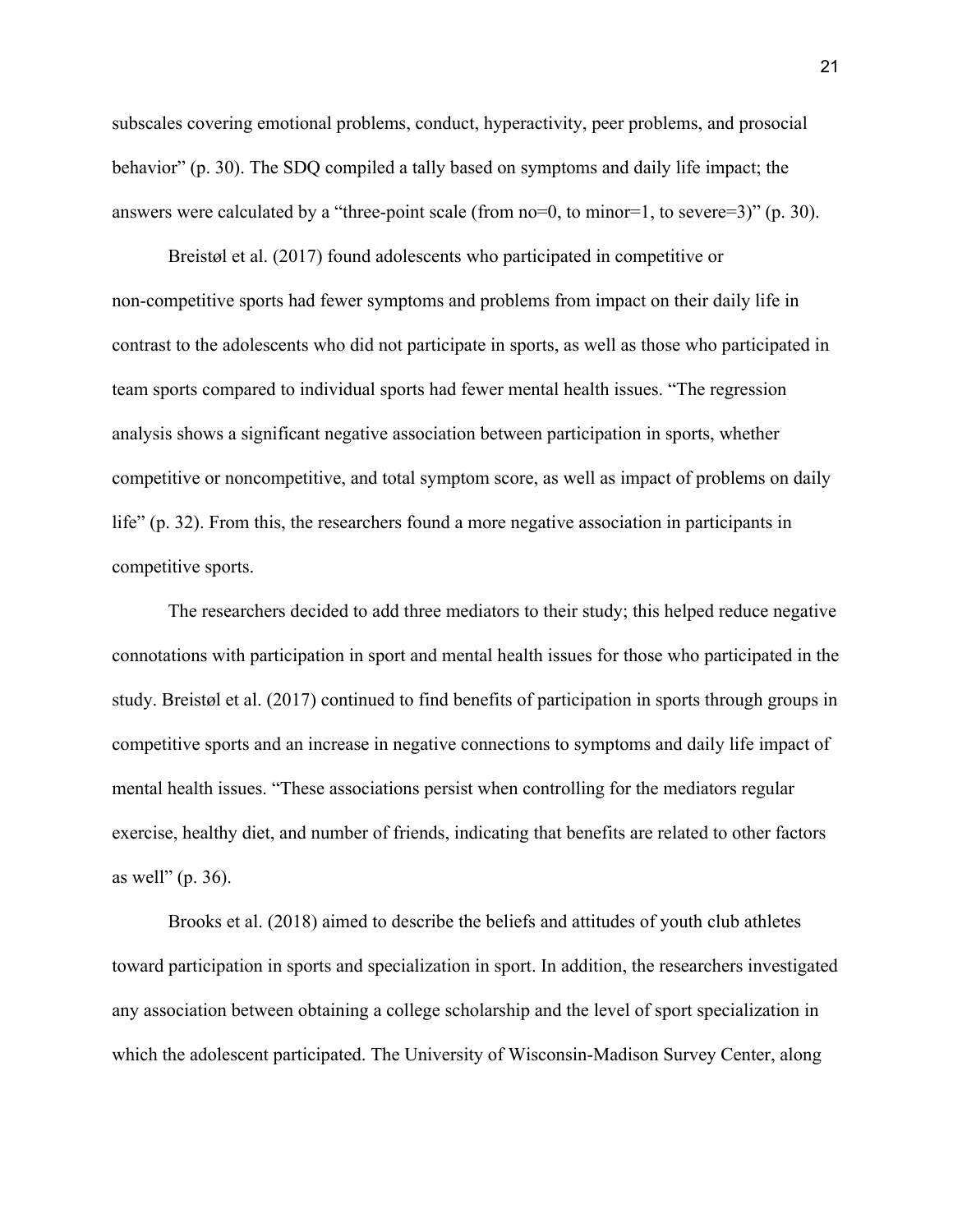subscales covering emotional problems, conduct, hyperactivity, peer problems, and prosocial behavior" (p. 30). The SDQ compiled a tally based on symptoms and daily life impact; the answers were calculated by a "three-point scale (from no=0, to minor=1, to severe=3)" (p. 30).

Breistøl et al. (2017) found adolescents who participated in competitive or non-competitive sports had fewer symptoms and problems from impact on their daily life in contrast to the adolescents who did not participate in sports, as well as those who participated in team sports compared to individual sports had fewer mental health issues. "The regression analysis shows a significant negative association between participation in sports, whether competitive or noncompetitive, and total symptom score, as well as impact of problems on daily life" (p. 32). From this, the researchers found a more negative association in participants in competitive sports.

The researchers decided to add three mediators to their study; this helped reduce negative connotations with participation in sport and mental health issues for those who participated in the study. Breistøl et al. (2017) continued to find benefits of participation in sports through groups in competitive sports and an increase in negative connections to symptoms and daily life impact of mental health issues. "These associations persist when controlling for the mediators regular exercise, healthy diet, and number of friends, indicating that benefits are related to other factors as well" (p. 36).

Brooks et al. (2018) aimed to describe the beliefs and attitudes of youth club athletes toward participation in sports and specialization in sport. In addition, the researchers investigated any association between obtaining a college scholarship and the level of sport specialization in which the adolescent participated. The University of Wisconsin-Madison Survey Center, along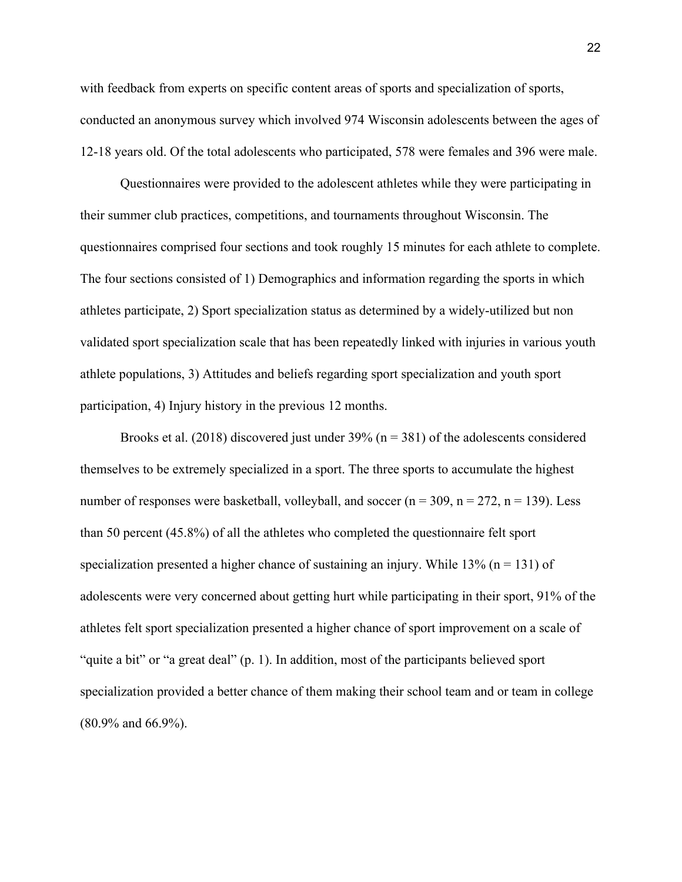with feedback from experts on specific content areas of sports and specialization of sports, conducted an anonymous survey which involved 974 Wisconsin adolescents between the ages of 12-18 years old. Of the total adolescents who participated, 578 were females and 396 were male.

Questionnaires were provided to the adolescent athletes while they were participating in their summer club practices, competitions, and tournaments throughout Wisconsin. The questionnaires comprised four sections and took roughly 15 minutes for each athlete to complete. The four sections consisted of 1) Demographics and information regarding the sports in which athletes participate, 2) Sport specialization status as determined by a widely-utilized but non validated sport specialization scale that has been repeatedly linked with injuries in various youth athlete populations, 3) Attitudes and beliefs regarding sport specialization and youth sport participation, 4) Injury history in the previous 12 months.

Brooks et al. (2018) discovered just under 39% (n = 381) of the adolescents considered themselves to be extremely specialized in a sport. The three sports to accumulate the highest number of responses were basketball, volleyball, and soccer (n = 309, n = 272, n = 139). Less than 50 percent (45.8%) of all the athletes who completed the questionnaire felt sport specialization presented a higher chance of sustaining an injury. While 13% (n = 131) of adolescents were very concerned about getting hurt while participating in their sport, 91% of the athletes felt sport specialization presented a higher chance of sport improvement on a scale of “quite a bit” or “a great deal” (p. 1). In addition, most of the participants believed sport specialization provided a better chance of them making their school team and or team in college (80.9% and 66.9%).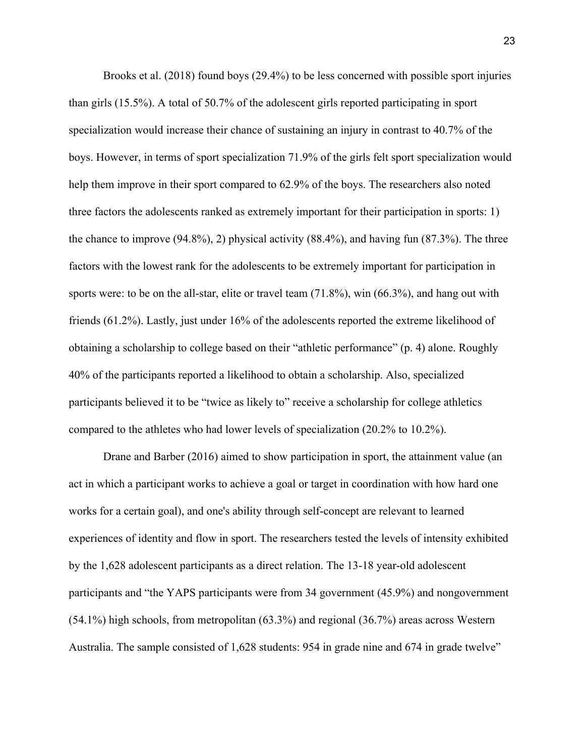Brooks et al. (2018) found boys (29.4%) to be less concerned with possible sport injuries than girls (15.5%). A total of 50.7% of the adolescent girls reported participating in sport specialization would increase their chance of sustaining an injury in contrast to 40.7% of the boys. However, in terms of sport specialization 71.9% of the girls felt sport specialization would help them improve in their sport compared to 62.9% of the boys. The researchers also noted three factors the adolescents ranked as extremely important for their participation in sports: 1) the chance to improve (94.8%), 2) physical activity (88.4%), and having fun (87.3%). The three factors with the lowest rank for the adolescents to be extremely important for participation in sports were: to be on the all-star, elite or travel team (71.8%), win (66.3%), and hang out with friends (61.2%). Lastly, just under 16% of the adolescents reported the extreme likelihood of obtaining a scholarship to college based on their "athletic performance" (p. 4) alone. Roughly 40% of the participants reported a likelihood to obtain a scholarship. Also, specialized participants believed it to be "twice as likely to" receive a scholarship for college athletics compared to the athletes who had lower levels of specialization (20.2% to 10.2%).

Drane and Barber (2016) aimed to show participation in sport, the attainment value (an act in which a participant works to achieve a goal or target in coordination with how hard one works for a certain goal), and one's ability through self-concept are relevant to learned experiences of identity and flow in sport. The researchers tested the levels of intensity exhibited by the 1,628 adolescent participants as a direct relation. The 13-18 year-old adolescent participants and "the YAPS participants were from 34 government (45.9%) and nongovernment (54.1%) high schools, from metropolitan (63.3%) and regional (36.7%) areas across Western Australia. The sample consisted of 1,628 students: 954 in grade nine and 674 in grade twelve"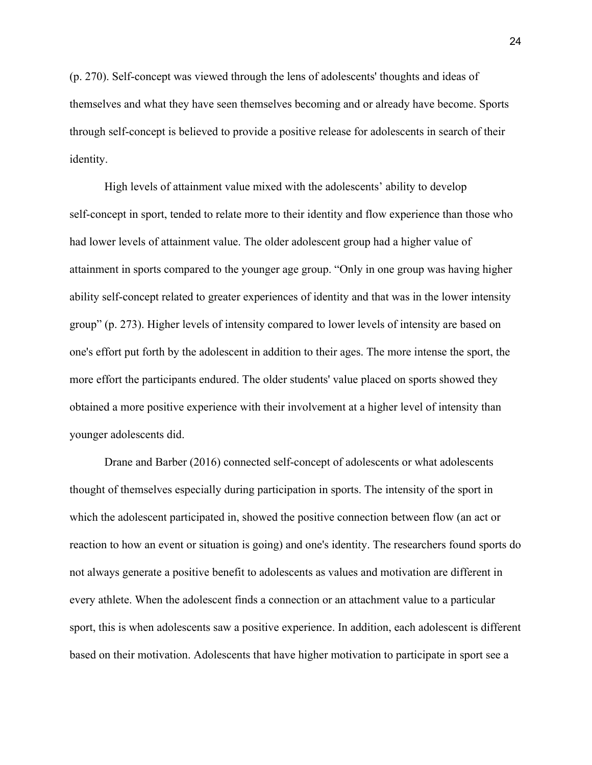(p. 270). Self-concept was viewed through the lens of adolescents' thoughts and ideas of themselves and what they have seen themselves becoming and or already have become. Sports through self-concept is believed to provide a positive release for adolescents in search of their identity.

High levels of attainment value mixed with the adolescents' ability to develop self-concept in sport, tended to relate more to their identity and flow experience than those who had lower levels of attainment value. The older adolescent group had a higher value of attainment in sports compared to the younger age group. "Only in one group was having higher ability self-concept related to greater experiences of identity and that was in the lower intensity group" (p. 273). Higher levels of intensity compared to lower levels of intensity are based on one's effort put forth by the adolescent in addition to their ages. The more intense the sport, the more effort the participants endured. The older students' value placed on sports showed they obtained a more positive experience with their involvement at a higher level of intensity than younger adolescents did.

Drane and Barber (2016) connected self-concept of adolescents or what adolescents thought of themselves especially during participation in sports. The intensity of the sport in which the adolescent participated in, showed the positive connection between flow (an act or reaction to how an event or situation is going) and one's identity. The researchers found sports do not always generate a positive benefit to adolescents as values and motivation are different in every athlete. When the adolescent finds a connection or an attachment value to a particular sport, this is when adolescents saw a positive experience. In addition, each adolescent is different based on their motivation. Adolescents that have higher motivation to participate in sport see a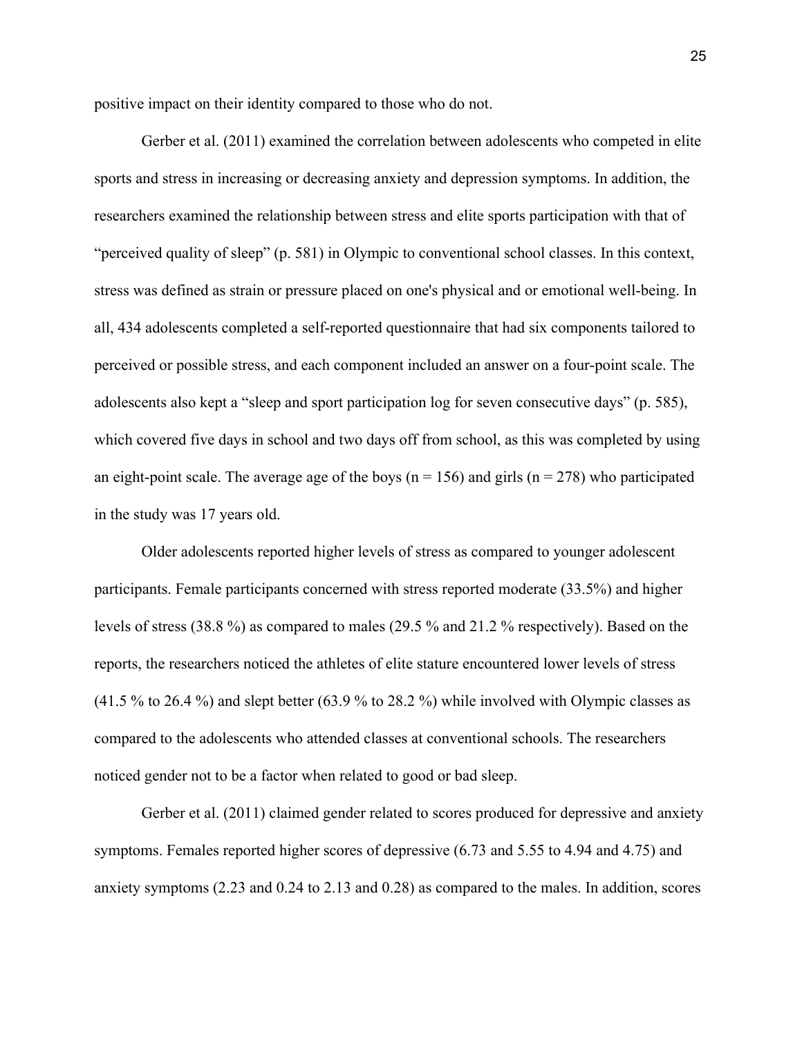positive impact on their identity compared to those who do not.

Gerber et al. (2011) examined the correlation between adolescents who competed in elite sports and stress in increasing or decreasing anxiety and depression symptoms. In addition, the researchers examined the relationship between stress and elite sports participation with that of “perceived quality of sleep” (p. 581) in Olympic to conventional school classes. In this context, stress was defined as strain or pressure placed on one's physical and or emotional well-being. In all, 434 adolescents completed a self-reported questionnaire that had six components tailored to perceived or possible stress, and each component included an answer on a four-point scale. The adolescents also kept a “sleep and sport participation log for seven consecutive days” (p. 585), which covered five days in school and two days off from school, as this was completed by using an eight-point scale. The average age of the boys (n = 156) and girls (n = 278) who participated in the study was 17 years old.

Older adolescents reported higher levels of stress as compared to younger adolescent participants. Female participants concerned with stress reported moderate (33.5%) and higher levels of stress (38.8 %) as compared to males (29.5 % and 21.2 % respectively). Based on the reports, the researchers noticed the athletes of elite stature encountered lower levels of stress (41.5 % to 26.4 %) and slept better (63.9 % to 28.2 %) while involved with Olympic classes as compared to the adolescents who attended classes at conventional schools. The researchers noticed gender not to be a factor when related to good or bad sleep.

Gerber et al. (2011) claimed gender related to scores produced for depressive and anxiety symptoms. Females reported higher scores of depressive (6.73 and 5.55 to 4.94 and 4.75) and anxiety symptoms (2.23 and 0.24 to 2.13 and 0.28) as compared to the males. In addition, scores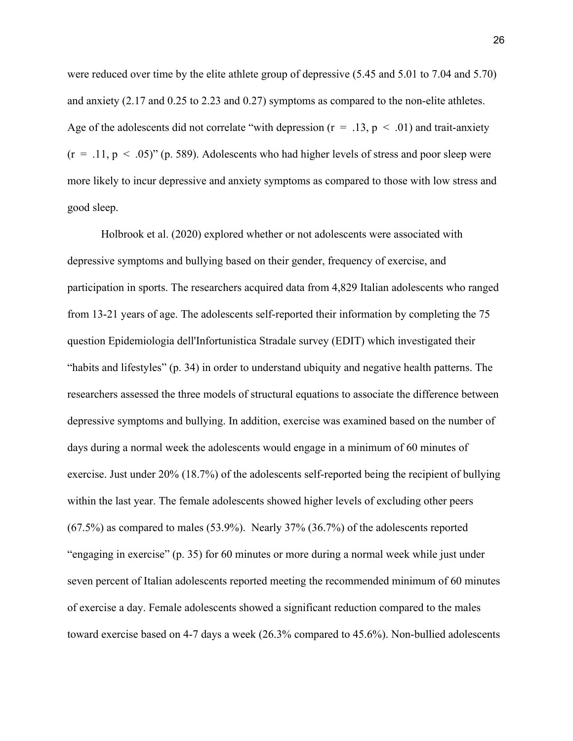were reduced over time by the elite athlete group of depressive (5.45 and 5.01 to 7.04 and 5.70) and anxiety (2.17 and 0.25 to 2.23 and 0.27) symptoms as compared to the non-elite athletes. Age of the adolescents did not correlate "with depression ($r = .13$, $p < .01$) and trait-anxiety ($r = .11$, $p < .05$)" (p. 589). Adolescents who had higher levels of stress and poor sleep were more likely to incur depressive and anxiety symptoms as compared to those with low stress and good sleep.

Holbrook et al. (2020) explored whether or not adolescents were associated with depressive symptoms and bullying based on their gender, frequency of exercise, and participation in sports. The researchers acquired data from 4,829 Italian adolescents who ranged from 13-21 years of age. The adolescents self-reported their information by completing the 75 question Epidemiologia dell'Infortunistica Stradale survey (EDIT) which investigated their "habits and lifestyles" (p. 34) in order to understand ubiquity and negative health patterns. The researchers assessed the three models of structural equations to associate the difference between depressive symptoms and bullying. In addition, exercise was examined based on the number of days during a normal week the adolescents would engage in a minimum of 60 minutes of exercise. Just under 20% (18.7%) of the adolescents self-reported being the recipient of bullying within the last year. The female adolescents showed higher levels of excluding other peers (67.5%) as compared to males (53.9%). Nearly 37% (36.7%) of the adolescents reported "engaging in exercise" (p. 35) for 60 minutes or more during a normal week while just under seven percent of Italian adolescents reported meeting the recommended minimum of 60 minutes of exercise a day. Female adolescents showed a significant reduction compared to the males toward exercise based on 4-7 days a week (26.3% compared to 45.6%). Non-bullied adolescents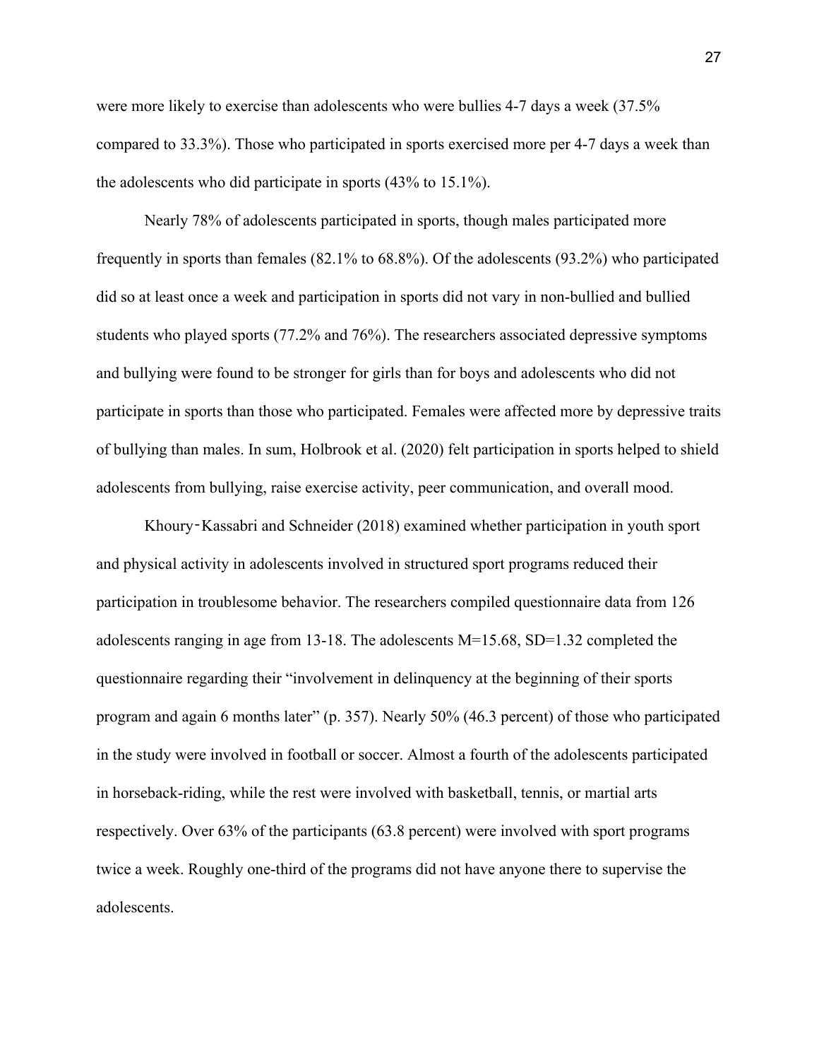were more likely to exercise than adolescents who were bullies 4-7 days a week (37.5% compared to 33.3%). Those who participated in sports exercised more per 4-7 days a week than the adolescents who did participate in sports (43% to 15.1%).

Nearly 78% of adolescents participated in sports, though males participated more frequently in sports than females (82.1% to 68.8%). Of the adolescents (93.2%) who participated did so at least once a week and participation in sports did not vary in non-bullied and bullied students who played sports (77.2% and 76%). The researchers associated depressive symptoms and bullying were found to be stronger for girls than for boys and adolescents who did not participate in sports than those who participated. Females were affected more by depressive traits of bullying than males. In sum, Holbrook et al. (2020) felt participation in sports helped to shield adolescents from bullying, raise exercise activity, peer communication, and overall mood.

Khoury‐Kassabri and Schneider (2018) examined whether participation in youth sport and physical activity in adolescents involved in structured sport programs reduced their participation in troublesome behavior. The researchers compiled questionnaire data from 126 adolescents ranging in age from 13-18. The adolescents $M=15.68$, $SD=1.32$ completed the questionnaire regarding their "involvement in delinquency at the beginning of their sports program and again 6 months later" (p. 357). Nearly 50% (46.3 percent) of those who participated in the study were involved in football or soccer. Almost a fourth of the adolescents participated in horseback-riding, while the rest were involved with basketball, tennis, or martial arts respectively. Over 63% of the participants (63.8 percent) were involved with sport programs twice a week. Roughly one-third of the programs did not have anyone there to supervise the adolescents.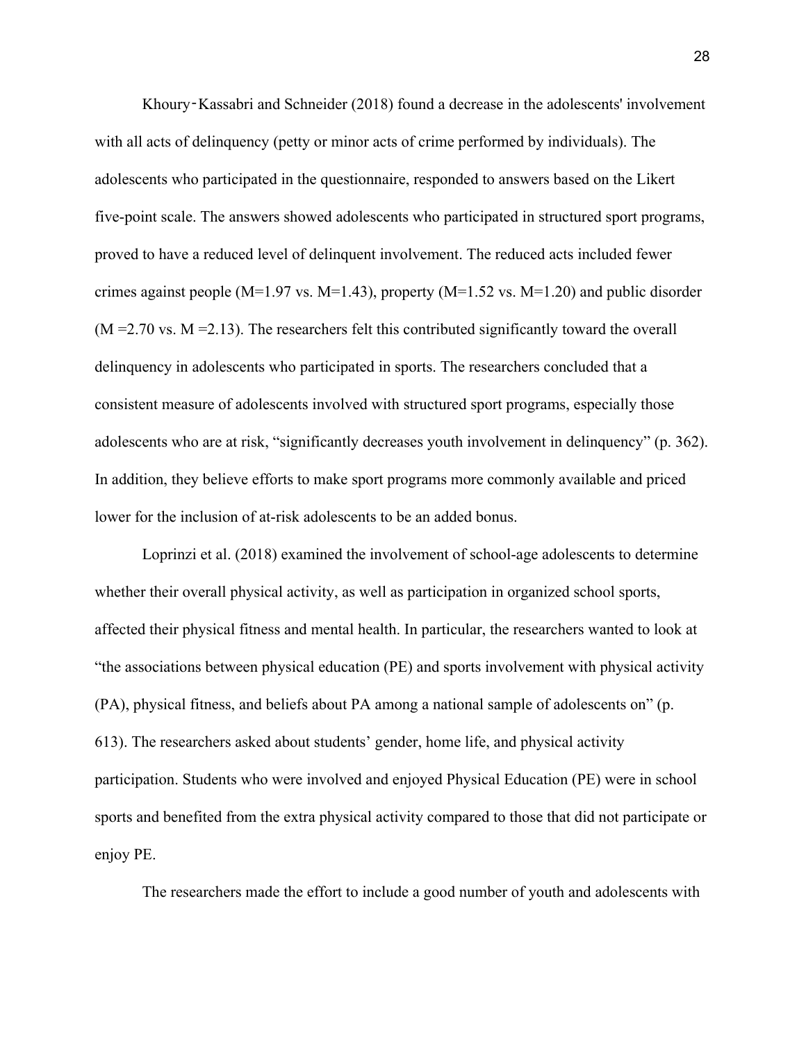Khoury‑Kassabri and Schneider (2018) found a decrease in the adolescents' involvement with all acts of delinquency (petty or minor acts of crime performed by individuals). The adolescents who participated in the questionnaire, responded to answers based on the Likert five-point scale. The answers showed adolescents who participated in structured sport programs, proved to have a reduced level of delinquent involvement. The reduced acts included fewer crimes against people ($M=1.97$ vs. $M=1.43$), property ($M=1.52$ vs. $M=1.20$) and public disorder ($M=2.70$ vs. $M=2.13$). The researchers felt this contributed significantly toward the overall delinquency in adolescents who participated in sports. The researchers concluded that a consistent measure of adolescents involved with structured sport programs, especially those adolescents who are at risk, "significantly decreases youth involvement in delinquency" (p. 362). In addition, they believe efforts to make sport programs more commonly available and priced lower for the inclusion of at-risk adolescents to be an added bonus.

Loprinzi et al. (2018) examined the involvement of school-age adolescents to determine whether their overall physical activity, as well as participation in organized school sports, affected their physical fitness and mental health. In particular, the researchers wanted to look at "the associations between physical education (PE) and sports involvement with physical activity (PA), physical fitness, and beliefs about PA among a national sample of adolescents on" (p. 613). The researchers asked about students' gender, home life, and physical activity participation. Students who were involved and enjoyed Physical Education (PE) were in school sports and benefited from the extra physical activity compared to those that did not participate or enjoy PE.

The researchers made the effort to include a good number of youth and adolescents with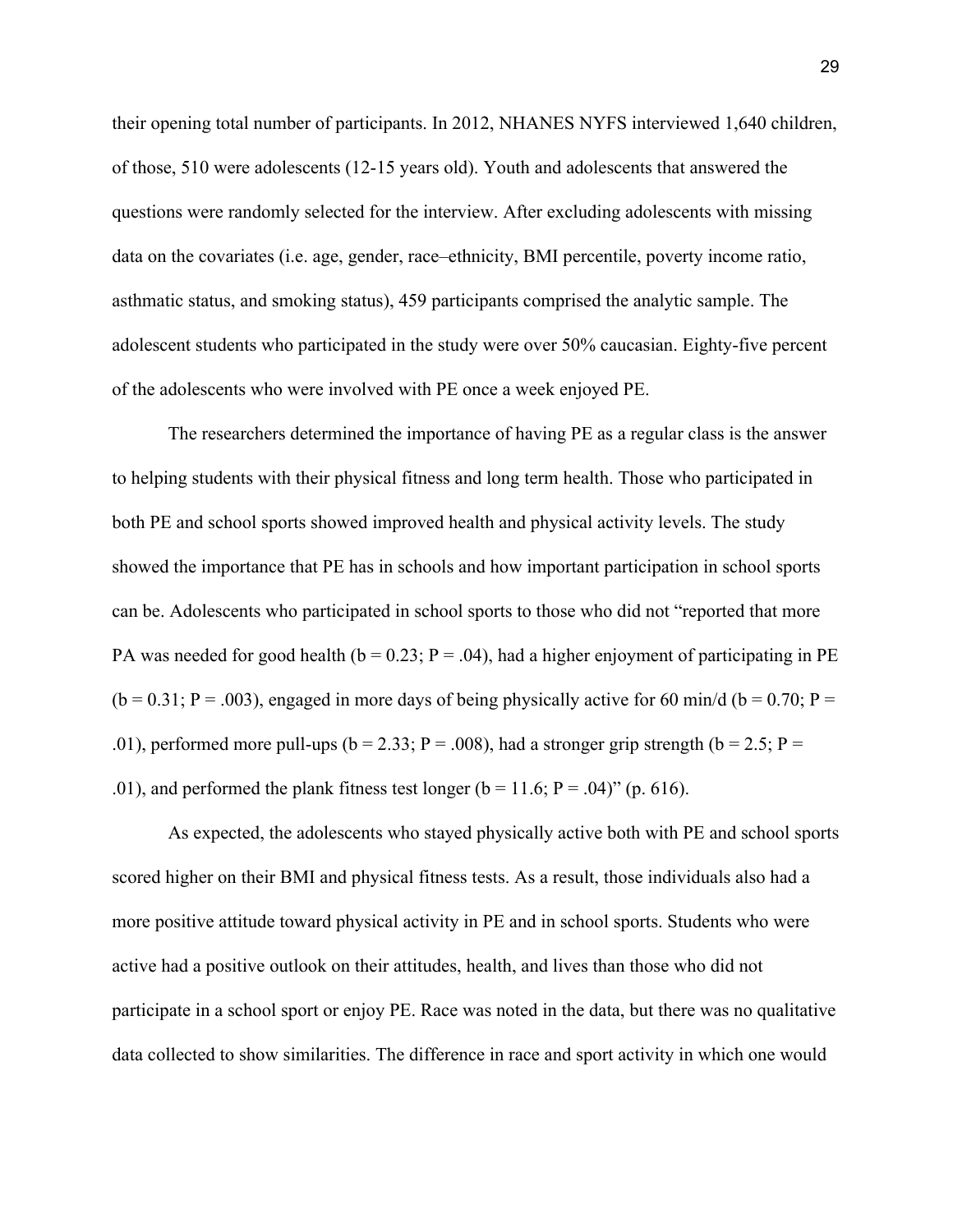their opening total number of participants. In 2012, NHANES NYFS interviewed 1,640 children, of those, 510 were adolescents (12-15 years old). Youth and adolescents that answered the questions were randomly selected for the interview. After excluding adolescents with missing data on the covariates (i.e. age, gender, race–ethnicity, BMI percentile, poverty income ratio, asthmatic status, and smoking status), 459 participants comprised the analytic sample. The adolescent students who participated in the study were over 50% caucasian. Eighty-five percent of the adolescents who were involved with PE once a week enjoyed PE.

The researchers determined the importance of having PE as a regular class is the answer to helping students with their physical fitness and long term health. Those who participated in both PE and school sports showed improved health and physical activity levels. The study showed the importance that PE has in schools and how important participation in school sports can be. Adolescents who participated in school sports to those who did not "reported that more PA was needed for good health ($b = 0.23$; $P = .04$), had a higher enjoyment of participating in PE ($b = 0.31$; $P = .003$), engaged in more days of being physically active for 60 min/d ($b = 0.70$; $P = .01$), performed more pull-ups ($b = 2.33$; $P = .008$), had a stronger grip strength ($b = 2.5$; $P = .01$), and performed the plank fitness test longer ($b = 11.6$; $P = .04$)" (p. 616).

As expected, the adolescents who stayed physically active both with PE and school sports scored higher on their BMI and physical fitness tests. As a result, those individuals also had a more positive attitude toward physical activity in PE and in school sports. Students who were active had a positive outlook on their attitudes, health, and lives than those who did not participate in a school sport or enjoy PE. Race was noted in the data, but there was no qualitative data collected to show similarities. The difference in race and sport activity in which one would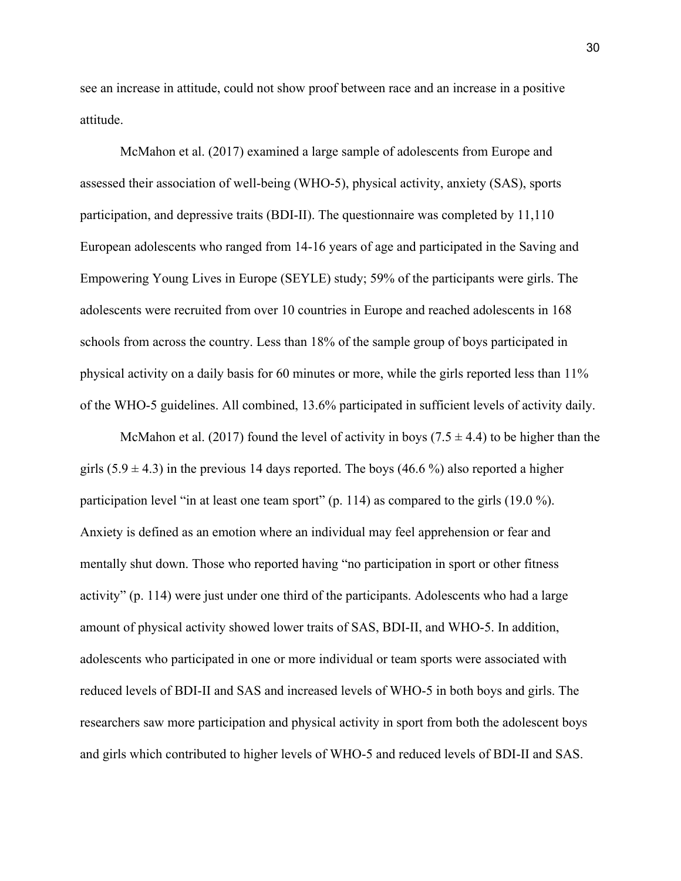see an increase in attitude, could not show proof between race and an increase in a positive attitude.

McMahon et al. (2017) examined a large sample of adolescents from Europe and assessed their association of well-being (WHO-5), physical activity, anxiety (SAS), sports participation, and depressive traits (BDI-II). The questionnaire was completed by 11,110 European adolescents who ranged from 14-16 years of age and participated in the Saving and Empowering Young Lives in Europe (SEYLE) study; 59% of the participants were girls. The adolescents were recruited from over 10 countries in Europe and reached adolescents in 168 schools from across the country. Less than 18% of the sample group of boys participated in physical activity on a daily basis for 60 minutes or more, while the girls reported less than 11% of the WHO-5 guidelines. All combined, 13.6% participated in sufficient levels of activity daily.

McMahon et al. (2017) found the level of activity in boys ($7.5 \pm 4.4$) to be higher than the girls ($5.9 \pm 4.3$) in the previous 14 days reported. The boys (46.6 %) also reported a higher participation level "in at least one team sport" (p. 114) as compared to the girls (19.0 %). Anxiety is defined as an emotion where an individual may feel apprehension or fear and mentally shut down. Those who reported having "no participation in sport or other fitness activity" (p. 114) were just under one third of the participants. Adolescents who had a large amount of physical activity showed lower traits of SAS, BDI-II, and WHO-5. In addition, adolescents who participated in one or more individual or team sports were associated with reduced levels of BDI-II and SAS and increased levels of WHO-5 in both boys and girls. The researchers saw more participation and physical activity in sport from both the adolescent boys and girls which contributed to higher levels of WHO-5 and reduced levels of BDI-II and SAS.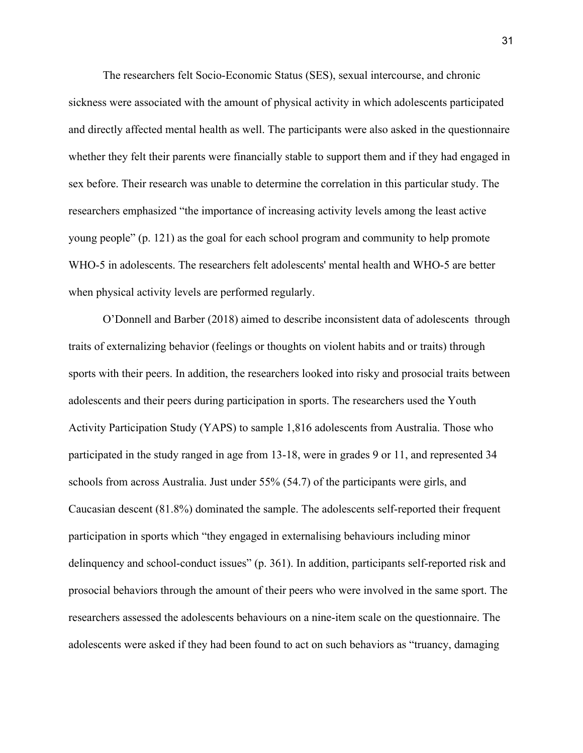The researchers felt Socio-Economic Status (SES), sexual intercourse, and chronic sickness were associated with the amount of physical activity in which adolescents participated and directly affected mental health as well. The participants were also asked in the questionnaire whether they felt their parents were financially stable to support them and if they had engaged in sex before. Their research was unable to determine the correlation in this particular study. The researchers emphasized "the importance of increasing activity levels among the least active young people" (p. 121) as the goal for each school program and community to help promote WHO-5 in adolescents. The researchers felt adolescents' mental health and WHO-5 are better when physical activity levels are performed regularly.

O'Donnell and Barber (2018) aimed to describe inconsistent data of adolescents through traits of externalizing behavior (feelings or thoughts on violent habits and or traits) through sports with their peers. In addition, the researchers looked into risky and prosocial traits between adolescents and their peers during participation in sports. The researchers used the Youth Activity Participation Study (YAPS) to sample 1,816 adolescents from Australia. Those who participated in the study ranged in age from 13-18, were in grades 9 or 11, and represented 34 schools from across Australia. Just under 55% (54.7) of the participants were girls, and Caucasian descent (81.8%) dominated the sample. The adolescents self-reported their frequent participation in sports which "they engaged in externalising behaviours including minor delinquency and school-conduct issues" (p. 361). In addition, participants self-reported risk and prosocial behaviors through the amount of their peers who were involved in the same sport. The researchers assessed the adolescents behaviours on a nine-item scale on the questionnaire. The adolescents were asked if they had been found to act on such behaviors as "truancy, damaging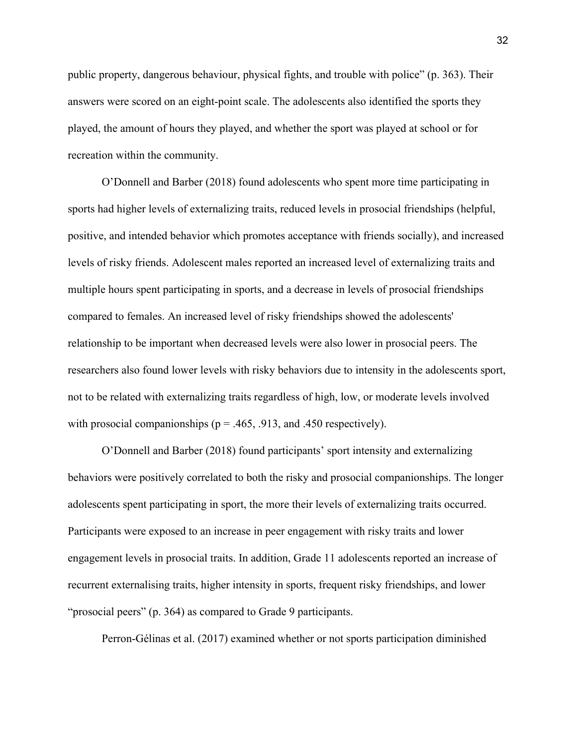public property, dangerous behaviour, physical fights, and trouble with police" (p. 363). Their answers were scored on an eight-point scale. The adolescents also identified the sports they played, the amount of hours they played, and whether the sport was played at school or for recreation within the community.

O'Donnell and Barber (2018) found adolescents who spent more time participating in sports had higher levels of externalizing traits, reduced levels in prosocial friendships (helpful, positive, and intended behavior which promotes acceptance with friends socially), and increased levels of risky friends. Adolescent males reported an increased level of externalizing traits and multiple hours spent participating in sports, and a decrease in levels of prosocial friendships compared to females. An increased level of risky friendships showed the adolescents' relationship to be important when decreased levels were also lower in prosocial peers. The researchers also found lower levels with risky behaviors due to intensity in the adolescents sport, not to be related with externalizing traits regardless of high, low, or moderate levels involved with prosocial companionships ($p = .465$, $.913$, and $.450$ respectively).

O'Donnell and Barber (2018) found participants' sport intensity and externalizing behaviors were positively correlated to both the risky and prosocial companionships. The longer adolescents spent participating in sport, the more their levels of externalizing traits occurred. Participants were exposed to an increase in peer engagement with risky traits and lower engagement levels in prosocial traits. In addition, Grade 11 adolescents reported an increase of recurrent externalising traits, higher intensity in sports, frequent risky friendships, and lower "prosocial peers" (p. 364) as compared to Grade 9 participants.

Perron-Gélinas et al. (2017) examined whether or not sports participation diminished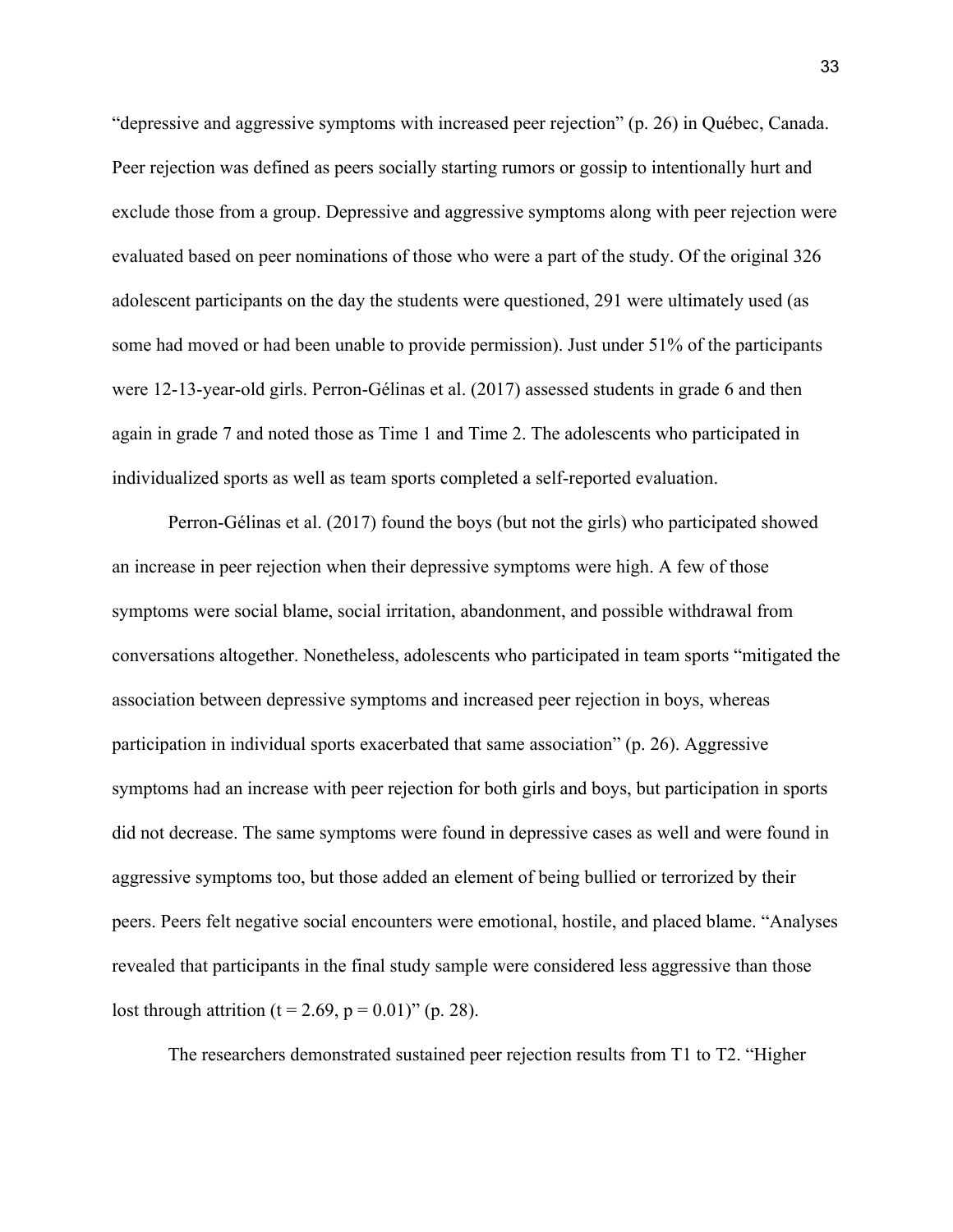"depressive and aggressive symptoms with increased peer rejection" (p. 26) in Québec, Canada. Peer rejection was defined as peers socially starting rumors or gossip to intentionally hurt and exclude those from a group. Depressive and aggressive symptoms along with peer rejection were evaluated based on peer nominations of those who were a part of the study. Of the original 326 adolescent participants on the day the students were questioned, 291 were ultimately used (as some had moved or had been unable to provide permission). Just under 51% of the participants were 12-13-year-old girls. Perron-Gélinas et al. (2017) assessed students in grade 6 and then again in grade 7 and noted those as Time 1 and Time 2. The adolescents who participated in individualized sports as well as team sports completed a self-reported evaluation.

Perron-Gélinas et al. (2017) found the boys (but not the girls) who participated showed an increase in peer rejection when their depressive symptoms were high. A few of those symptoms were social blame, social irritation, abandonment, and possible withdrawal from conversations altogether. Nonetheless, adolescents who participated in team sports "mitigated the association between depressive symptoms and increased peer rejection in boys, whereas participation in individual sports exacerbated that same association" (p. 26). Aggressive symptoms had an increase with peer rejection for both girls and boys, but participation in sports did not decrease. The same symptoms were found in depressive cases as well and were found in aggressive symptoms too, but those added an element of being bullied or terrorized by their peers. Peers felt negative social encounters were emotional, hostile, and placed blame. "Analyses revealed that participants in the final study sample were considered less aggressive than those lost through attrition ($t = 2.69$, $p = 0.01$)" (p. 28).

The researchers demonstrated sustained peer rejection results from T1 to T2. "Higher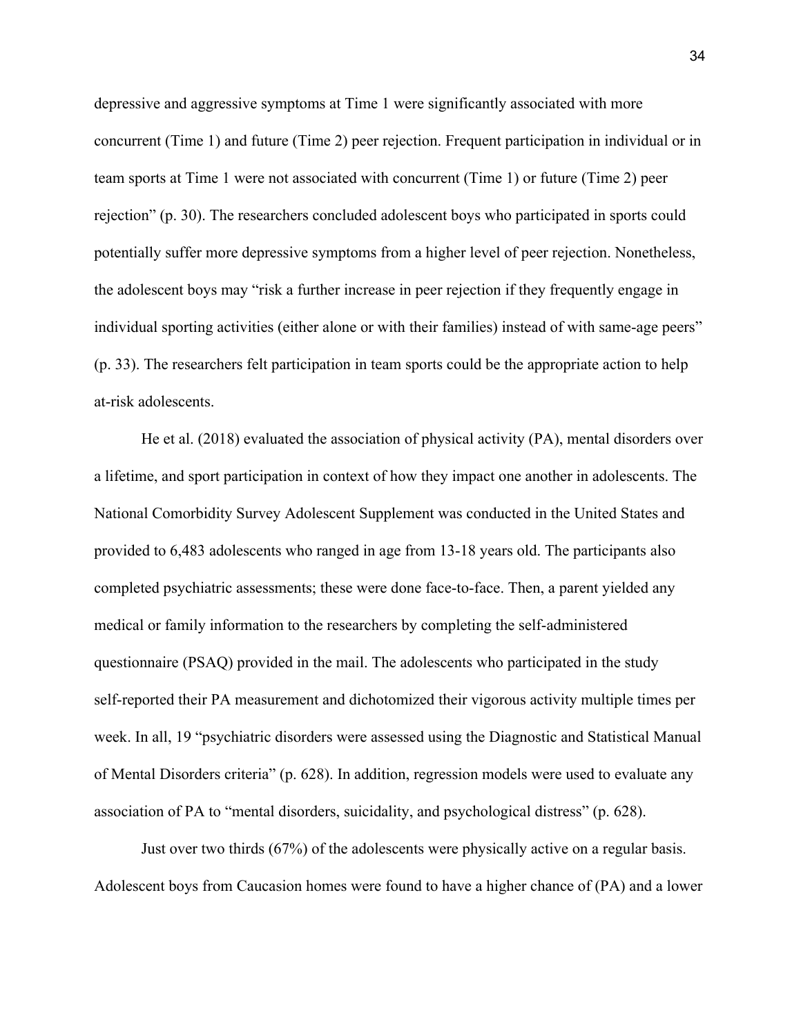depressive and aggressive symptoms at Time 1 were significantly associated with more concurrent (Time 1) and future (Time 2) peer rejection. Frequent participation in individual or in team sports at Time 1 were not associated with concurrent (Time 1) or future (Time 2) peer rejection" (p. 30). The researchers concluded adolescent boys who participated in sports could potentially suffer more depressive symptoms from a higher level of peer rejection. Nonetheless, the adolescent boys may "risk a further increase in peer rejection if they frequently engage in individual sporting activities (either alone or with their families) instead of with same-age peers" (p. 33). The researchers felt participation in team sports could be the appropriate action to help at-risk adolescents.

He et al. (2018) evaluated the association of physical activity (PA), mental disorders over a lifetime, and sport participation in context of how they impact one another in adolescents. The National Comorbidity Survey Adolescent Supplement was conducted in the United States and provided to 6,483 adolescents who ranged in age from 13-18 years old. The participants also completed psychiatric assessments; these were done face-to-face. Then, a parent yielded any medical or family information to the researchers by completing the self-administered questionnaire (PSAQ) provided in the mail. The adolescents who participated in the study self-reported their PA measurement and dichotomized their vigorous activity multiple times per week. In all, 19 "psychiatric disorders were assessed using the Diagnostic and Statistical Manual of Mental Disorders criteria" (p. 628). In addition, regression models were used to evaluate any association of PA to "mental disorders, suicidality, and psychological distress" (p. 628).

Just over two thirds (67%) of the adolescents were physically active on a regular basis. Adolescent boys from Caucasion homes were found to have a higher chance of (PA) and a lower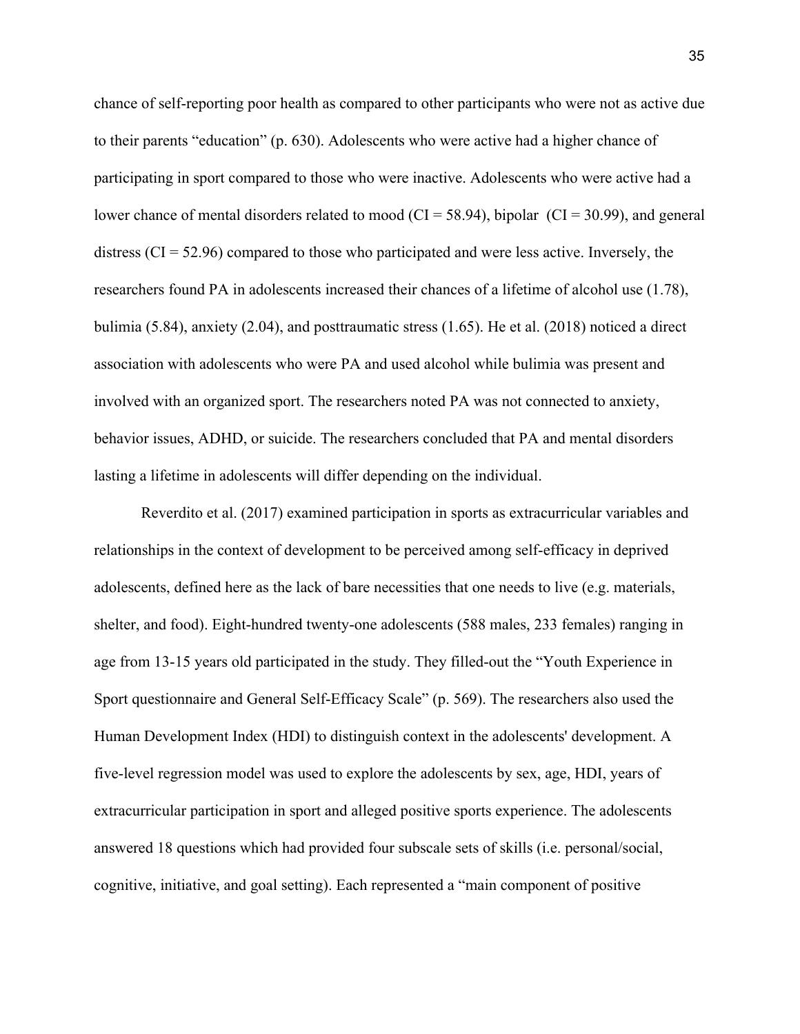chance of self-reporting poor health as compared to other participants who were not as active due to their parents "education" (p. 630). Adolescents who were active had a higher chance of participating in sport compared to those who were inactive. Adolescents who were active had a lower chance of mental disorders related to mood (CI = 58.94), bipolar (CI = 30.99), and general distress (CI = 52.96) compared to those who participated and were less active. Inversely, the researchers found PA in adolescents increased their chances of a lifetime of alcohol use (1.78), bulimia (5.84), anxiety (2.04), and posttraumatic stress (1.65). He et al. (2018) noticed a direct association with adolescents who were PA and used alcohol while bulimia was present and involved with an organized sport. The researchers noted PA was not connected to anxiety, behavior issues, ADHD, or suicide. The researchers concluded that PA and mental disorders lasting a lifetime in adolescents will differ depending on the individual.

Reverdito et al. (2017) examined participation in sports as extracurricular variables and relationships in the context of development to be perceived among self-efficacy in deprived adolescents, defined here as the lack of bare necessities that one needs to live (e.g. materials, shelter, and food). Eight-hundred twenty-one adolescents (588 males, 233 females) ranging in age from 13-15 years old participated in the study. They filled-out the "Youth Experience in Sport questionnaire and General Self-Efficacy Scale" (p. 569). The researchers also used the Human Development Index (HDI) to distinguish context in the adolescents' development. A five-level regression model was used to explore the adolescents by sex, age, HDI, years of extracurricular participation in sport and alleged positive sports experience. The adolescents answered 18 questions which had provided four subscale sets of skills (i.e. personal/social, cognitive, initiative, and goal setting). Each represented a "main component of positive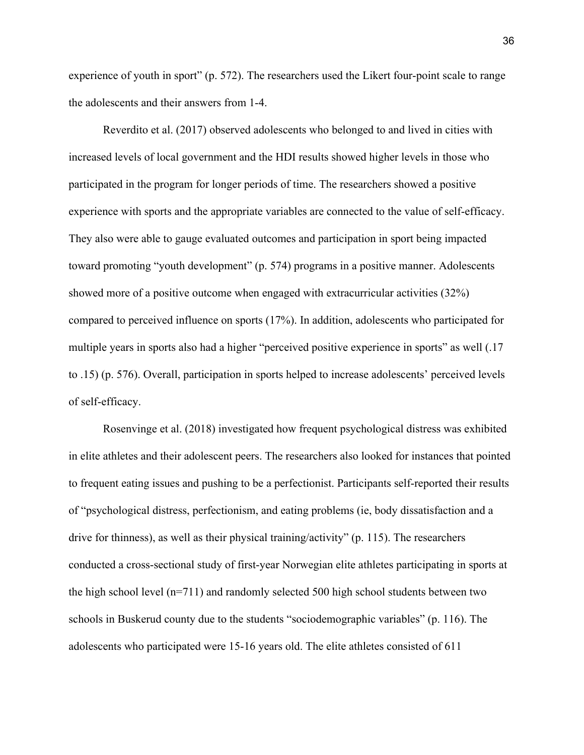experience of youth in sport" (p. 572). The researchers used the Likert four-point scale to range the adolescents and their answers from 1-4.

Reverdito et al. (2017) observed adolescents who belonged to and lived in cities with increased levels of local government and the HDI results showed higher levels in those who participated in the program for longer periods of time. The researchers showed a positive experience with sports and the appropriate variables are connected to the value of self-efficacy. They also were able to gauge evaluated outcomes and participation in sport being impacted toward promoting "youth development" (p. 574) programs in a positive manner. Adolescents showed more of a positive outcome when engaged with extracurricular activities (32%) compared to perceived influence on sports (17%). In addition, adolescents who participated for multiple years in sports also had a higher "perceived positive experience in sports" as well (.17 to .15) (p. 576). Overall, participation in sports helped to increase adolescents' perceived levels of self-efficacy.

Rosenvinge et al. (2018) investigated how frequent psychological distress was exhibited in elite athletes and their adolescent peers. The researchers also looked for instances that pointed to frequent eating issues and pushing to be a perfectionist. Participants self-reported their results of "psychological distress, perfectionism, and eating problems (ie, body dissatisfaction and a drive for thinness), as well as their physical training/activity" (p. 115). The researchers conducted a cross-sectional study of first-year Norwegian elite athletes participating in sports at the high school level (n=711) and randomly selected 500 high school students between two schools in Buskerud county due to the students "sociodemographic variables" (p. 116). The adolescents who participated were 15-16 years old. The elite athletes consisted of 611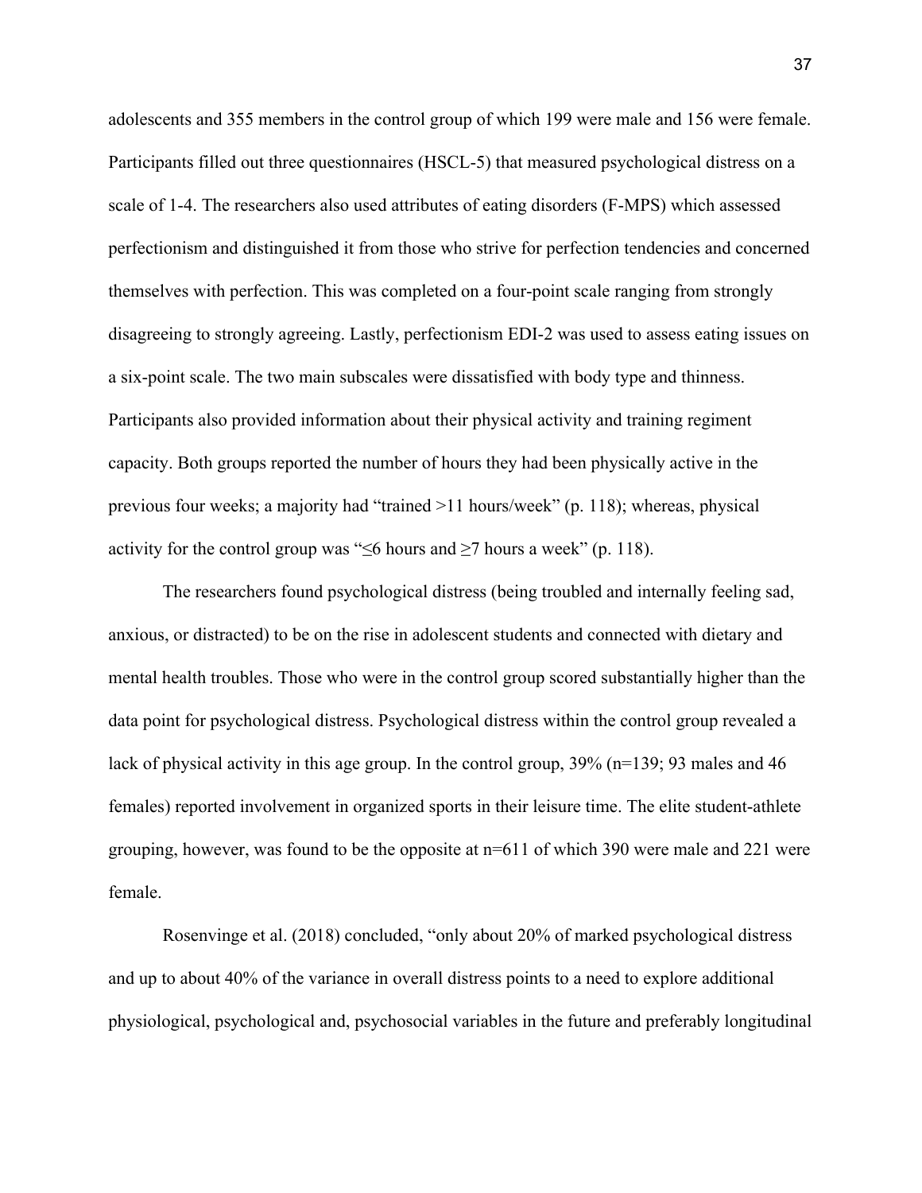adolescents and 355 members in the control group of which 199 were male and 156 were female. Participants filled out three questionnaires (HSCL-5) that measured psychological distress on a scale of 1-4. The researchers also used attributes of eating disorders (F-MPS) which assessed perfectionism and distinguished it from those who strive for perfection tendencies and concerned themselves with perfection. This was completed on a four-point scale ranging from strongly disagreeing to strongly agreeing. Lastly, perfectionism EDI-2 was used to assess eating issues on a six-point scale. The two main subscales were dissatisfied with body type and thinness. Participants also provided information about their physical activity and training regiment capacity. Both groups reported the number of hours they had been physically active in the previous four weeks; a majority had "trained >11 hours/week" (p. 118); whereas, physical activity for the control group was "≤6 hours and ≥7 hours a week" (p. 118).

The researchers found psychological distress (being troubled and internally feeling sad, anxious, or distracted) to be on the rise in adolescent students and connected with dietary and mental health troubles. Those who were in the control group scored substantially higher than the data point for psychological distress. Psychological distress within the control group revealed a lack of physical activity in this age group. In the control group, 39% (n=139; 93 males and 46 females) reported involvement in organized sports in their leisure time. The elite student-athlete grouping, however, was found to be the opposite at n=611 of which 390 were male and 221 were female.

Rosenvinge et al. (2018) concluded, "only about 20% of marked psychological distress and up to about 40% of the variance in overall distress points to a need to explore additional physiological, psychological and, psychosocial variables in the future and preferably longitudinal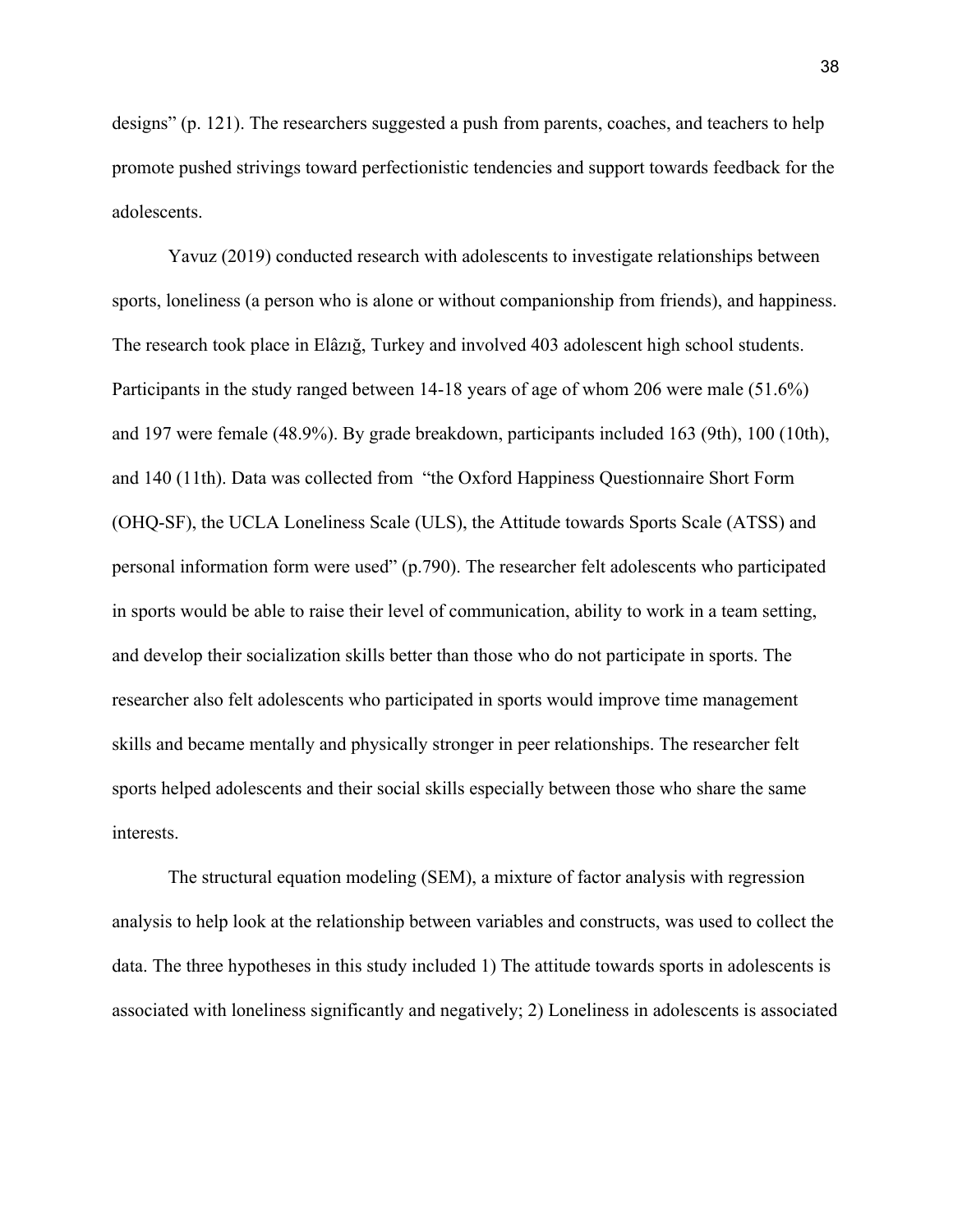designs" (p. 121). The researchers suggested a push from parents, coaches, and teachers to help promote pushed strivings toward perfectionistic tendencies and support towards feedback for the adolescents.

Yavuz (2019) conducted research with adolescents to investigate relationships between sports, loneliness (a person who is alone or without companionship from friends), and happiness. The research took place in Elâzığ, Turkey and involved 403 adolescent high school students. Participants in the study ranged between 14-18 years of age of whom 206 were male (51.6%) and 197 were female (48.9%). By grade breakdown, participants included 163 (9th), 100 (10th), and 140 (11th). Data was collected from "the Oxford Happiness Questionnaire Short Form (OHQ-SF), the UCLA Loneliness Scale (ULS), the Attitude towards Sports Scale (ATSS) and personal information form were used" (p.790). The researcher felt adolescents who participated in sports would be able to raise their level of communication, ability to work in a team setting, and develop their socialization skills better than those who do not participate in sports. The researcher also felt adolescents who participated in sports would improve time management skills and became mentally and physically stronger in peer relationships. The researcher felt sports helped adolescents and their social skills especially between those who share the same interests.

The structural equation modeling (SEM), a mixture of factor analysis with regression analysis to help look at the relationship between variables and constructs, was used to collect the data. The three hypotheses in this study included 1) The attitude towards sports in adolescents is associated with loneliness significantly and negatively; 2) Loneliness in adolescents is associated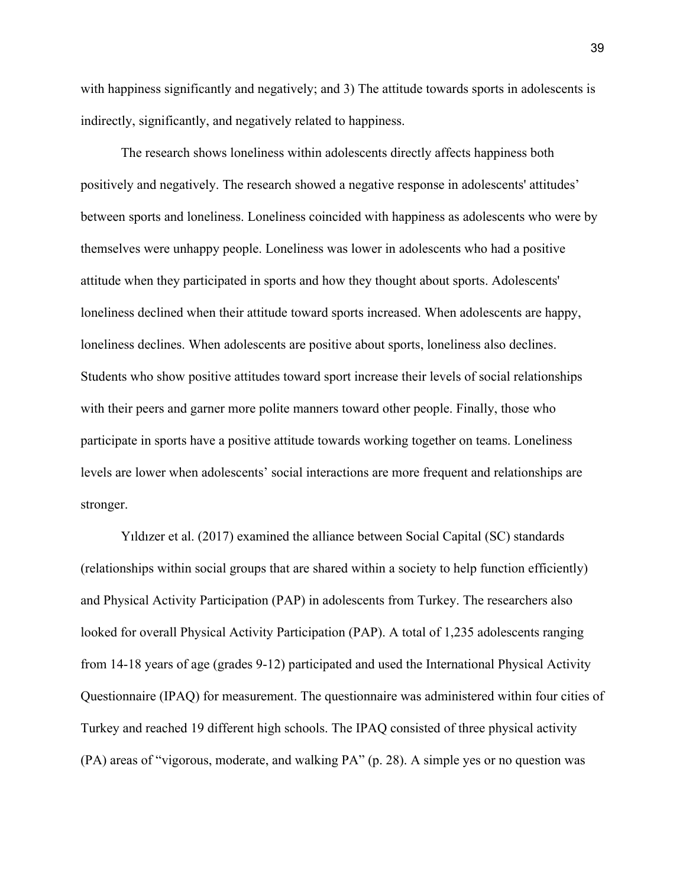with happiness significantly and negatively; and 3) The attitude towards sports in adolescents is indirectly, significantly, and negatively related to happiness.

The research shows loneliness within adolescents directly affects happiness both positively and negatively. The research showed a negative response in adolescents' attitudes' between sports and loneliness. Loneliness coincided with happiness as adolescents who were by themselves were unhappy people. Loneliness was lower in adolescents who had a positive attitude when they participated in sports and how they thought about sports. Adolescents' loneliness declined when their attitude toward sports increased. When adolescents are happy, loneliness declines. When adolescents are positive about sports, loneliness also declines. Students who show positive attitudes toward sport increase their levels of social relationships with their peers and garner more polite manners toward other people. Finally, those who participate in sports have a positive attitude towards working together on teams. Loneliness levels are lower when adolescents' social interactions are more frequent and relationships are stronger.

Yıldızer et al. (2017) examined the alliance between Social Capital (SC) standards (relationships within social groups that are shared within a society to help function efficiently) and Physical Activity Participation (PAP) in adolescents from Turkey. The researchers also looked for overall Physical Activity Participation (PAP). A total of 1,235 adolescents ranging from 14-18 years of age (grades 9-12) participated and used the International Physical Activity Questionnaire (IPAQ) for measurement. The questionnaire was administered within four cities of Turkey and reached 19 different high schools. The IPAQ consisted of three physical activity (PA) areas of "vigorous, moderate, and walking PA" (p. 28). A simple yes or no question was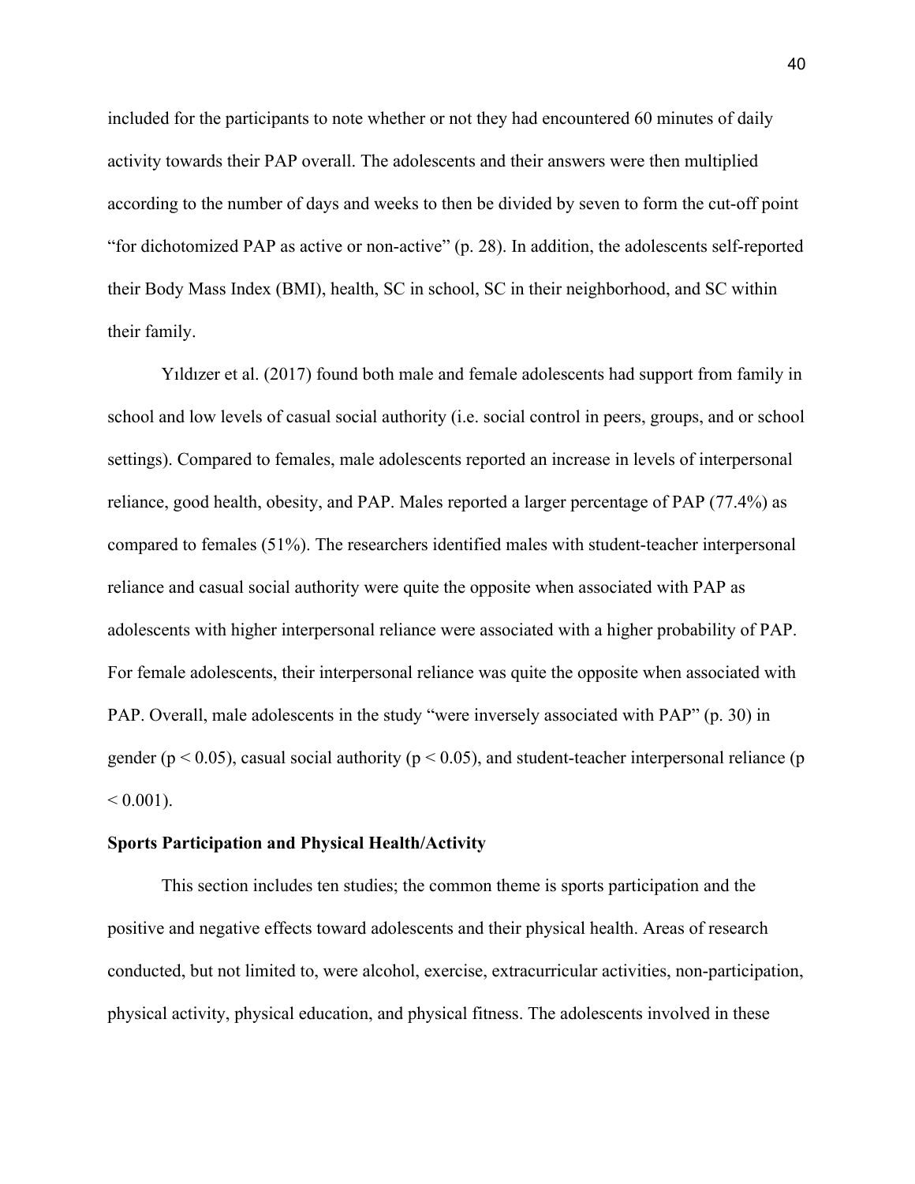included for the participants to note whether or not they had encountered 60 minutes of daily activity towards their PAP overall. The adolescents and their answers were then multiplied according to the number of days and weeks to then be divided by seven to form the cut-off point "for dichotomized PAP as active or non-active" (p. 28). In addition, the adolescents self-reported their Body Mass Index (BMI), health, SC in school, SC in their neighborhood, and SC within their family.

Yıldızer et al. (2017) found both male and female adolescents had support from family in school and low levels of casual social authority (i.e. social control in peers, groups, and or school settings). Compared to females, male adolescents reported an increase in levels of interpersonal reliance, good health, obesity, and PAP. Males reported a larger percentage of PAP (77.4%) as compared to females (51%). The researchers identified males with student-teacher interpersonal reliance and casual social authority were quite the opposite when associated with PAP as adolescents with higher interpersonal reliance were associated with a higher probability of PAP. For female adolescents, their interpersonal reliance was quite the opposite when associated with PAP. Overall, male adolescents in the study "were inversely associated with PAP" (p. 30) in gender ($p < 0.05$), casual social authority ($p < 0.05$), and student-teacher interpersonal reliance ($p < 0.001$).

**Sports Participation and Physical Health/Activity**

This section includes ten studies; the common theme is sports participation and the positive and negative effects toward adolescents and their physical health. Areas of research conducted, but not limited to, were alcohol, exercise, extracurricular activities, non-participation, physical activity, physical education, and physical fitness. The adolescents involved in these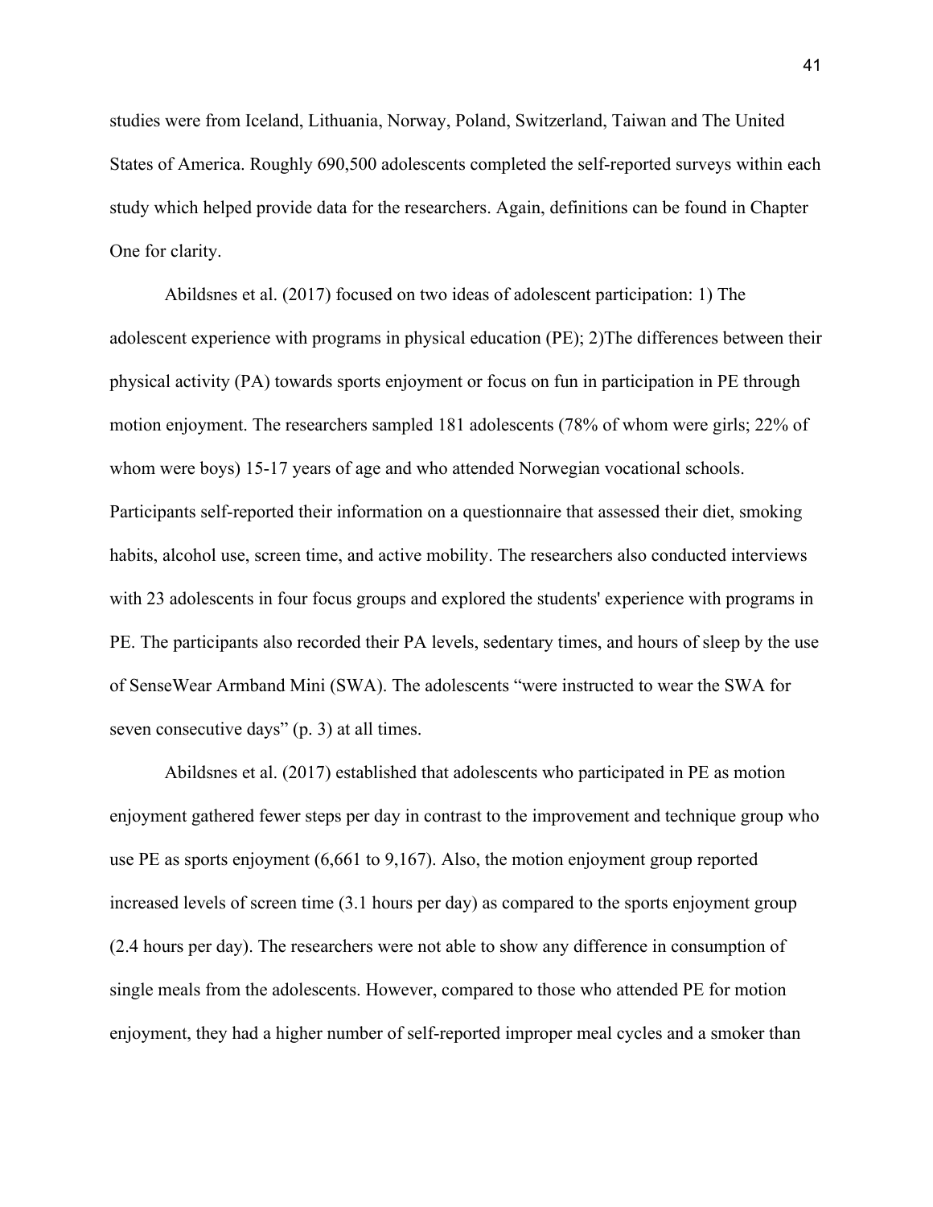studies were from Iceland, Lithuania, Norway, Poland, Switzerland, Taiwan and The United States of America. Roughly 690,500 adolescents completed the self-reported surveys within each study which helped provide data for the researchers. Again, definitions can be found in Chapter One for clarity.

Abildsnes et al. (2017) focused on two ideas of adolescent participation: 1) The adolescent experience with programs in physical education (PE); 2)The differences between their physical activity (PA) towards sports enjoyment or focus on fun in participation in PE through motion enjoyment. The researchers sampled 181 adolescents (78% of whom were girls; 22% of whom were boys) 15-17 years of age and who attended Norwegian vocational schools. Participants self-reported their information on a questionnaire that assessed their diet, smoking habits, alcohol use, screen time, and active mobility. The researchers also conducted interviews with 23 adolescents in four focus groups and explored the students' experience with programs in PE. The participants also recorded their PA levels, sedentary times, and hours of sleep by the use of SenseWear Armband Mini (SWA). The adolescents "were instructed to wear the SWA for seven consecutive days" (p. 3) at all times.

Abildsnes et al. (2017) established that adolescents who participated in PE as motion enjoyment gathered fewer steps per day in contrast to the improvement and technique group who use PE as sports enjoyment (6,661 to 9,167). Also, the motion enjoyment group reported increased levels of screen time (3.1 hours per day) as compared to the sports enjoyment group (2.4 hours per day). The researchers were not able to show any difference in consumption of single meals from the adolescents. However, compared to those who attended PE for motion enjoyment, they had a higher number of self-reported improper meal cycles and a smoker than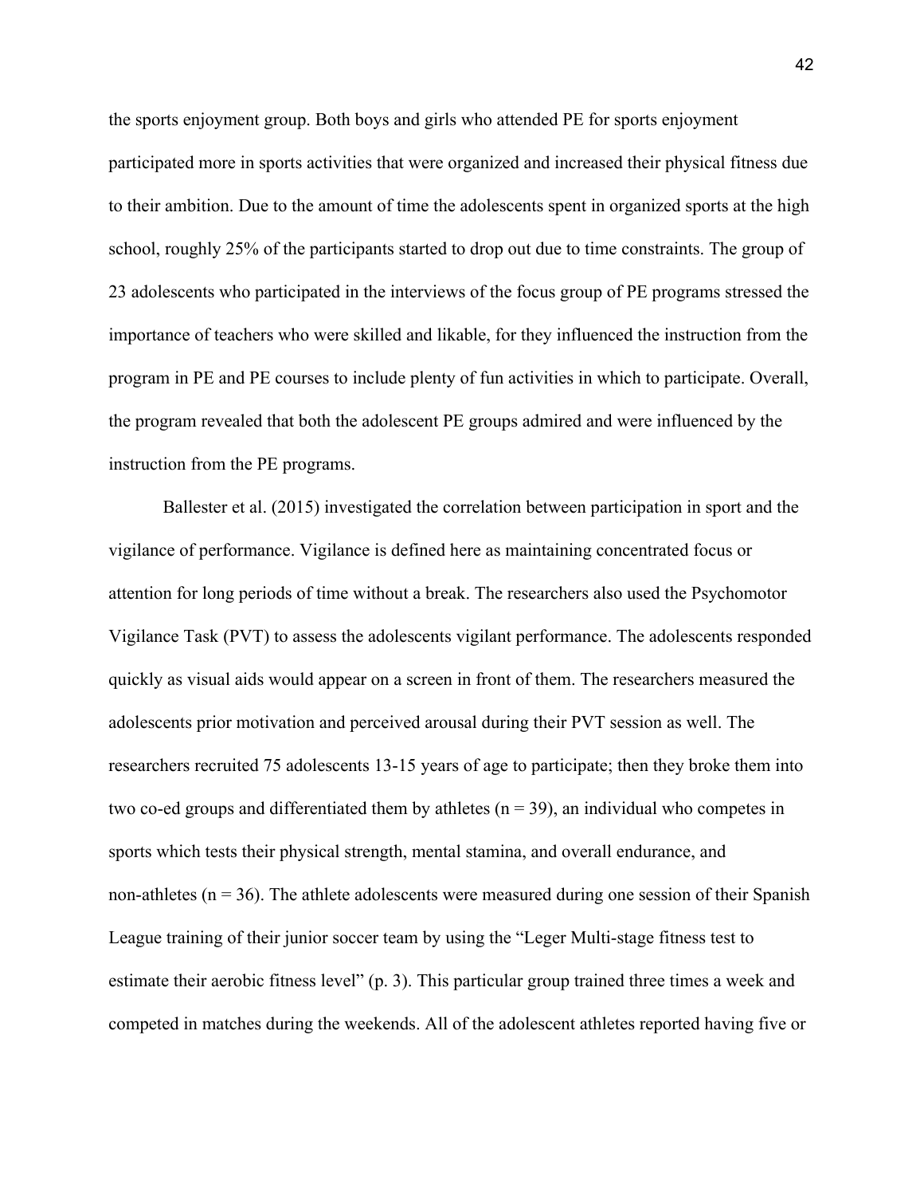the sports enjoyment group. Both boys and girls who attended PE for sports enjoyment participated more in sports activities that were organized and increased their physical fitness due to their ambition. Due to the amount of time the adolescents spent in organized sports at the high school, roughly 25% of the participants started to drop out due to time constraints. The group of 23 adolescents who participated in the interviews of the focus group of PE programs stressed the importance of teachers who were skilled and likable, for they influenced the instruction from the program in PE and PE courses to include plenty of fun activities in which to participate. Overall, the program revealed that both the adolescent PE groups admired and were influenced by the instruction from the PE programs.

Ballester et al. (2015) investigated the correlation between participation in sport and the vigilance of performance. Vigilance is defined here as maintaining concentrated focus or attention for long periods of time without a break. The researchers also used the Psychomotor Vigilance Task (PVT) to assess the adolescents vigilant performance. The adolescents responded quickly as visual aids would appear on a screen in front of them. The researchers measured the adolescents prior motivation and perceived arousal during their PVT session as well. The researchers recruited 75 adolescents 13-15 years of age to participate; then they broke them into two co-ed groups and differentiated them by athletes ($n = 39$), an individual who competes in sports which tests their physical strength, mental stamina, and overall endurance, and non-athletes ($n = 36$). The athlete adolescents were measured during one session of their Spanish League training of their junior soccer team by using the "Leger Multi-stage fitness test to estimate their aerobic fitness level" (p. 3). This particular group trained three times a week and competed in matches during the weekends. All of the adolescent athletes reported having five or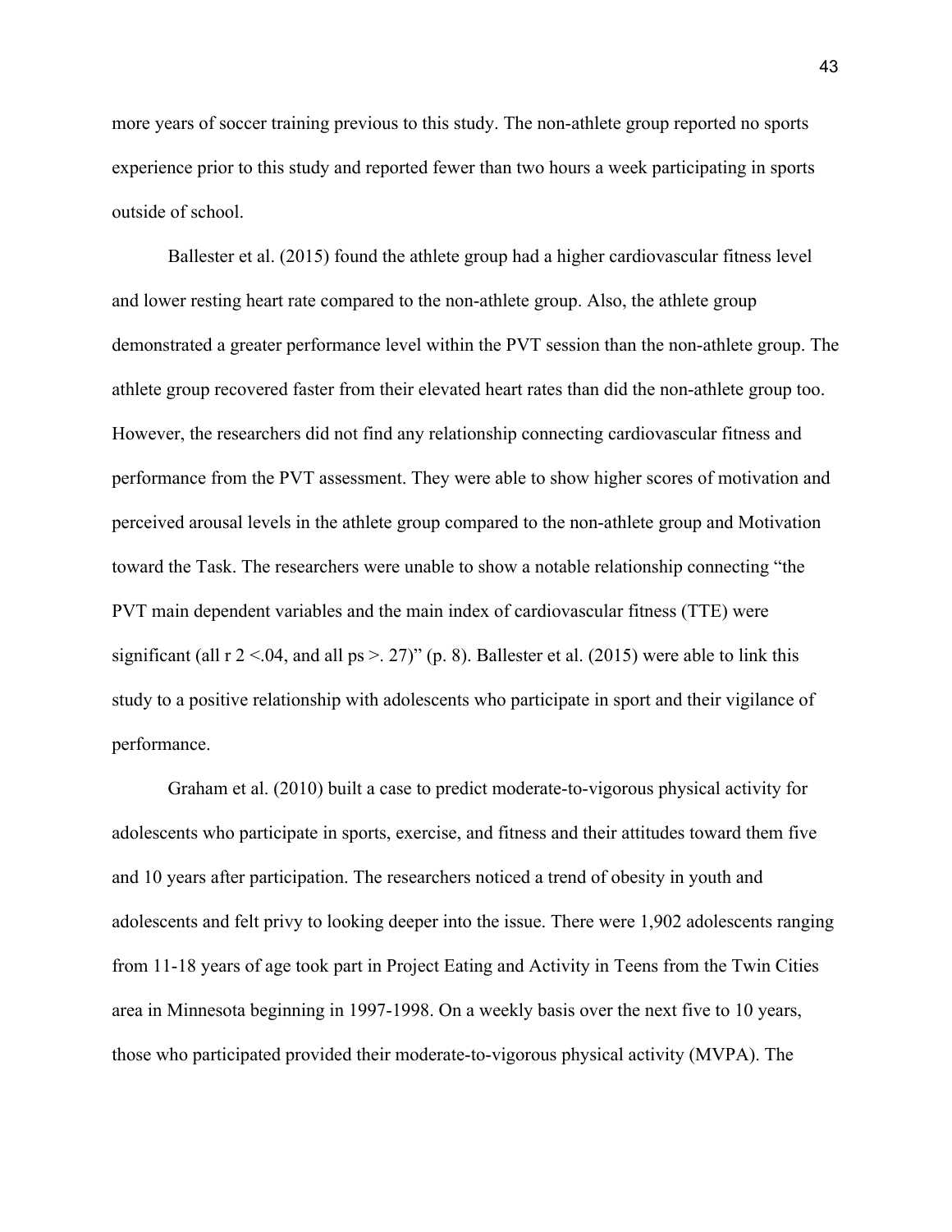more years of soccer training previous to this study. The non-athlete group reported no sports experience prior to this study and reported fewer than two hours a week participating in sports outside of school.

Ballester et al. (2015) found the athlete group had a higher cardiovascular fitness level and lower resting heart rate compared to the non-athlete group. Also, the athlete group demonstrated a greater performance level within the PVT session than the non-athlete group. The athlete group recovered faster from their elevated heart rates than did the non-athlete group too. However, the researchers did not find any relationship connecting cardiovascular fitness and performance from the PVT assessment. They were able to show higher scores of motivation and perceived arousal levels in the athlete group compared to the non-athlete group and Motivation toward the Task. The researchers were unable to show a notable relationship connecting "the PVT main dependent variables and the main index of cardiovascular fitness (TTE) were significant (all $r^2 < .04$, and all $ps > .27$)" (p. 8). Ballester et al. (2015) were able to link this study to a positive relationship with adolescents who participate in sport and their vigilance of performance.

Graham et al. (2010) built a case to predict moderate-to-vigorous physical activity for adolescents who participate in sports, exercise, and fitness and their attitudes toward them five and 10 years after participation. The researchers noticed a trend of obesity in youth and adolescents and felt privy to looking deeper into the issue. There were 1,902 adolescents ranging from 11-18 years of age took part in Project Eating and Activity in Teens from the Twin Cities area in Minnesota beginning in 1997-1998. On a weekly basis over the next five to 10 years, those who participated provided their moderate-to-vigorous physical activity (MVPA). The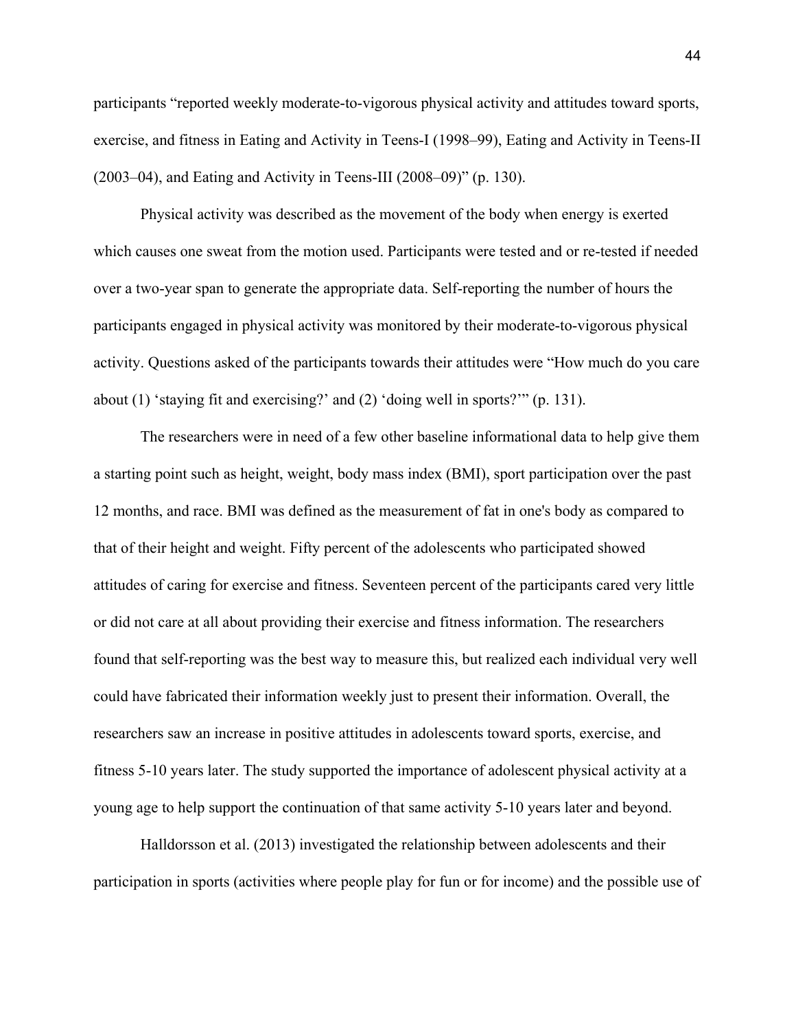participants "reported weekly moderate-to-vigorous physical activity and attitudes toward sports, exercise, and fitness in Eating and Activity in Teens-I (1998–99), Eating and Activity in Teens-II (2003–04), and Eating and Activity in Teens-III (2008–09)" (p. 130).

Physical activity was described as the movement of the body when energy is exerted which causes one sweat from the motion used. Participants were tested and or re-tested if needed over a two-year span to generate the appropriate data. Self-reporting the number of hours the participants engaged in physical activity was monitored by their moderate-to-vigorous physical activity. Questions asked of the participants towards their attitudes were "How much do you care about (1) 'staying fit and exercising?' and (2) 'doing well in sports?'" (p. 131).

The researchers were in need of a few other baseline informational data to help give them a starting point such as height, weight, body mass index (BMI), sport participation over the past 12 months, and race. BMI was defined as the measurement of fat in one's body as compared to that of their height and weight. Fifty percent of the adolescents who participated showed attitudes of caring for exercise and fitness. Seventeen percent of the participants cared very little or did not care at all about providing their exercise and fitness information. The researchers found that self-reporting was the best way to measure this, but realized each individual very well could have fabricated their information weekly just to present their information. Overall, the researchers saw an increase in positive attitudes in adolescents toward sports, exercise, and fitness 5-10 years later. The study supported the importance of adolescent physical activity at a young age to help support the continuation of that same activity 5-10 years later and beyond.

Halldorsson et al. (2013) investigated the relationship between adolescents and their participation in sports (activities where people play for fun or for income) and the possible use of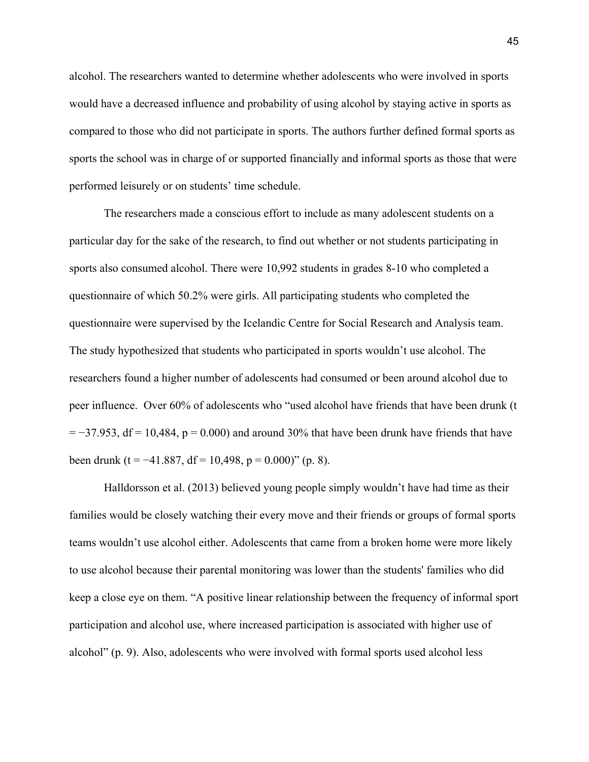alcohol. The researchers wanted to determine whether adolescents who were involved in sports would have a decreased influence and probability of using alcohol by staying active in sports as compared to those who did not participate in sports. The authors further defined formal sports as sports the school was in charge of or supported financially and informal sports as those that were performed leisurely or on students' time schedule.

The researchers made a conscious effort to include as many adolescent students on a particular day for the sake of the research, to find out whether or not students participating in sports also consumed alcohol. There were 10,992 students in grades 8-10 who completed a questionnaire of which 50.2% were girls. All participating students who completed the questionnaire were supervised by the Icelandic Centre for Social Research and Analysis team. The study hypothesized that students who participated in sports wouldn't use alcohol. The researchers found a higher number of adolescents had consumed or been around alcohol due to peer influence. Over 60% of adolescents who "used alcohol have friends that have been drunk ($t = -37.953$, $df = 10{,}484$, $p = 0.000$) and around 30% that have been drunk have friends that have been drunk ($t = -41.887$, $df = 10{,}498$, $p = 0.000$)" (p. 8).

Halldorsson et al. (2013) believed young people simply wouldn't have had time as their families would be closely watching their every move and their friends or groups of formal sports teams wouldn't use alcohol either. Adolescents that came from a broken home were more likely to use alcohol because their parental monitoring was lower than the students' families who did keep a close eye on them. "A positive linear relationship between the frequency of informal sport participation and alcohol use, where increased participation is associated with higher use of alcohol" (p. 9). Also, adolescents who were involved with formal sports used alcohol less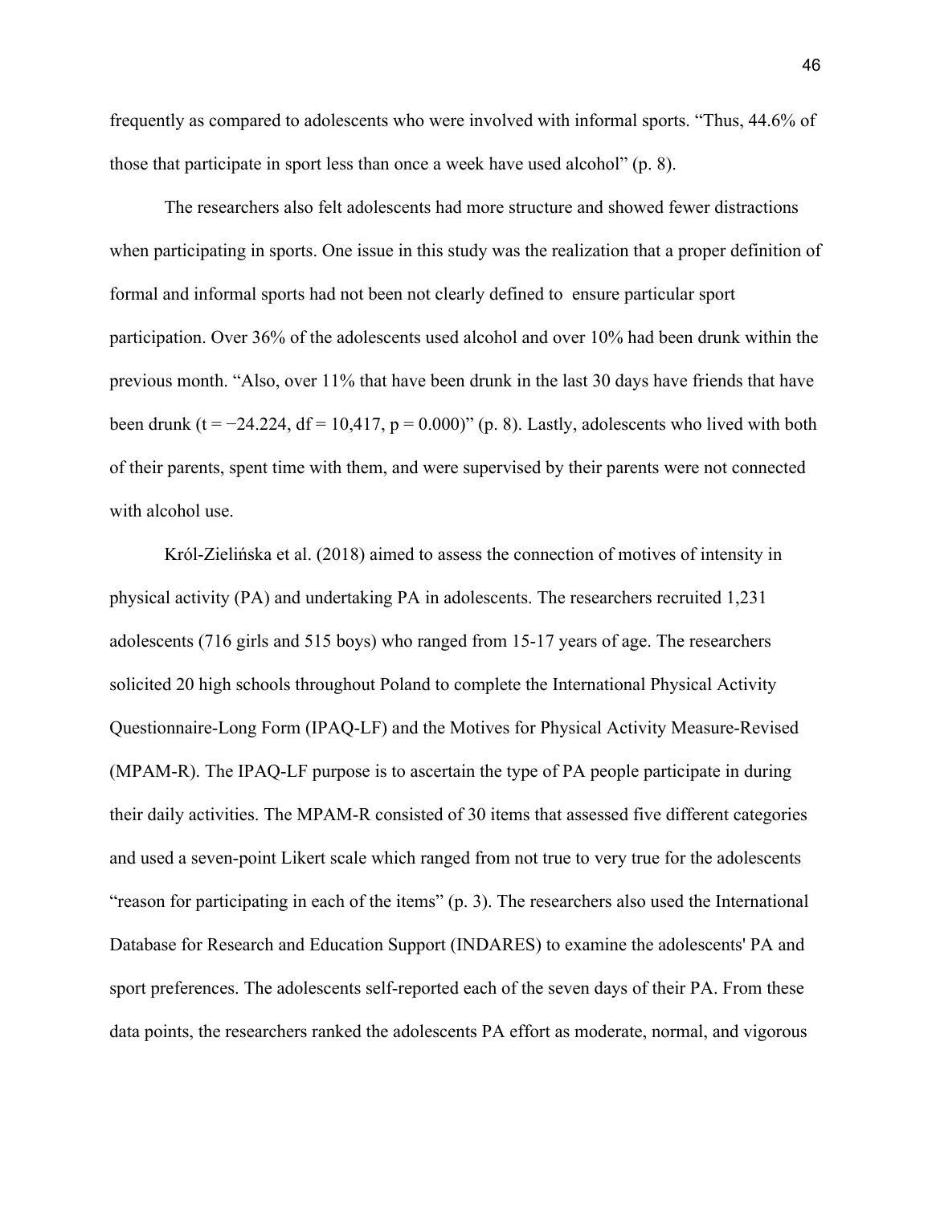frequently as compared to adolescents who were involved with informal sports. "Thus, 44.6% of those that participate in sport less than once a week have used alcohol" (p. 8).

The researchers also felt adolescents had more structure and showed fewer distractions when participating in sports. One issue in this study was the realization that a proper definition of formal and informal sports had not been not clearly defined to ensure particular sport participation. Over 36% of the adolescents used alcohol and over 10% had been drunk within the previous month. "Also, over 11% that have been drunk in the last 30 days have friends that have been drunk ($t = -24.224$, $df = 10{,}417$, $p = 0.000$)" (p. 8). Lastly, adolescents who lived with both of their parents, spent time with them, and were supervised by their parents were not connected with alcohol use.

Król-Zielińska et al. (2018) aimed to assess the connection of motives of intensity in physical activity (PA) and undertaking PA in adolescents. The researchers recruited 1,231 adolescents (716 girls and 515 boys) who ranged from 15-17 years of age. The researchers solicited 20 high schools throughout Poland to complete the International Physical Activity Questionnaire-Long Form (IPAQ-LF) and the Motives for Physical Activity Measure-Revised (MPAM-R). The IPAQ-LF purpose is to ascertain the type of PA people participate in during their daily activities. The MPAM-R consisted of 30 items that assessed five different categories and used a seven-point Likert scale which ranged from not true to very true for the adolescents "reason for participating in each of the items" (p. 3). The researchers also used the International Database for Research and Education Support (INDARES) to examine the adolescents' PA and sport preferences. The adolescents self-reported each of the seven days of their PA. From these data points, the researchers ranked the adolescents PA effort as moderate, normal, and vigorous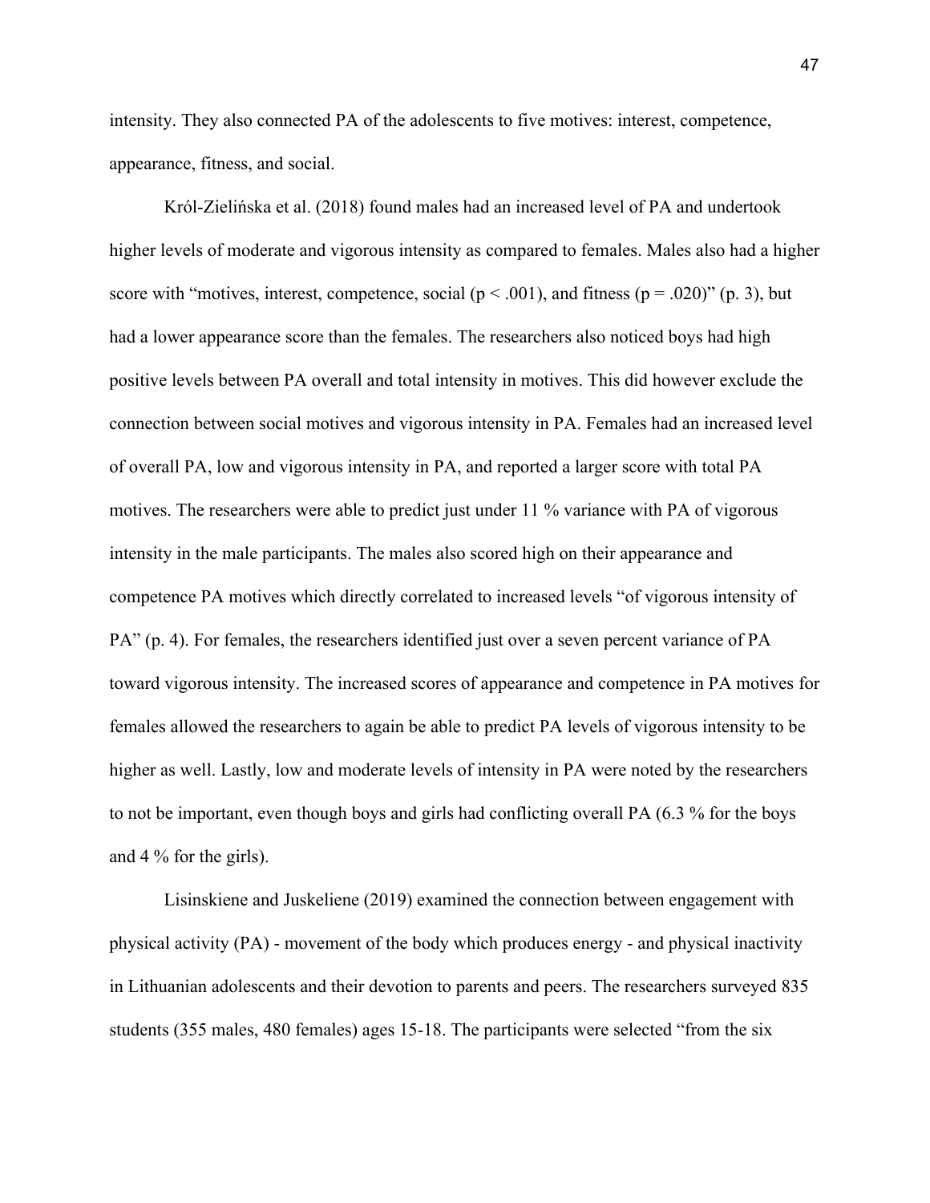intensity. They also connected PA of the adolescents to five motives: interest, competence, appearance, fitness, and social.

Król-Zielińska et al. (2018) found males had an increased level of PA and undertook higher levels of moderate and vigorous intensity as compared to females. Males also had a higher score with "motives, interest, competence, social ($p < .001$), and fitness ($p = .020$)" (p. 3), but had a lower appearance score than the females. The researchers also noticed boys had high positive levels between PA overall and total intensity in motives. This did however exclude the connection between social motives and vigorous intensity in PA. Females had an increased level of overall PA, low and vigorous intensity in PA, and reported a larger score with total PA motives. The researchers were able to predict just under 11 % variance with PA of vigorous intensity in the male participants. The males also scored high on their appearance and competence PA motives which directly correlated to increased levels "of vigorous intensity of PA" (p. 4). For females, the researchers identified just over a seven percent variance of PA toward vigorous intensity. The increased scores of appearance and competence in PA motives for females allowed the researchers to again be able to predict PA levels of vigorous intensity to be higher as well. Lastly, low and moderate levels of intensity in PA were noted by the researchers to not be important, even though boys and girls had conflicting overall PA (6.3 % for the boys and 4 % for the girls).

Lisinskiene and Juskeliene (2019) examined the connection between engagement with physical activity (PA) - movement of the body which produces energy - and physical inactivity in Lithuanian adolescents and their devotion to parents and peers. The researchers surveyed 835 students (355 males, 480 females) ages 15-18. The participants were selected "from the six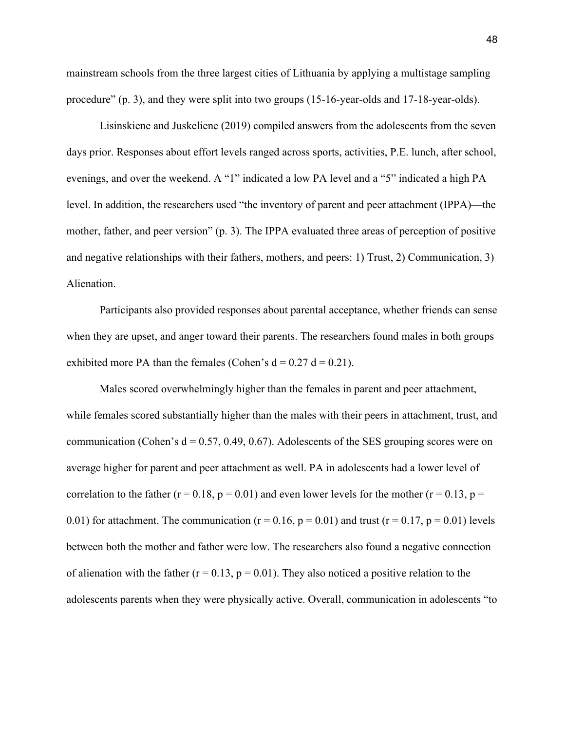mainstream schools from the three largest cities of Lithuania by applying a multistage sampling procedure" (p. 3), and they were split into two groups (15-16-year-olds and 17-18-year-olds).

Lisinskiene and Juskeliene (2019) compiled answers from the adolescents from the seven days prior. Responses about effort levels ranged across sports, activities, P.E. lunch, after school, evenings, and over the weekend. A "1" indicated a low PA level and a "5" indicated a high PA level. In addition, the researchers used "the inventory of parent and peer attachment (IPPA)—the mother, father, and peer version" (p. 3). The IPPA evaluated three areas of perception of positive and negative relationships with their fathers, mothers, and peers: 1) Trust, 2) Communication, 3) Alienation.

Participants also provided responses about parental acceptance, whether friends can sense when they are upset, and anger toward their parents. The researchers found males in both groups exhibited more PA than the females (Cohen's $d = 0.27$ $d = 0.21$).

Males scored overwhelmingly higher than the females in parent and peer attachment, while females scored substantially higher than the males with their peers in attachment, trust, and communication (Cohen's $d = 0.57, 0.49, 0.67$). Adolescents of the SES grouping scores were on average higher for parent and peer attachment as well. PA in adolescents had a lower level of correlation to the father ($r = 0.18$, $p = 0.01$) and even lower levels for the mother ($r = 0.13$, $p = 0.01$) for attachment. The communication ($r = 0.16$, $p = 0.01$) and trust ($r = 0.17$, $p = 0.01$) levels between both the mother and father were low. The researchers also found a negative connection of alienation with the father ($r = 0.13$, $p = 0.01$). They also noticed a positive relation to the adolescents parents when they were physically active. Overall, communication in adolescents "to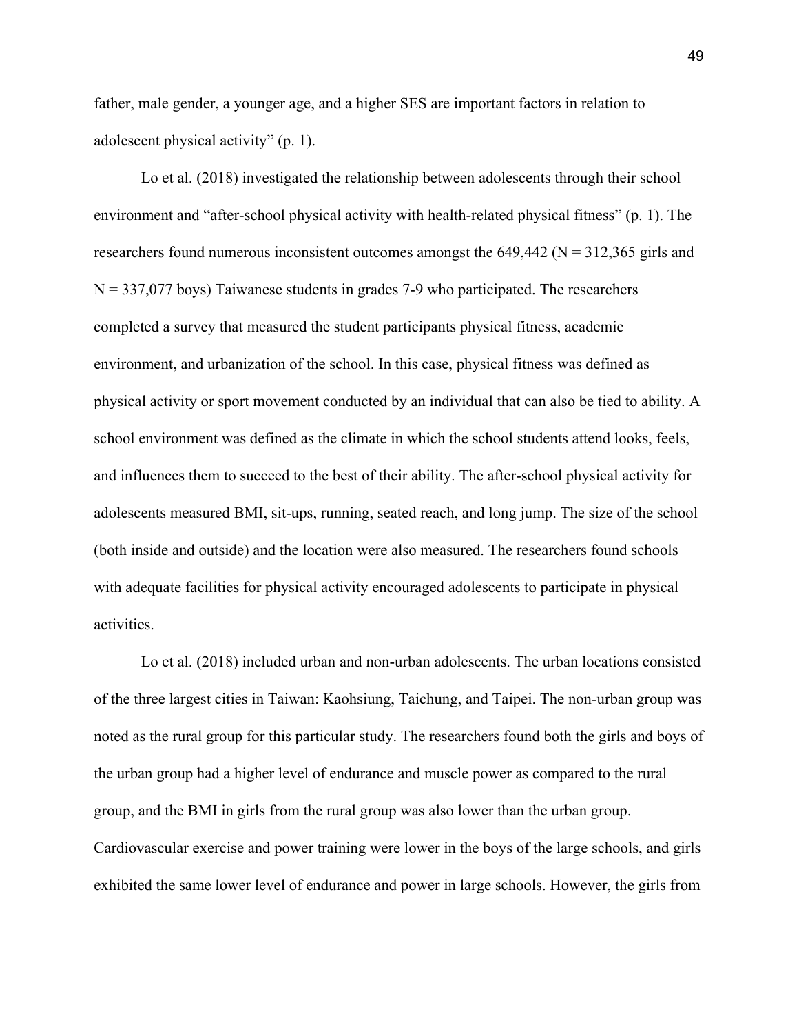father, male gender, a younger age, and a higher SES are important factors in relation to adolescent physical activity" (p. 1).

Lo et al. (2018) investigated the relationship between adolescents through their school environment and "after-school physical activity with health-related physical fitness" (p. 1). The researchers found numerous inconsistent outcomes amongst the 649,442 (N = 312,365 girls and N = 337,077 boys) Taiwanese students in grades 7-9 who participated. The researchers completed a survey that measured the student participants physical fitness, academic environment, and urbanization of the school. In this case, physical fitness was defined as physical activity or sport movement conducted by an individual that can also be tied to ability. A school environment was defined as the climate in which the school students attend looks, feels, and influences them to succeed to the best of their ability. The after-school physical activity for adolescents measured BMI, sit-ups, running, seated reach, and long jump. The size of the school (both inside and outside) and the location were also measured. The researchers found schools with adequate facilities for physical activity encouraged adolescents to participate in physical activities.

Lo et al. (2018) included urban and non-urban adolescents. The urban locations consisted of the three largest cities in Taiwan: Kaohsiung, Taichung, and Taipei. The non-urban group was noted as the rural group for this particular study. The researchers found both the girls and boys of the urban group had a higher level of endurance and muscle power as compared to the rural group, and the BMI in girls from the rural group was also lower than the urban group. Cardiovascular exercise and power training were lower in the boys of the large schools, and girls exhibited the same lower level of endurance and power in large schools. However, the girls from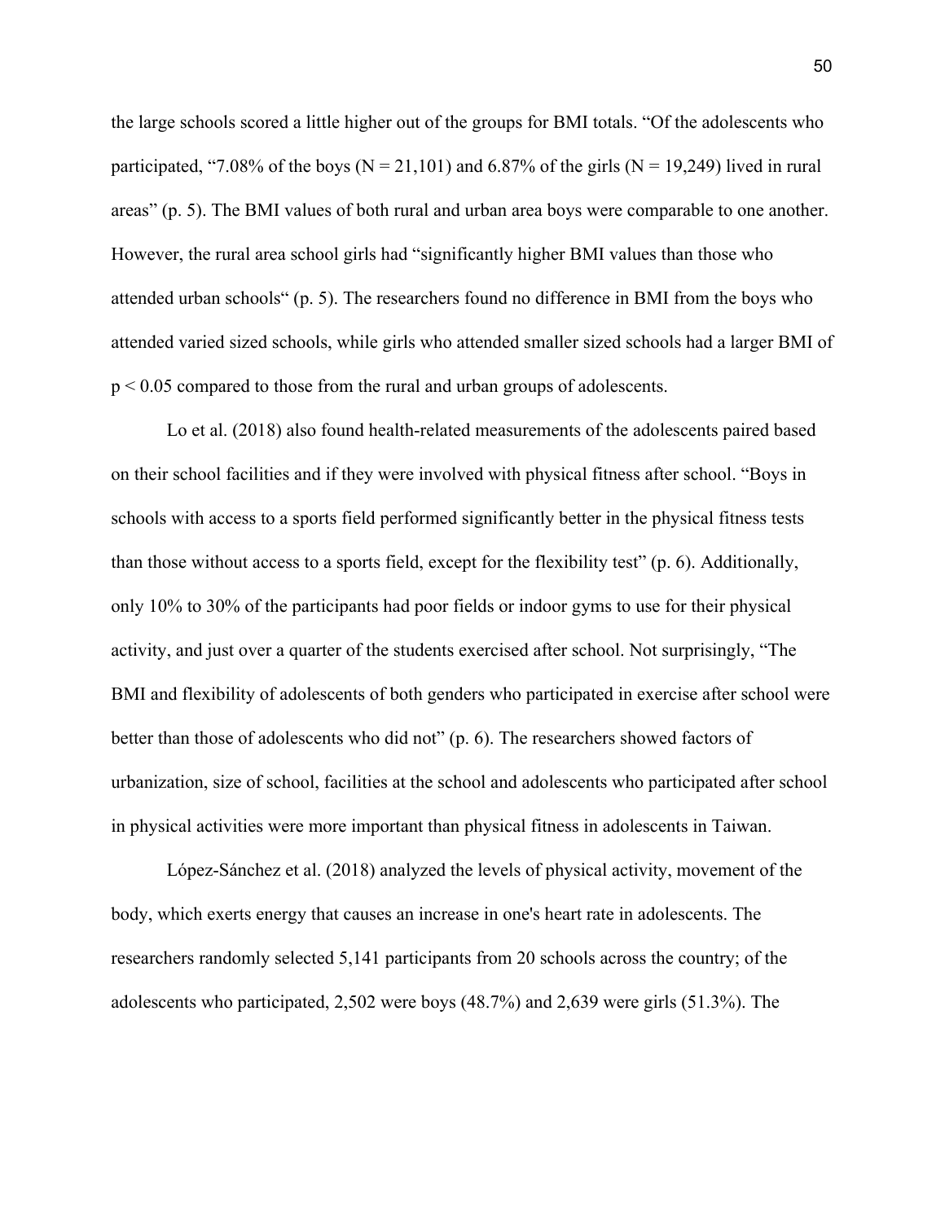the large schools scored a little higher out of the groups for BMI totals. “Of the adolescents who participated, “7.08% of the boys ($N = 21,101$) and 6.87% of the girls ($N = 19,249$) lived in rural areas” (p. 5). The BMI values of both rural and urban area boys were comparable to one another. However, the rural area school girls had “significantly higher BMI values than those who attended urban schools“ (p. 5). The researchers found no difference in BMI from the boys who attended varied sized schools, while girls who attended smaller sized schools had a larger BMI of $p < 0.05$ compared to those from the rural and urban groups of adolescents.

Lo et al. (2018) also found health-related measurements of the adolescents paired based on their school facilities and if they were involved with physical fitness after school. “Boys in schools with access to a sports field performed significantly better in the physical fitness tests than those without access to a sports field, except for the flexibility test” (p. 6). Additionally, only 10% to 30% of the participants had poor fields or indoor gyms to use for their physical activity, and just over a quarter of the students exercised after school. Not surprisingly, “The BMI and flexibility of adolescents of both genders who participated in exercise after school were better than those of adolescents who did not” (p. 6). The researchers showed factors of urbanization, size of school, facilities at the school and adolescents who participated after school in physical activities were more important than physical fitness in adolescents in Taiwan.

López-Sánchez et al. (2018) analyzed the levels of physical activity, movement of the body, which exerts energy that causes an increase in one's heart rate in adolescents. The researchers randomly selected 5,141 participants from 20 schools across the country; of the adolescents who participated, 2,502 were boys (48.7%) and 2,639 were girls (51.3%). The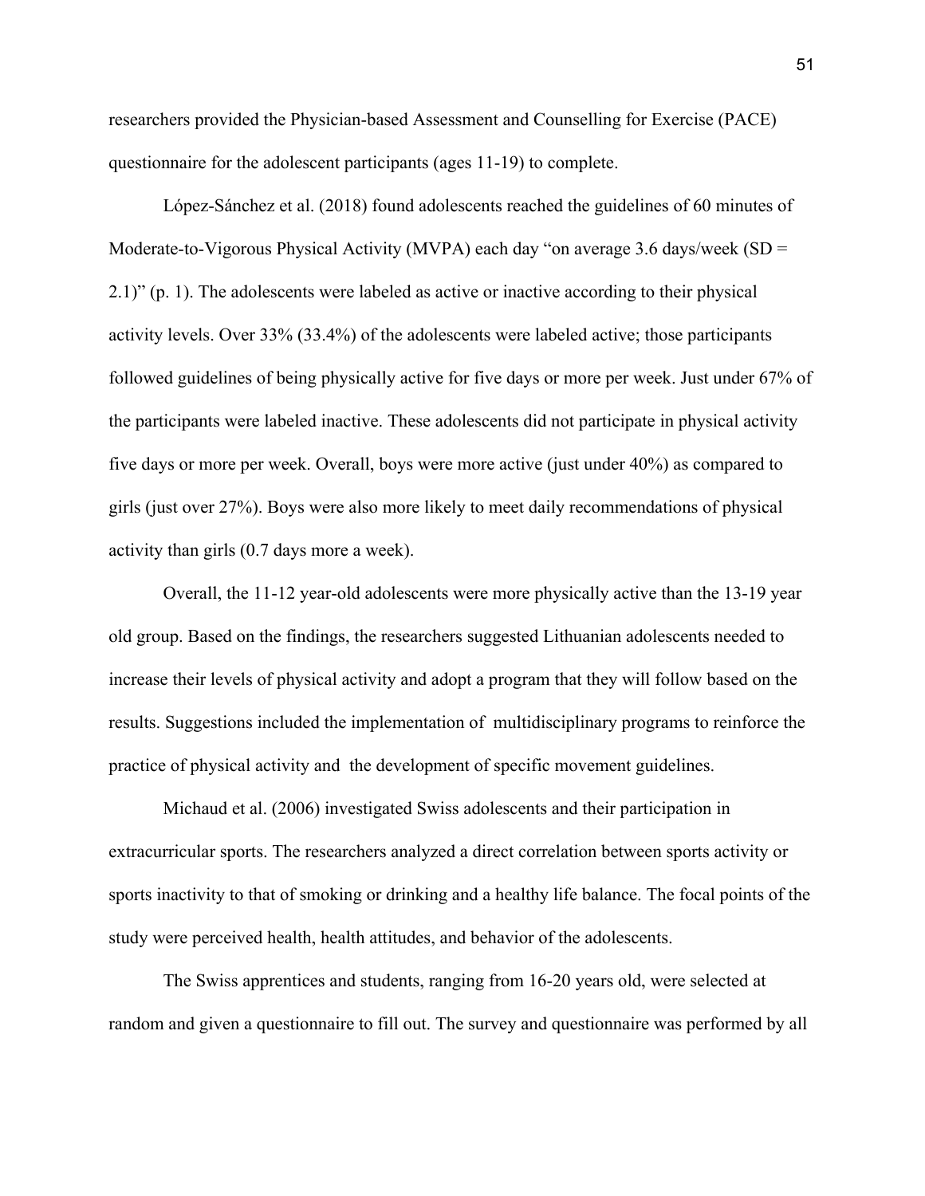researchers provided the Physician-based Assessment and Counselling for Exercise (PACE) questionnaire for the adolescent participants (ages 11-19) to complete.

López-Sánchez et al. (2018) found adolescents reached the guidelines of 60 minutes of Moderate-to-Vigorous Physical Activity (MVPA) each day "on average 3.6 days/week (SD = 2.1)" (p. 1). The adolescents were labeled as active or inactive according to their physical activity levels. Over 33% (33.4%) of the adolescents were labeled active; those participants followed guidelines of being physically active for five days or more per week. Just under 67% of the participants were labeled inactive. These adolescents did not participate in physical activity five days or more per week. Overall, boys were more active (just under 40%) as compared to girls (just over 27%). Boys were also more likely to meet daily recommendations of physical activity than girls (0.7 days more a week).

Overall, the 11-12 year-old adolescents were more physically active than the 13-19 year old group. Based on the findings, the researchers suggested Lithuanian adolescents needed to increase their levels of physical activity and adopt a program that they will follow based on the results. Suggestions included the implementation of multidisciplinary programs to reinforce the practice of physical activity and the development of specific movement guidelines.

Michaud et al. (2006) investigated Swiss adolescents and their participation in extracurricular sports. The researchers analyzed a direct correlation between sports activity or sports inactivity to that of smoking or drinking and a healthy life balance. The focal points of the study were perceived health, health attitudes, and behavior of the adolescents.

The Swiss apprentices and students, ranging from 16-20 years old, were selected at random and given a questionnaire to fill out. The survey and questionnaire was performed by all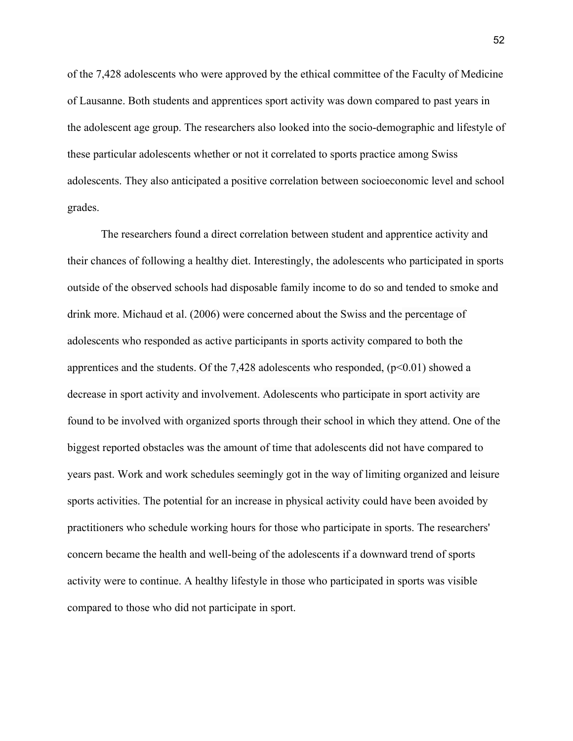of the 7,428 adolescents who were approved by the ethical committee of the Faculty of Medicine of Lausanne. Both students and apprentices sport activity was down compared to past years in the adolescent age group. The researchers also looked into the socio-demographic and lifestyle of these particular adolescents whether or not it correlated to sports practice among Swiss adolescents. They also anticipated a positive correlation between socioeconomic level and school grades.

The researchers found a direct correlation between student and apprentice activity and their chances of following a healthy diet. Interestingly, the adolescents who participated in sports outside of the observed schools had disposable family income to do so and tended to smoke and drink more. Michaud et al. (2006) were concerned about the Swiss and the percentage of adolescents who responded as active participants in sports activity compared to both the apprentices and the students. Of the 7,428 adolescents who responded, ($p<0.01$) showed a decrease in sport activity and involvement. Adolescents who participate in sport activity are found to be involved with organized sports through their school in which they attend. One of the biggest reported obstacles was the amount of time that adolescents did not have compared to years past. Work and work schedules seemingly got in the way of limiting organized and leisure sports activities. The potential for an increase in physical activity could have been avoided by practitioners who schedule working hours for those who participate in sports. The researchers' concern became the health and well-being of the adolescents if a downward trend of sports activity were to continue. A healthy lifestyle in those who participated in sports was visible compared to those who did not participate in sport.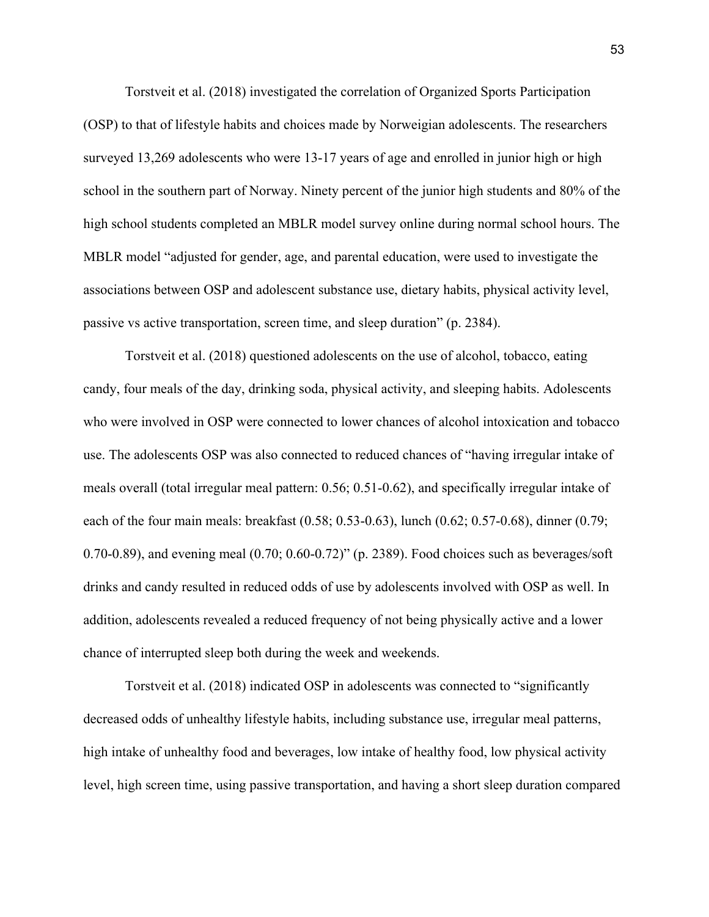Torstveit et al. (2018) investigated the correlation of Organized Sports Participation (OSP) to that of lifestyle habits and choices made by Norweigian adolescents. The researchers surveyed 13,269 adolescents who were 13-17 years of age and enrolled in junior high or high school in the southern part of Norway. Ninety percent of the junior high students and 80% of the high school students completed an MBLR model survey online during normal school hours. The MBLR model "adjusted for gender, age, and parental education, were used to investigate the associations between OSP and adolescent substance use, dietary habits, physical activity level, passive vs active transportation, screen time, and sleep duration" (p. 2384).

Torstveit et al. (2018) questioned adolescents on the use of alcohol, tobacco, eating candy, four meals of the day, drinking soda, physical activity, and sleeping habits. Adolescents who were involved in OSP were connected to lower chances of alcohol intoxication and tobacco use. The adolescents OSP was also connected to reduced chances of "having irregular intake of meals overall (total irregular meal pattern: 0.56; 0.51-0.62), and specifically irregular intake of each of the four main meals: breakfast (0.58; 0.53-0.63), lunch (0.62; 0.57-0.68), dinner (0.79; 0.70-0.89), and evening meal (0.70; 0.60-0.72)" (p. 2389). Food choices such as beverages/soft drinks and candy resulted in reduced odds of use by adolescents involved with OSP as well. In addition, adolescents revealed a reduced frequency of not being physically active and a lower chance of interrupted sleep both during the week and weekends.

Torstveit et al. (2018) indicated OSP in adolescents was connected to "significantly decreased odds of unhealthy lifestyle habits, including substance use, irregular meal patterns, high intake of unhealthy food and beverages, low intake of healthy food, low physical activity level, high screen time, using passive transportation, and having a short sleep duration compared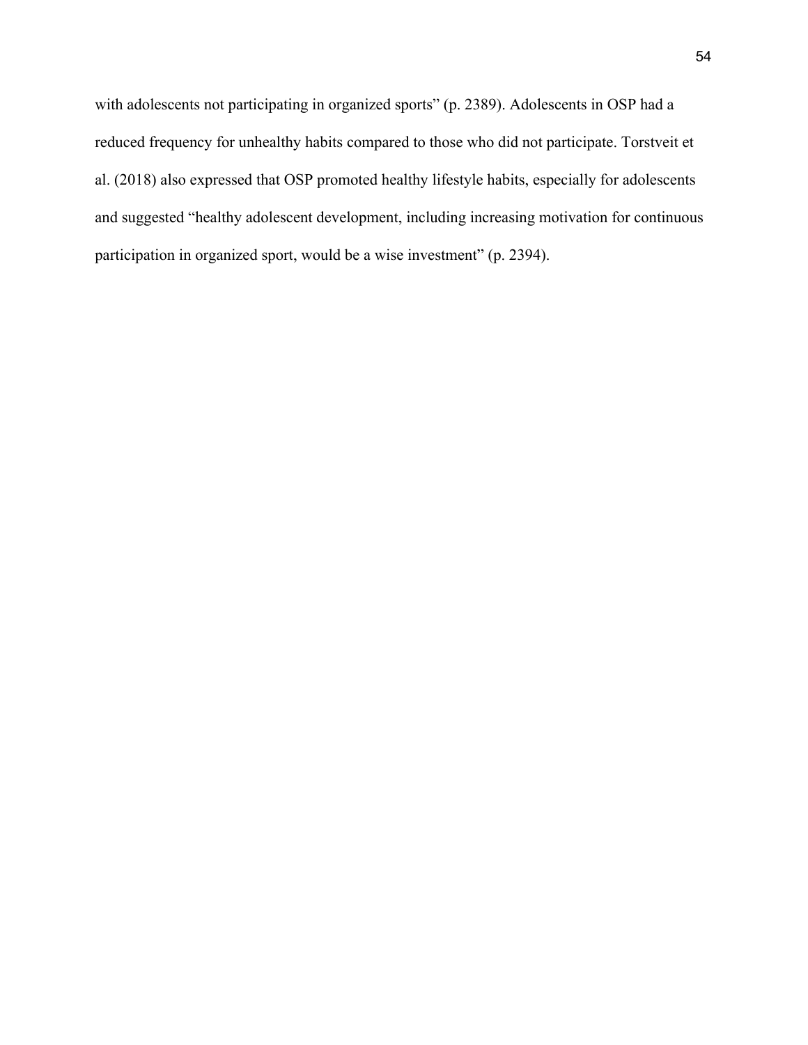with adolescents not participating in organized sports" (p. 2389). Adolescents in OSP had a reduced frequency for unhealthy habits compared to those who did not participate. Torstveit et al. (2018) also expressed that OSP promoted healthy lifestyle habits, especially for adolescents and suggested "healthy adolescent development, including increasing motivation for continuous participation in organized sport, would be a wise investment" (p. 2394).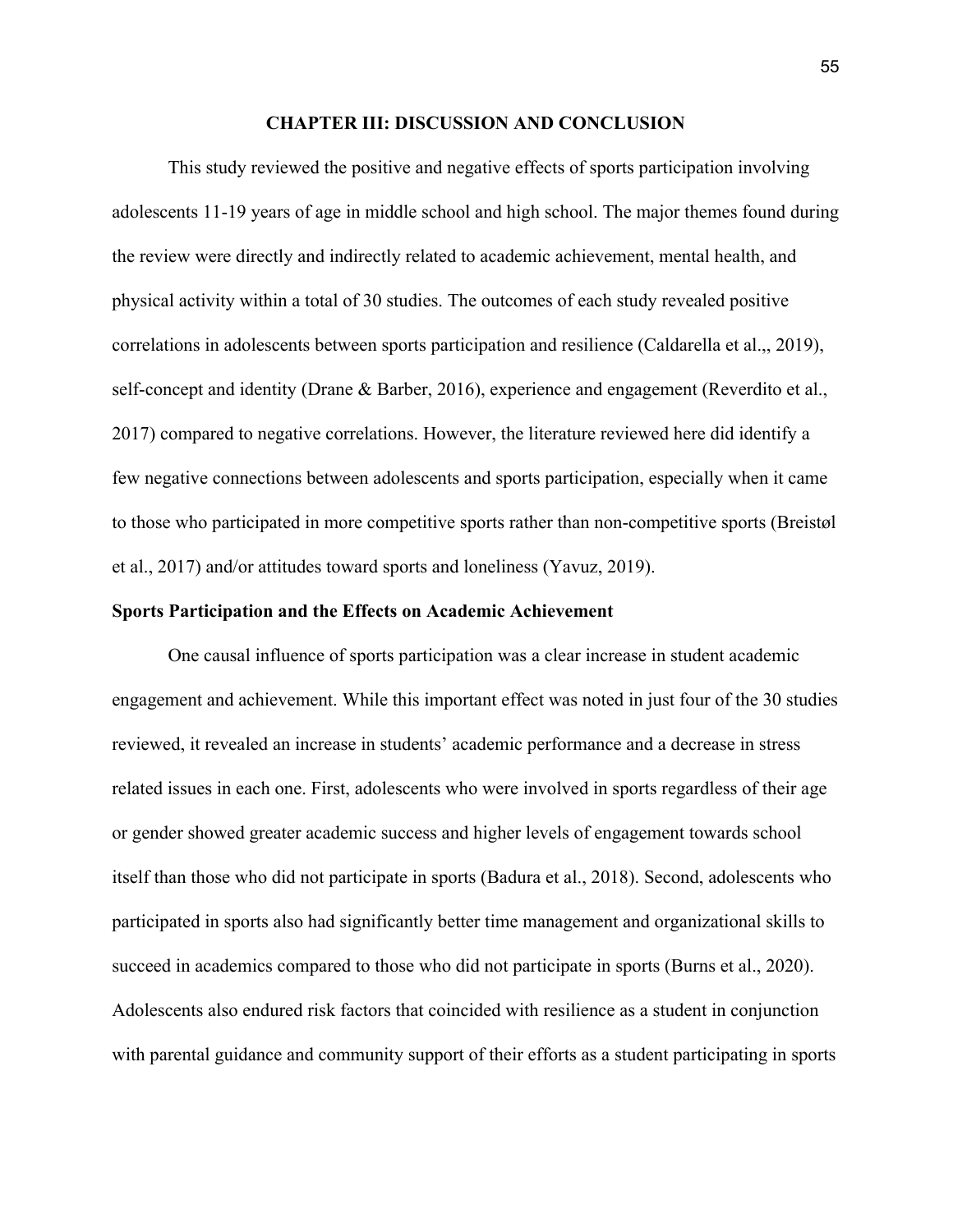## CHAPTER III: DISCUSSION AND CONCLUSION

This study reviewed the positive and negative effects of sports participation involving adolescents 11-19 years of age in middle school and high school. The major themes found during the review were directly and indirectly related to academic achievement, mental health, and physical activity within a total of 30 studies. The outcomes of each study revealed positive correlations in adolescents between sports participation and resilience (Caldarella et al.,, 2019), self-concept and identity (Drane & Barber, 2016), experience and engagement (Reverdito et al., 2017) compared to negative correlations. However, the literature reviewed here did identify a few negative connections between adolescents and sports participation, especially when it came to those who participated in more competitive sports rather than non-competitive sports (Breistøl et al., 2017) and/or attitudes toward sports and loneliness (Yavuz, 2019).

### Sports Participation and the Effects on Academic Achievement

One causal influence of sports participation was a clear increase in student academic engagement and achievement. While this important effect was noted in just four of the 30 studies reviewed, it revealed an increase in students' academic performance and a decrease in stress related issues in each one. First, adolescents who were involved in sports regardless of their age or gender showed greater academic success and higher levels of engagement towards school itself than those who did not participate in sports (Badura et al., 2018). Second, adolescents who participated in sports also had significantly better time management and organizational skills to succeed in academics compared to those who did not participate in sports (Burns et al., 2020). Adolescents also endured risk factors that coincided with resilience as a student in conjunction with parental guidance and community support of their efforts as a student participating in sports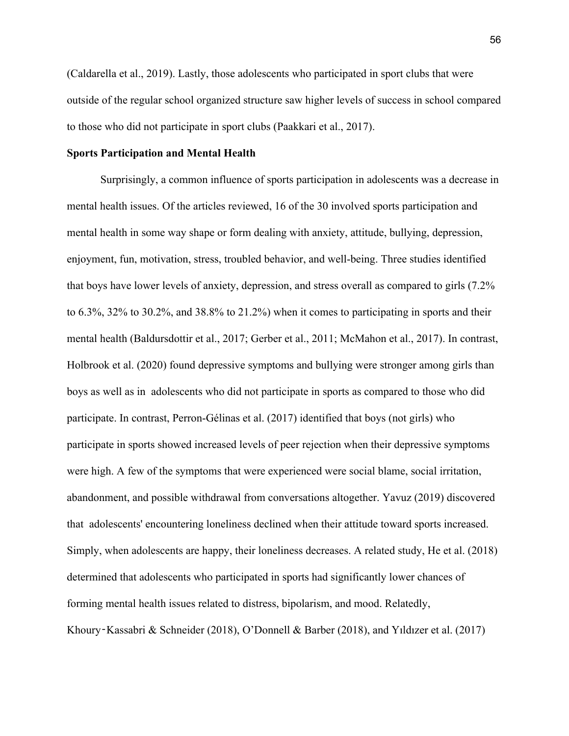(Caldarella et al., 2019). Lastly, those adolescents who participated in sport clubs that were outside of the regular school organized structure saw higher levels of success in school compared to those who did not participate in sport clubs (Paakkari et al., 2017).

**Sports Participation and Mental Health**

Surprisingly, a common influence of sports participation in adolescents was a decrease in mental health issues. Of the articles reviewed, 16 of the 30 involved sports participation and mental health in some way shape or form dealing with anxiety, attitude, bullying, depression, enjoyment, fun, motivation, stress, troubled behavior, and well-being. Three studies identified that boys have lower levels of anxiety, depression, and stress overall as compared to girls (7.2% to 6.3%, 32% to 30.2%, and 38.8% to 21.2%) when it comes to participating in sports and their mental health (Baldursdottir et al., 2017; Gerber et al., 2011; McMahon et al., 2017). In contrast, Holbrook et al. (2020) found depressive symptoms and bullying were stronger among girls than boys as well as in adolescents who did not participate in sports as compared to those who did participate. In contrast, Perron-Gélinas et al. (2017) identified that boys (not girls) who participate in sports showed increased levels of peer rejection when their depressive symptoms were high. A few of the symptoms that were experienced were social blame, social irritation, abandonment, and possible withdrawal from conversations altogether. Yavuz (2019) discovered that adolescents' encountering loneliness declined when their attitude toward sports increased. Simply, when adolescents are happy, their loneliness decreases. A related study, He et al. (2018) determined that adolescents who participated in sports had significantly lower chances of forming mental health issues related to distress, bipolarism, and mood. Relatedly, Khoury‐Kassabri & Schneider (2018), O'Donnell & Barber (2018), and Yıldızer et al. (2017)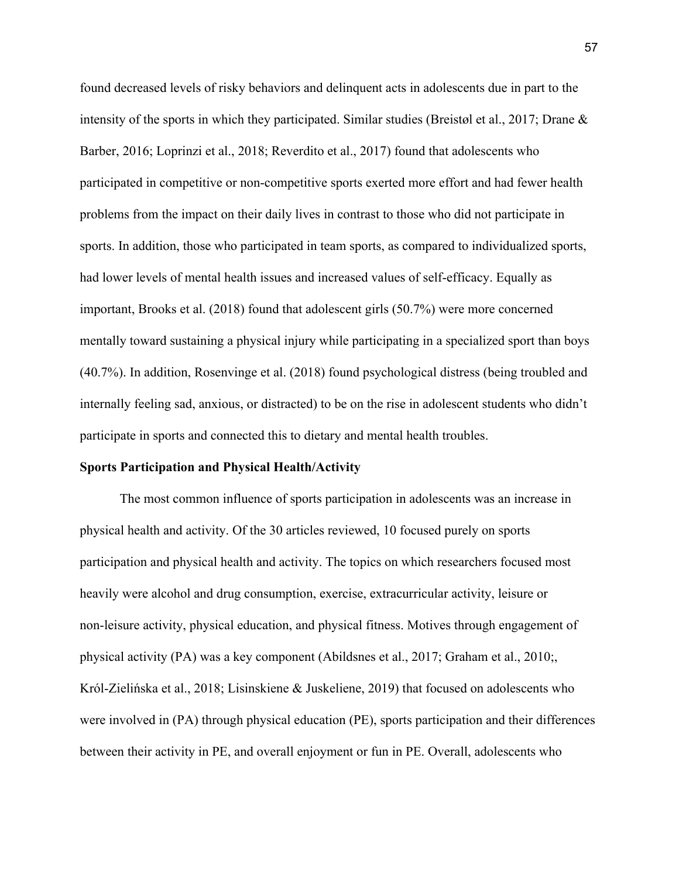found decreased levels of risky behaviors and delinquent acts in adolescents due in part to the intensity of the sports in which they participated. Similar studies (Breistøl et al., 2017; Drane & Barber, 2016; Loprinzi et al., 2018; Reverdito et al., 2017) found that adolescents who participated in competitive or non-competitive sports exerted more effort and had fewer health problems from the impact on their daily lives in contrast to those who did not participate in sports. In addition, those who participated in team sports, as compared to individualized sports, had lower levels of mental health issues and increased values of self-efficacy. Equally as important, Brooks et al. (2018) found that adolescent girls (50.7%) were more concerned mentally toward sustaining a physical injury while participating in a specialized sport than boys (40.7%). In addition, Rosenvinge et al. (2018) found psychological distress (being troubled and internally feeling sad, anxious, or distracted) to be on the rise in adolescent students who didn't participate in sports and connected this to dietary and mental health troubles.

**Sports Participation and Physical Health/Activity**

The most common influence of sports participation in adolescents was an increase in physical health and activity. Of the 30 articles reviewed, 10 focused purely on sports participation and physical health and activity. The topics on which researchers focused most heavily were alcohol and drug consumption, exercise, extracurricular activity, leisure or non-leisure activity, physical education, and physical fitness. Motives through engagement of physical activity (PA) was a key component (Abildsnes et al., 2017; Graham et al., 2010;, Król-Zielińska et al., 2018; Lisinskiene & Juskeliene, 2019) that focused on adolescents who were involved in (PA) through physical education (PE), sports participation and their differences between their activity in PE, and overall enjoyment or fun in PE. Overall, adolescents who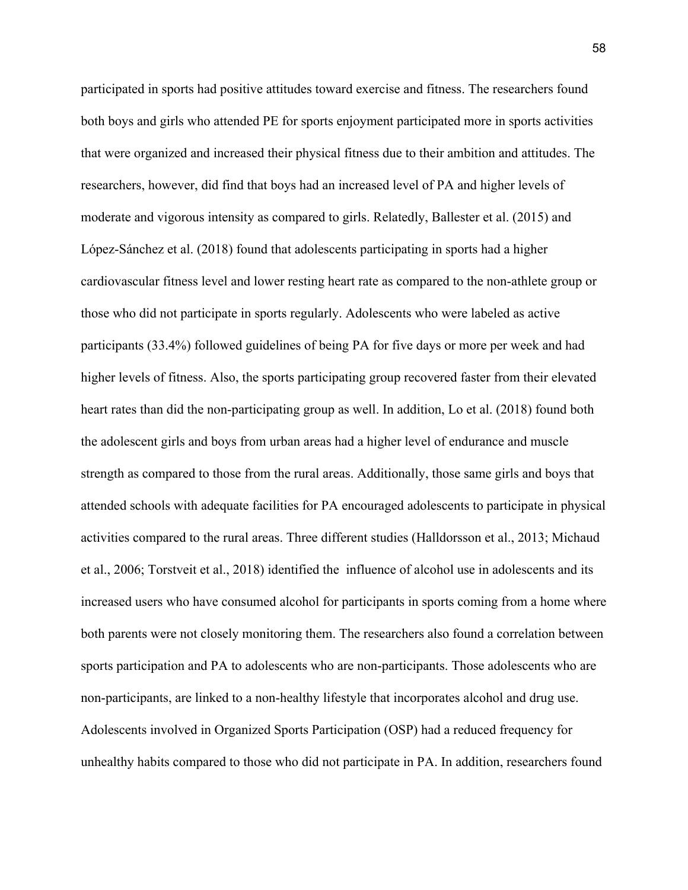participated in sports had positive attitudes toward exercise and fitness. The researchers found both boys and girls who attended PE for sports enjoyment participated more in sports activities that were organized and increased their physical fitness due to their ambition and attitudes. The researchers, however, did find that boys had an increased level of PA and higher levels of moderate and vigorous intensity as compared to girls. Relatedly, Ballester et al. (2015) and López-Sánchez et al. (2018) found that adolescents participating in sports had a higher cardiovascular fitness level and lower resting heart rate as compared to the non-athlete group or those who did not participate in sports regularly. Adolescents who were labeled as active participants (33.4%) followed guidelines of being PA for five days or more per week and had higher levels of fitness. Also, the sports participating group recovered faster from their elevated heart rates than did the non-participating group as well. In addition, Lo et al. (2018) found both the adolescent girls and boys from urban areas had a higher level of endurance and muscle strength as compared to those from the rural areas. Additionally, those same girls and boys that attended schools with adequate facilities for PA encouraged adolescents to participate in physical activities compared to the rural areas. Three different studies (Halldorsson et al., 2013; Michaud et al., 2006; Torstveit et al., 2018) identified the influence of alcohol use in adolescents and its increased users who have consumed alcohol for participants in sports coming from a home where both parents were not closely monitoring them. The researchers also found a correlation between sports participation and PA to adolescents who are non-participants. Those adolescents who are non-participants, are linked to a non-healthy lifestyle that incorporates alcohol and drug use. Adolescents involved in Organized Sports Participation (OSP) had a reduced frequency for unhealthy habits compared to those who did not participate in PA. In addition, researchers found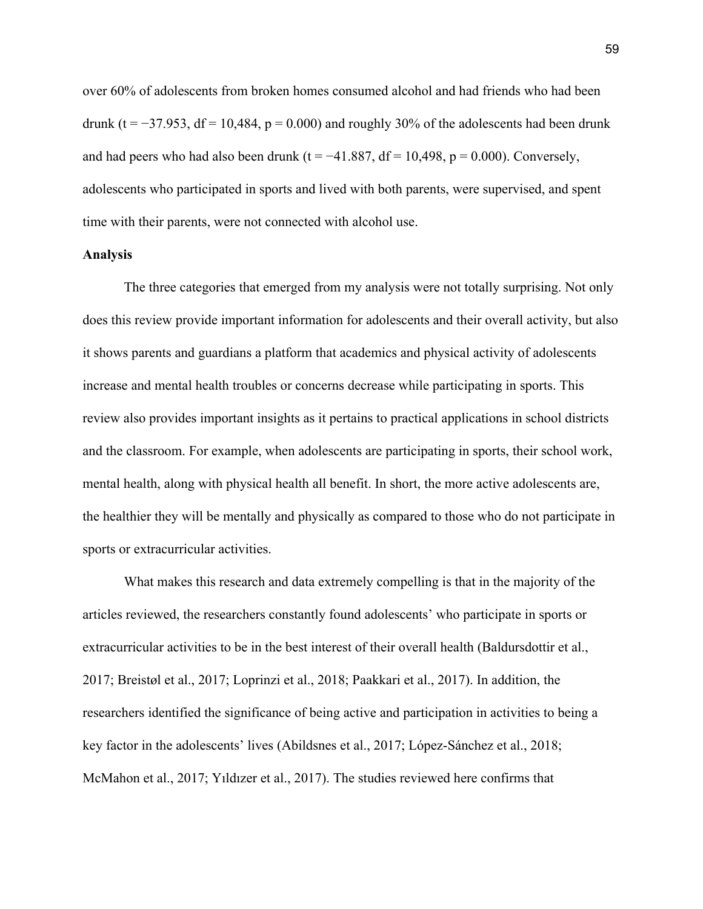over 60% of adolescents from broken homes consumed alcohol and had friends who had been drunk ($t = -37.953$, $df = 10{,}484$, $p = 0.000$) and roughly 30% of the adolescents had been drunk and had peers who had also been drunk ($t = -41.887$, $df = 10{,}498$, $p = 0.000$). Conversely, adolescents who participated in sports and lived with both parents, were supervised, and spent time with their parents, were not connected with alcohol use.

**Analysis**

The three categories that emerged from my analysis were not totally surprising. Not only does this review provide important information for adolescents and their overall activity, but also it shows parents and guardians a platform that academics and physical activity of adolescents increase and mental health troubles or concerns decrease while participating in sports. This review also provides important insights as it pertains to practical applications in school districts and the classroom. For example, when adolescents are participating in sports, their school work, mental health, along with physical health all benefit. In short, the more active adolescents are, the healthier they will be mentally and physically as compared to those who do not participate in sports or extracurricular activities.

What makes this research and data extremely compelling is that in the majority of the articles reviewed, the researchers constantly found adolescents' who participate in sports or extracurricular activities to be in the best interest of their overall health (Baldursdottir et al., 2017; Breistøl et al., 2017; Loprinzi et al., 2018; Paakkari et al., 2017). In addition, the researchers identified the significance of being active and participation in activities to being a key factor in the adolescents' lives (Abildsnes et al., 2017; López-Sánchez et al., 2018; McMahon et al., 2017; Yıldızer et al., 2017). The studies reviewed here confirms that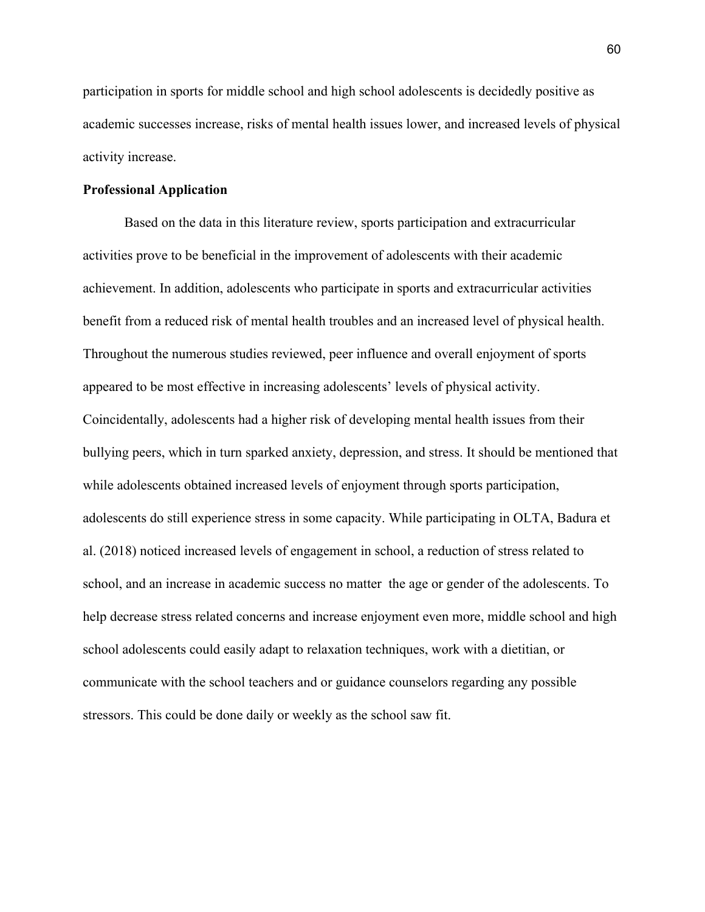participation in sports for middle school and high school adolescents is decidedly positive as academic successes increase, risks of mental health issues lower, and increased levels of physical activity increase.

**Professional Application**

Based on the data in this literature review, sports participation and extracurricular activities prove to be beneficial in the improvement of adolescents with their academic achievement. In addition, adolescents who participate in sports and extracurricular activities benefit from a reduced risk of mental health troubles and an increased level of physical health. Throughout the numerous studies reviewed, peer influence and overall enjoyment of sports appeared to be most effective in increasing adolescents' levels of physical activity. Coincidentally, adolescents had a higher risk of developing mental health issues from their bullying peers, which in turn sparked anxiety, depression, and stress. It should be mentioned that while adolescents obtained increased levels of enjoyment through sports participation, adolescents do still experience stress in some capacity. While participating in OLTA, Badura et al. (2018) noticed increased levels of engagement in school, a reduction of stress related to school, and an increase in academic success no matter the age or gender of the adolescents. To help decrease stress related concerns and increase enjoyment even more, middle school and high school adolescents could easily adapt to relaxation techniques, work with a dietitian, or communicate with the school teachers and or guidance counselors regarding any possible stressors. This could be done daily or weekly as the school saw fit.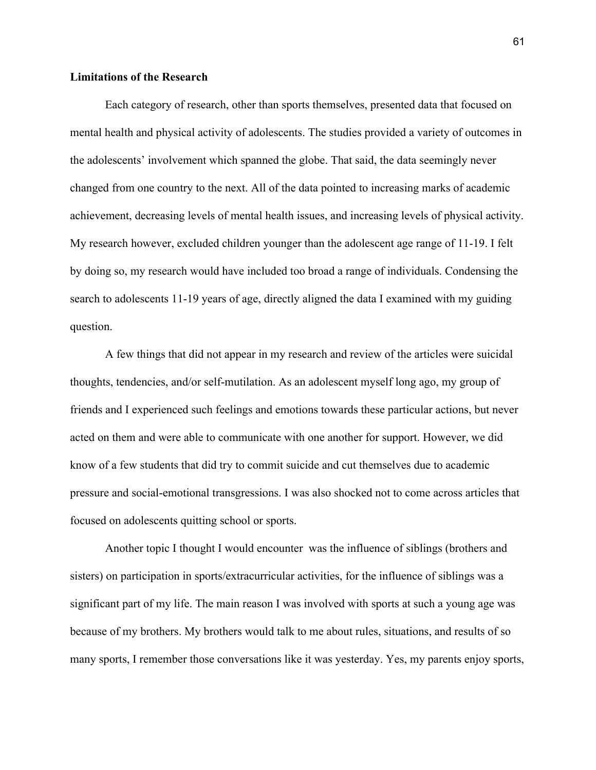**Limitations of the Research**

Each category of research, other than sports themselves, presented data that focused on mental health and physical activity of adolescents. The studies provided a variety of outcomes in the adolescents' involvement which spanned the globe. That said, the data seemingly never changed from one country to the next. All of the data pointed to increasing marks of academic achievement, decreasing levels of mental health issues, and increasing levels of physical activity. My research however, excluded children younger than the adolescent age range of 11-19. I felt by doing so, my research would have included too broad a range of individuals. Condensing the search to adolescents 11-19 years of age, directly aligned the data I examined with my guiding question.

A few things that did not appear in my research and review of the articles were suicidal thoughts, tendencies, and/or self-mutilation. As an adolescent myself long ago, my group of friends and I experienced such feelings and emotions towards these particular actions, but never acted on them and were able to communicate with one another for support. However, we did know of a few students that did try to commit suicide and cut themselves due to academic pressure and social-emotional transgressions. I was also shocked not to come across articles that focused on adolescents quitting school or sports.

Another topic I thought I would encounter  was the influence of siblings (brothers and sisters) on participation in sports/extracurricular activities, for the influence of siblings was a significant part of my life. The main reason I was involved with sports at such a young age was because of my brothers. My brothers would talk to me about rules, situations, and results of so many sports, I remember those conversations like it was yesterday. Yes, my parents enjoy sports,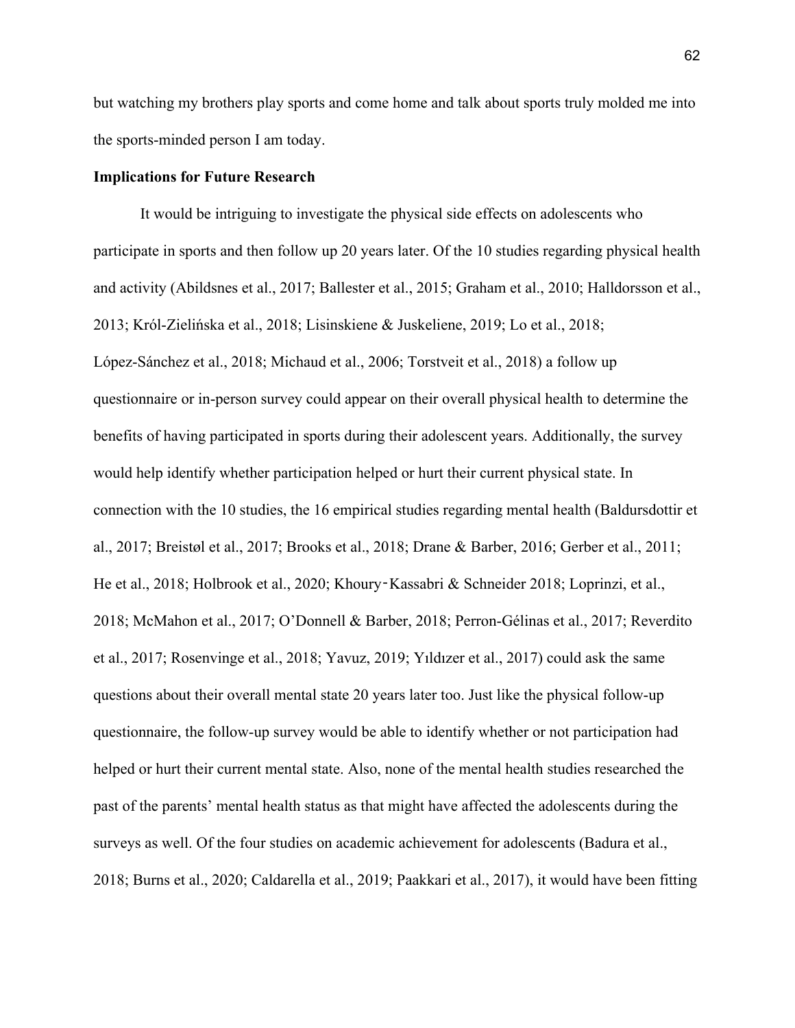but watching my brothers play sports and come home and talk about sports truly molded me into the sports-minded person I am today.

**Implications for Future Research**

It would be intriguing to investigate the physical side effects on adolescents who participate in sports and then follow up 20 years later. Of the 10 studies regarding physical health and activity (Abildsnes et al., 2017; Ballester et al., 2015; Graham et al., 2010; Halldorsson et al., 2013; Król-Zielińska et al., 2018; Lisinskiene & Juskeliene, 2019; Lo et al., 2018; López-Sánchez et al., 2018; Michaud et al., 2006; Torstveit et al., 2018) a follow up questionnaire or in-person survey could appear on their overall physical health to determine the benefits of having participated in sports during their adolescent years. Additionally, the survey would help identify whether participation helped or hurt their current physical state. In connection with the 10 studies, the 16 empirical studies regarding mental health (Baldursdottir et al., 2017; Breistøl et al., 2017; Brooks et al., 2018; Drane & Barber, 2016; Gerber et al., 2011; He et al., 2018; Holbrook et al., 2020; Khoury‐Kassabri & Schneider 2018; Loprinzi, et al., 2018; McMahon et al., 2017; O'Donnell & Barber, 2018; Perron-Gélinas et al., 2017; Reverdito et al., 2017; Rosenvinge et al., 2018; Yavuz, 2019; Yıldızer et al., 2017) could ask the same questions about their overall mental state 20 years later too. Just like the physical follow-up questionnaire, the follow-up survey would be able to identify whether or not participation had helped or hurt their current mental state. Also, none of the mental health studies researched the past of the parents' mental health status as that might have affected the adolescents during the surveys as well. Of the four studies on academic achievement for adolescents (Badura et al., 2018; Burns et al., 2020; Caldarella et al., 2019; Paakkari et al., 2017), it would have been fitting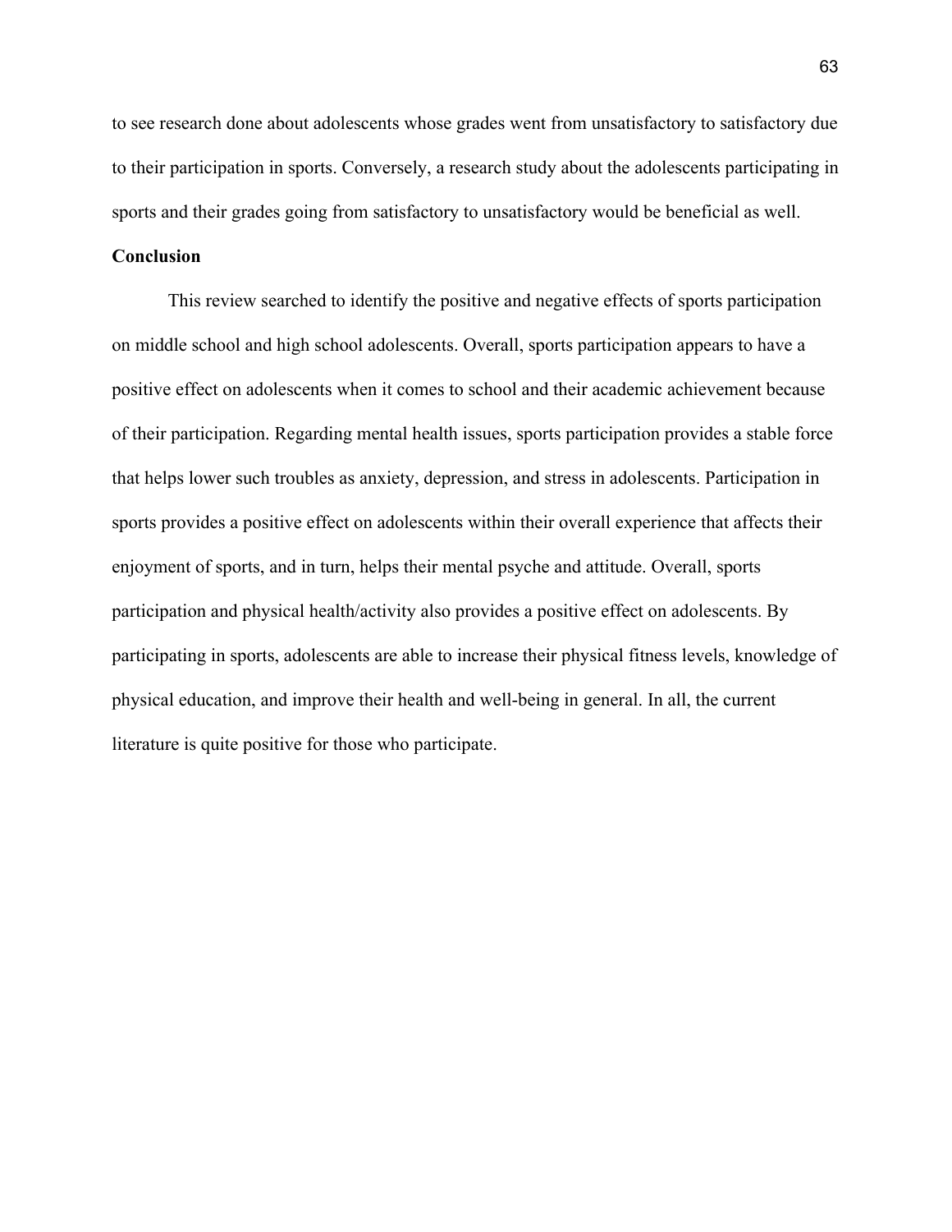to see research done about adolescents whose grades went from unsatisfactory to satisfactory due to their participation in sports. Conversely, a research study about the adolescents participating in sports and their grades going from satisfactory to unsatisfactory would be beneficial as well.

## Conclusion

This review searched to identify the positive and negative effects of sports participation on middle school and high school adolescents. Overall, sports participation appears to have a positive effect on adolescents when it comes to school and their academic achievement because of their participation. Regarding mental health issues, sports participation provides a stable force that helps lower such troubles as anxiety, depression, and stress in adolescents. Participation in sports provides a positive effect on adolescents within their overall experience that affects their enjoyment of sports, and in turn, helps their mental psyche and attitude. Overall, sports participation and physical health/activity also provides a positive effect on adolescents. By participating in sports, adolescents are able to increase their physical fitness levels, knowledge of physical education, and improve their health and well-being in general. In all, the current literature is quite positive for those who participate.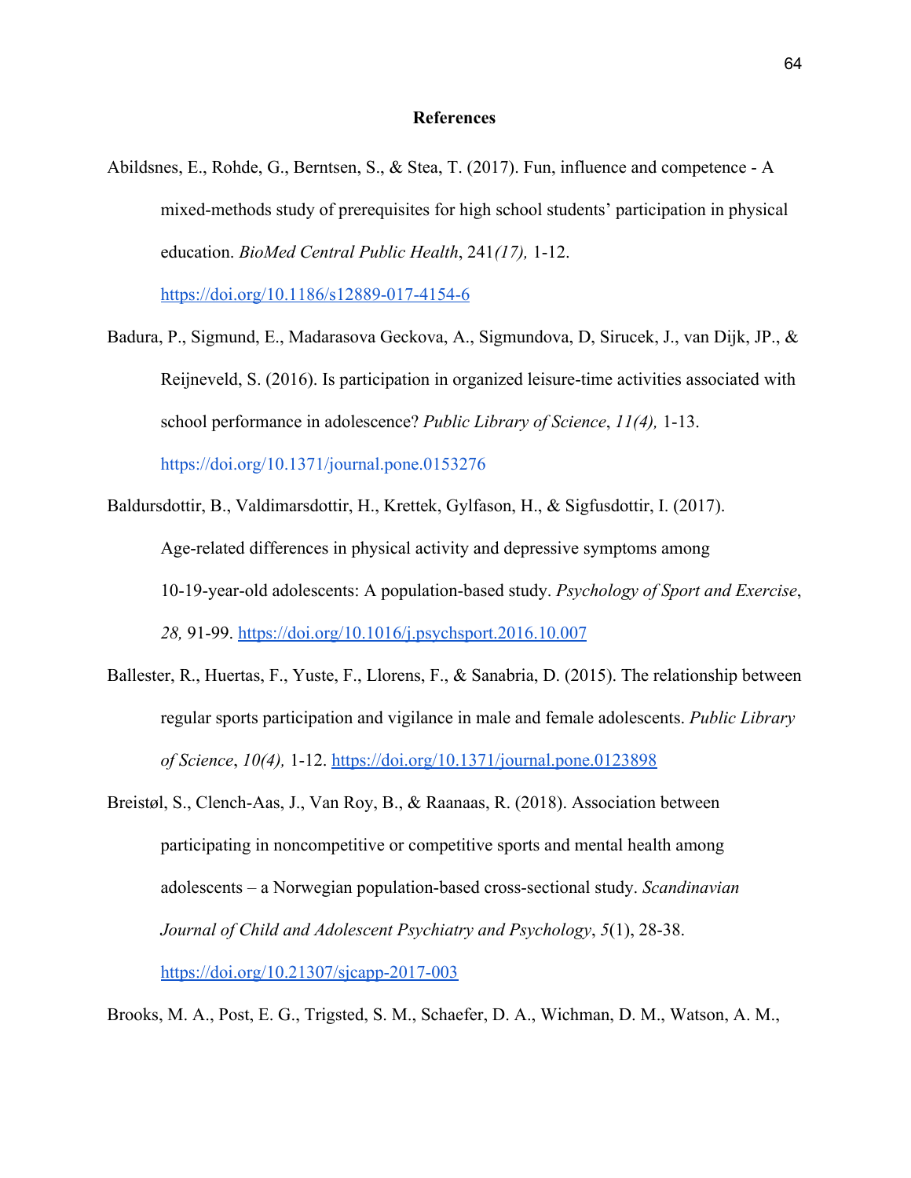## References

Abildsnes, E., Rohde, G., Berntsen, S., & Stea, T. (2017). Fun, influence and competence - A mixed-methods study of prerequisites for high school students' participation in physical education. *BioMed Central Public Health*, 241*(17),* 1-12. https://doi.org/10.1186/s12889-017-4154-6

Badura, P., Sigmund, E., Madarasova Geckova, A., Sigmundova, D, Sirucek, J., van Dijk, JP., & Reijneveld, S. (2016). Is participation in organized leisure-time activities associated with school performance in adolescence? *Public Library of Science*, *11(4),* 1-13. https://doi.org/10.1371/journal.pone.0153276

Baldursdottir, B., Valdimarsdottir, H., Krettek, Gylfason, H., & Sigfusdottir, I. (2017). Age-related differences in physical activity and depressive symptoms among 10-19-year-old adolescents: A population-based study. *Psychology of Sport and Exercise*, *28,* 91-99. https://doi.org/10.1016/j.psychsport.2016.10.007

Ballester, R., Huertas, F., Yuste, F., Llorens, F., & Sanabria, D. (2015). The relationship between regular sports participation and vigilance in male and female adolescents. *Public Library of Science*, *10(4),* 1-12. https://doi.org/10.1371/journal.pone.0123898

Breistøl, S., Clench-Aas, J., Van Roy, B., & Raanaas, R. (2018). Association between participating in noncompetitive or competitive sports and mental health among adolescents – a Norwegian population-based cross-sectional study. *Scandinavian Journal of Child and Adolescent Psychiatry and Psychology*, *5*(1), 28-38. https://doi.org/10.21307/sjcapp-2017-003

Brooks, M. A., Post, E. G., Trigsted, S. M., Schaefer, D. A., Wichman, D. M., Watson, A. M.,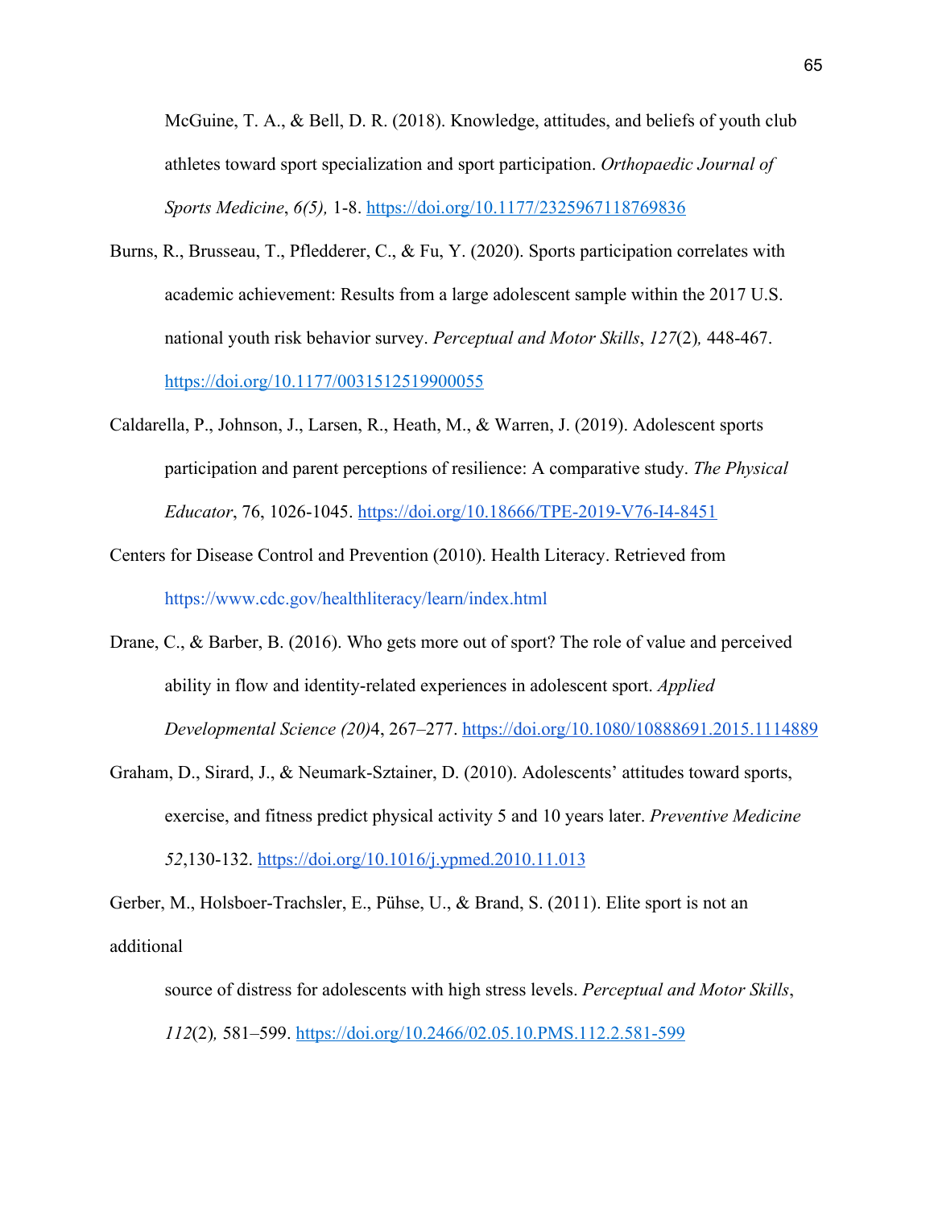McGuine, T. A., & Bell, D. R. (2018). Knowledge, attitudes, and beliefs of youth club athletes toward sport specialization and sport participation. *Orthopaedic Journal of Sports Medicine*, *6(5),* 1-8. https://doi.org/10.1177/2325967118769836

Burns, R., Brusseau, T., Pfledderer, C., & Fu, Y. (2020). Sports participation correlates with academic achievement: Results from a large adolescent sample within the 2017 U.S. national youth risk behavior survey. *Perceptual and Motor Skills*, *127*(2)*,* 448-467. https://doi.org/10.1177/0031512519900055

Caldarella, P., Johnson, J., Larsen, R., Heath, M., & Warren, J. (2019). Adolescent sports participation and parent perceptions of resilience: A comparative study. *The Physical Educator*, 76, 1026-1045. https://doi.org/10.18666/TPE-2019-V76-I4-8451

Centers for Disease Control and Prevention (2010). Health Literacy. Retrieved from https://www.cdc.gov/healthliteracy/learn/index.html

Drane, C., & Barber, B. (2016). Who gets more out of sport? The role of value and perceived ability in flow and identity-related experiences in adolescent sport. *Applied Developmental Science (20)*4, 267–277. https://doi.org/10.1080/10888691.2015.1114889

Graham, D., Sirard, J., & Neumark-Sztainer, D. (2010). Adolescents' attitudes toward sports, exercise, and fitness predict physical activity 5 and 10 years later. *Preventive Medicine 52*,130-132. https://doi.org/10.1016/j.ypmed.2010.11.013

Gerber, M., Holsboer-Trachsler, E., Pühse, U., & Brand, S. (2011). Elite sport is not an additional

source of distress for adolescents with high stress levels. *Perceptual and Motor Skills*, *112*(2)*,* 581–599. https://doi.org/10.2466/02.05.10.PMS.112.2.581-599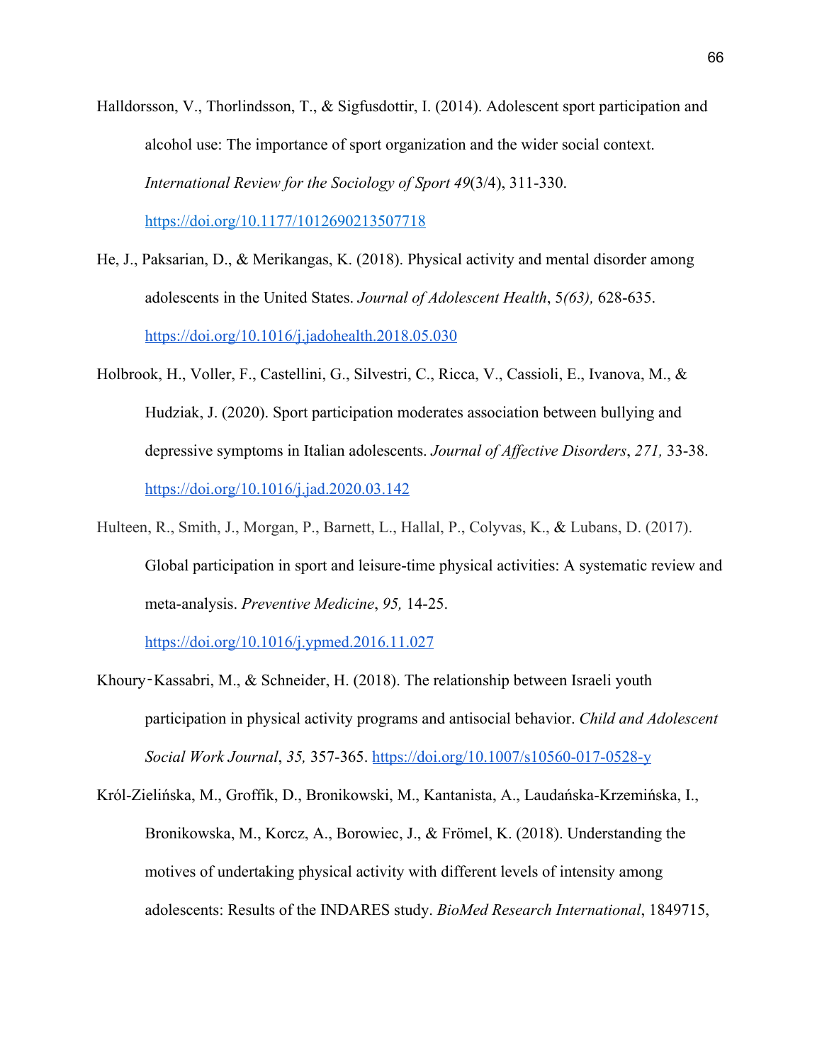Halldorsson, V., Thorlindsson, T., & Sigfusdottir, I. (2014). Adolescent sport participation and alcohol use: The importance of sport organization and the wider social context. *International Review for the Sociology of Sport 49*(3/4), 311-330. https://doi.org/10.1177/1012690213507718

He, J., Paksarian, D., & Merikangas, K. (2018). Physical activity and mental disorder among adolescents in the United States. *Journal of Adolescent Health*, 5*(63),* 628-635. https://doi.org/10.1016/j.jadohealth.2018.05.030

Holbrook, H., Voller, F., Castellini, G., Silvestri, C., Ricca, V., Cassioli, E., Ivanova, M., & Hudziak, J. (2020). Sport participation moderates association between bullying and depressive symptoms in Italian adolescents. *Journal of Affective Disorders*, *271,* 33-38. https://doi.org/10.1016/j.jad.2020.03.142

Hulteen, R., Smith, J., Morgan, P., Barnett, L., Hallal, P., Colyvas, K., & Lubans, D. (2017). Global participation in sport and leisure-time physical activities: A systematic review and meta-analysis. *Preventive Medicine*, *95,* 14-25. https://doi.org/10.1016/j.ypmed.2016.11.027

Khoury‑Kassabri, M., & Schneider, H. (2018). The relationship between Israeli youth participation in physical activity programs and antisocial behavior. *Child and Adolescent Social Work Journal*, *35,* 357-365. https://doi.org/10.1007/s10560-017-0528-y

Król-Zielińska, M., Groffik, D., Bronikowski, M., Kantanista, A., Laudańska-Krzemińska, I., Bronikowska, M., Korcz, A., Borowiec, J., & Frömel, K. (2018). Understanding the motives of undertaking physical activity with different levels of intensity among adolescents: Results of the INDARES study. *BioMed Research International*, 1849715,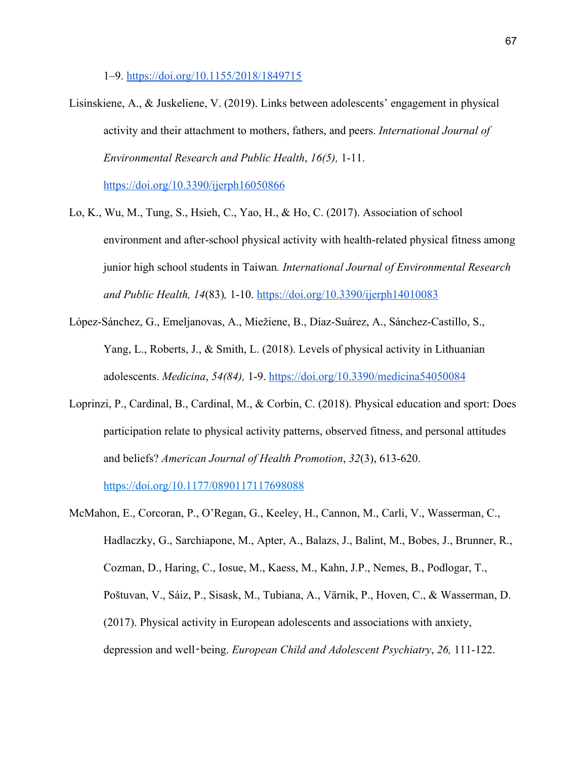1–9. https://doi.org/10.1155/2018/1849715

Lisinskiene, A., & Juskeliene, V. (2019). Links between adolescents' engagement in physical activity and their attachment to mothers, fathers, and peers. *International Journal of Environmental Research and Public Health*, *16(5),* 1-11. https://doi.org/10.3390/ijerph16050866

Lo, K., Wu, M., Tung, S., Hsieh, C., Yao, H., & Ho, C. (2017). Association of school environment and after-school physical activity with health-related physical fitness among junior high school students in Taiwan*. International Journal of Environmental Research and Public Health, 14*(83)*,* 1-10. https://doi.org/10.3390/ijerph14010083

López-Sánchez, G., Emeljanovas, A., Mieželiene, B., Díaz-Suárez, A., Sánchez-Castillo, S., Yang, L., Roberts, J., & Smith, L. (2018). Levels of physical activity in Lithuanian adolescents. *Medicina*, *54(84),* 1-9. https://doi.org/10.3390/medicina54050084

Loprinzi, P., Cardinal, B., Cardinal, M., & Corbin, C. (2018). Physical education and sport: Does participation relate to physical activity patterns, observed fitness, and personal attitudes and beliefs? *American Journal of Health Promotion*, *32*(3), 613-620. https://doi.org/10.1177/0890117117698088

McMahon, E., Corcoran, P., O'Regan, G., Keeley, H., Cannon, M., Carli, V., Wasserman, C., Hadlaczky, G., Sarchiapone, M., Apter, A., Balazs, J., Balint, M., Bobes, J., Brunner, R., Cozman, D., Haring, C., Iosue, M., Kaess, M., Kahn, J.P., Nemes, B., Podlogar, T., Poštuvan, V., Sáiz, P., Sisask, M., Tubiana, A., Värnik, P., Hoven, C., & Wasserman, D. (2017). Physical activity in European adolescents and associations with anxiety, depression and well‐being. *European Child and Adolescent Psychiatry*, *26,* 111-122.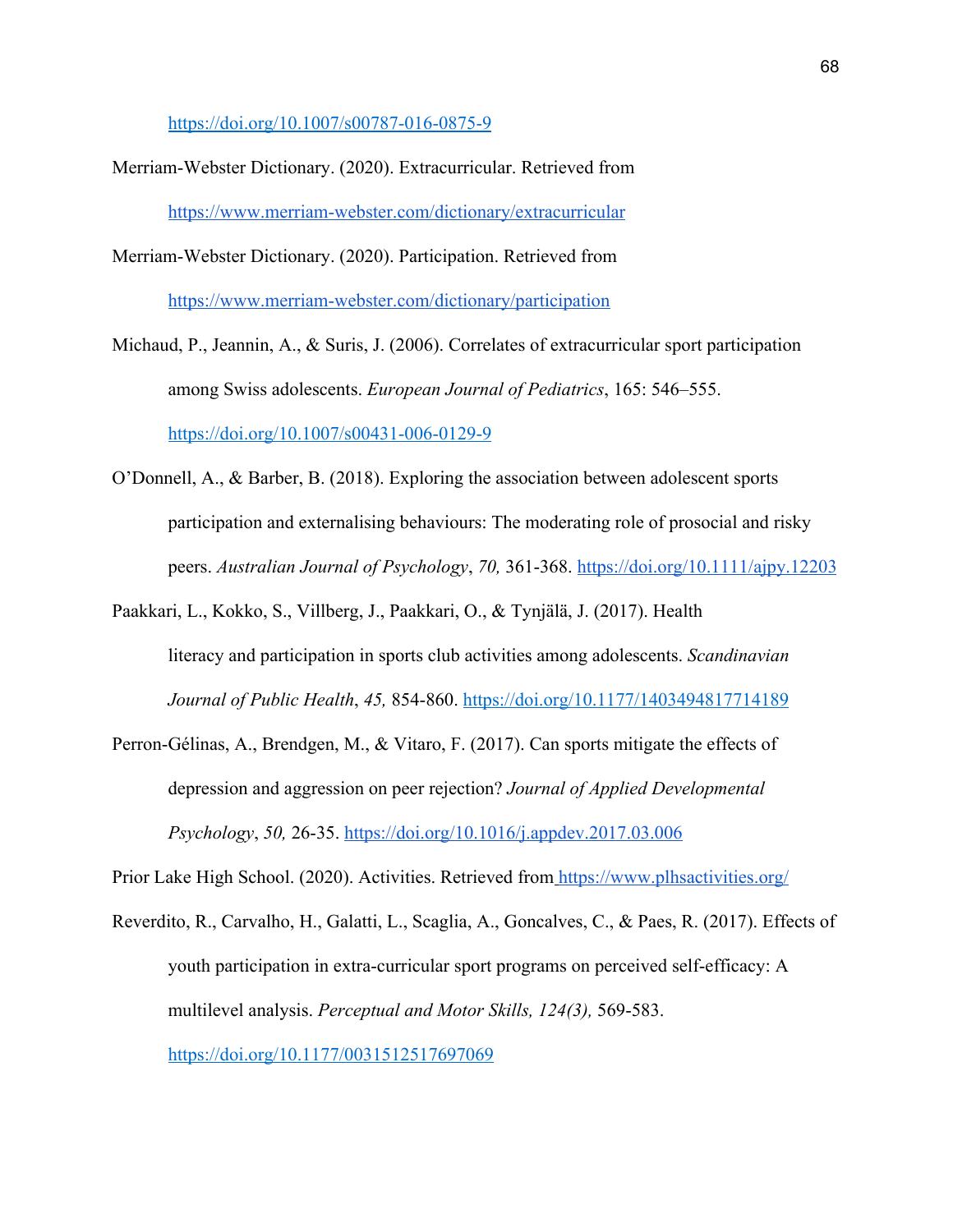https://doi.org/10.1007/s00787-016-0875-9

Merriam-Webster Dictionary. (2020). Extracurricular. Retrieved from https://www.merriam-webster.com/dictionary/extracurricular

Merriam-Webster Dictionary. (2020). Participation. Retrieved from https://www.merriam-webster.com/dictionary/participation

Michaud, P., Jeannin, A., & Suris, J. (2006). Correlates of extracurricular sport participation among Swiss adolescents. *European Journal of Pediatrics*, 165: 546–555. https://doi.org/10.1007/s00431-006-0129-9

O'Donnell, A., & Barber, B. (2018). Exploring the association between adolescent sports participation and externalising behaviours: The moderating role of prosocial and risky peers. *Australian Journal of Psychology*, *70,* 361-368. https://doi.org/10.1111/ajpy.12203

Paakkari, L., Kokko, S., Villberg, J., Paakkari, O., & Tynjälä, J. (2017). Health literacy and participation in sports club activities among adolescents. *Scandinavian Journal of Public Health*, *45,* 854-860. https://doi.org/10.1177/1403494817714189

Perron-Gélinas, A., Brendgen, M., & Vitaro, F. (2017). Can sports mitigate the effects of depression and aggression on peer rejection? *Journal of Applied Developmental Psychology*, *50,* 26-35. https://doi.org/10.1016/j.appdev.2017.03.006

Prior Lake High School. (2020). Activities. Retrieved from https://www.plhsactivities.org/

Reverdito, R., Carvalho, H., Galatti, L., Scaglia, A., Goncalves, C., & Paes, R. (2017). Effects of youth participation in extra-curricular sport programs on perceived self-efficacy: A multilevel analysis. *Perceptual and Motor Skills, 124(3),* 569-583. https://doi.org/10.1177/0031512517697069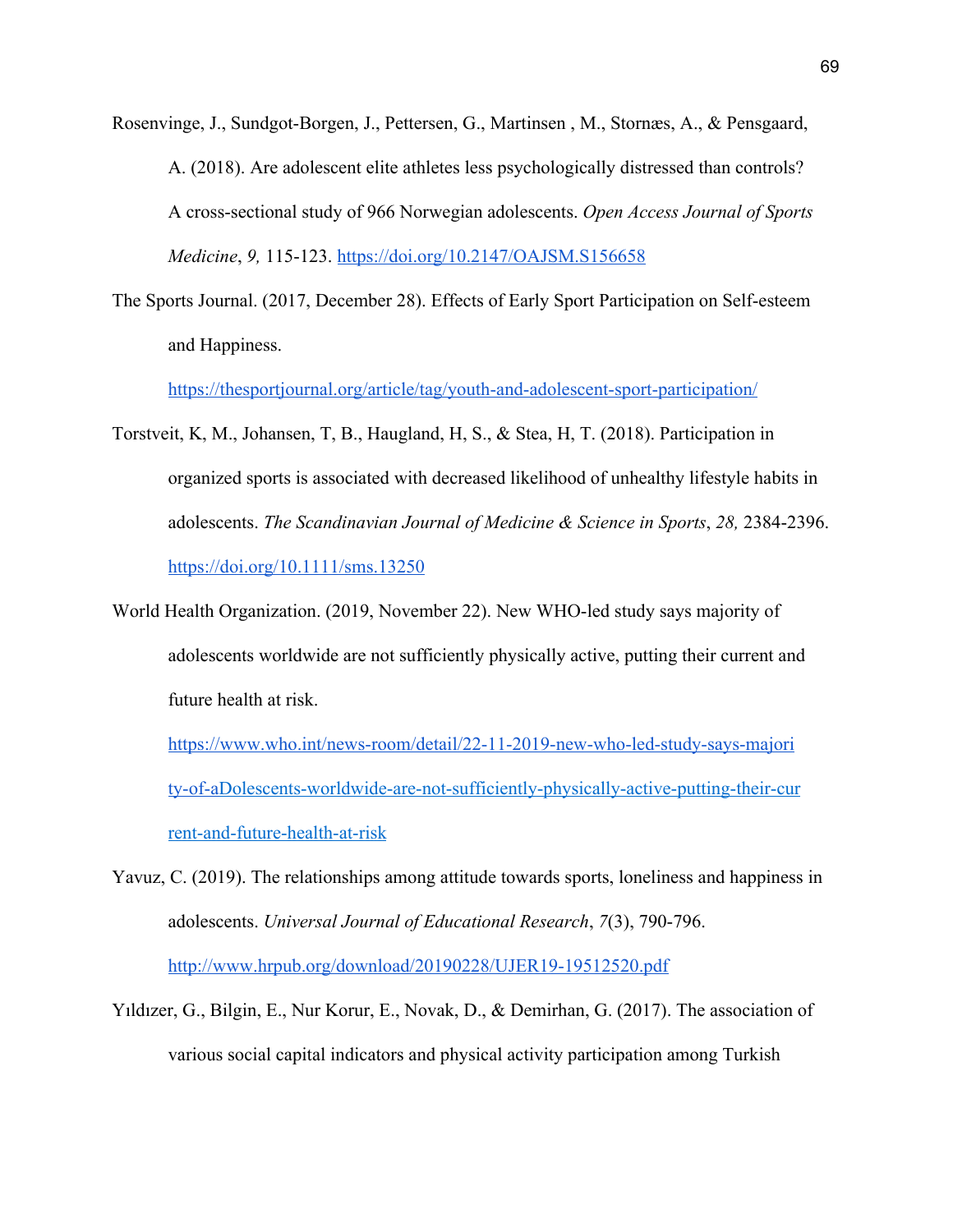Rosenvinge, J., Sundgot-Borgen, J., Pettersen, G., Martinsen , M., Stornæs, A., & Pensgaard, A. (2018). Are adolescent elite athletes less psychologically distressed than controls? A cross-sectional study of 966 Norwegian adolescents. *Open Access Journal of Sports Medicine*, *9,* 115-123. https://doi.org/10.2147/OAJSM.S156658

The Sports Journal. (2017, December 28). Effects of Early Sport Participation on Self-esteem and Happiness. https://thesportjournal.org/article/tag/youth-and-adolescent-sport-participation/

Torstveit, K, M., Johansen, T, B., Haugland, H, S., & Stea, H, T. (2018). Participation in organized sports is associated with decreased likelihood of unhealthy lifestyle habits in adolescents. *The Scandinavian Journal of Medicine & Science in Sports*, *28,* 2384-2396. https://doi.org/10.1111/sms.13250

World Health Organization. (2019, November 22). New WHO-led study says majority of adolescents worldwide are not sufficiently physically active, putting their current and future health at risk. https://www.who.int/news-room/detail/22-11-2019-new-who-led-study-says-majority-of-aDolescents-worldwide-are-not-sufficiently-physically-active-putting-their-current-and-future-health-at-risk

Yavuz, C. (2019). The relationships among attitude towards sports, loneliness and happiness in adolescents. *Universal Journal of Educational Research*, *7*(3), 790-796. http://www.hrpub.org/download/20190228/UJER19-19512520.pdf

Yıldızer, G., Bilgin, E., Nur Korur, E., Novak, D., & Demirhan, G. (2017). The association of various social capital indicators and physical activity participation among Turkish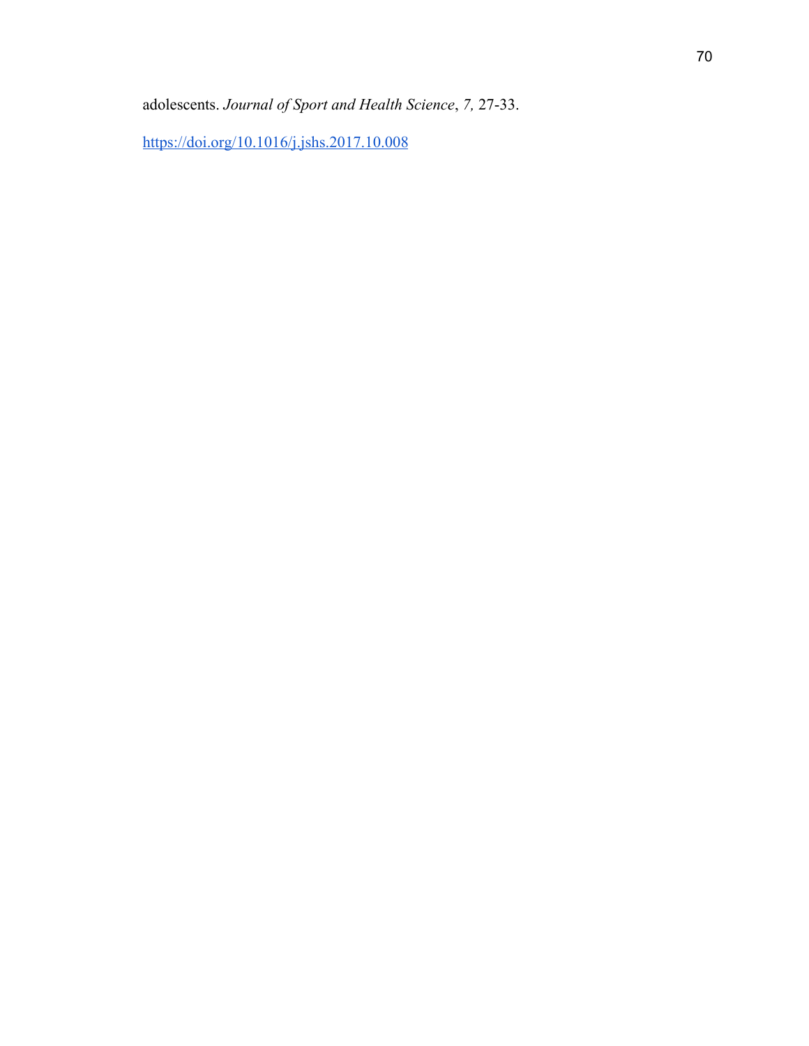adolescents. *Journal of Sport and Health Science*, *7,* 27-33.

https://doi.org/10.1016/j.jshs.2017.10.008